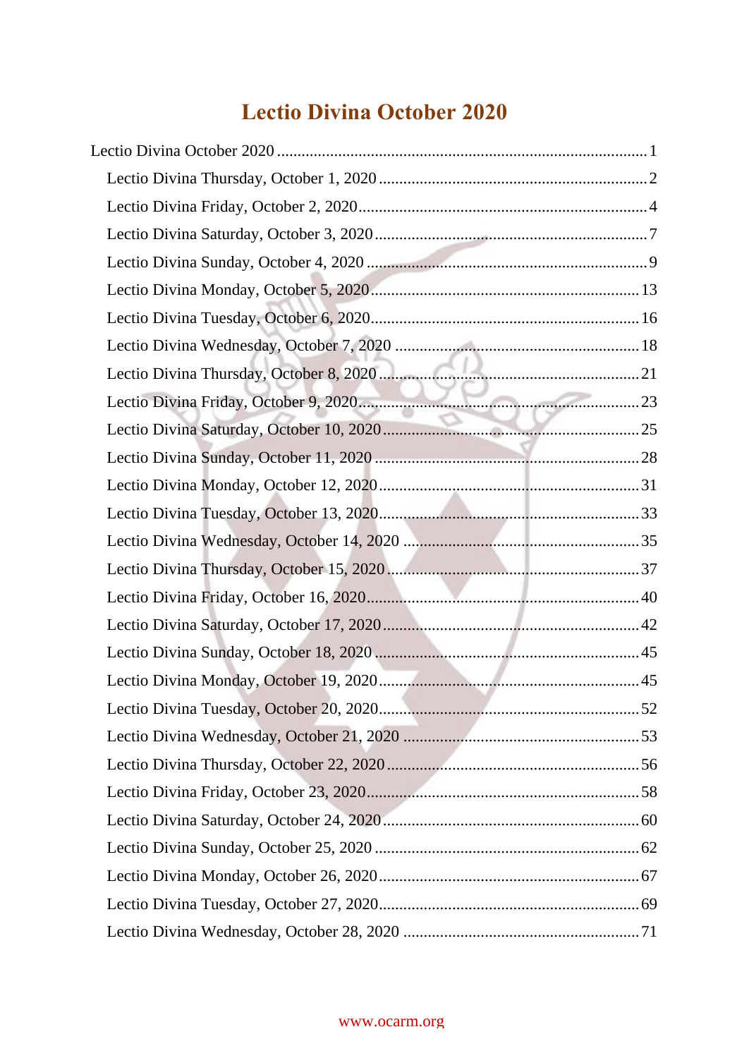# Lectio Divina October 2020

- Lectio Divina October 2020 .......... 1
  - Lectio Divina Thursday, October 1, 2020 .......... 2
  - Lectio Divina Friday, October 2, 2020 .......... 4
  - Lectio Divina Saturday, October 3, 2020 .......... 7
  - Lectio Divina Sunday, October 4, 2020 .......... 9
  - Lectio Divina Monday, October 5, 2020 .......... 13
  - Lectio Divina Tuesday, October 6, 2020 .......... 16
  - Lectio Divina Wednesday, October 7, 2020 .......... 18
  - Lectio Divina Thursday, October 8, 2020 .......... 21
  - Lectio Divina Friday, October 9, 2020 .......... 23
  - Lectio Divina Saturday, October 10, 2020 .......... 25
  - Lectio Divina Sunday, October 11, 2020 .......... 28
  - Lectio Divina Monday, October 12, 2020 .......... 31
  - Lectio Divina Tuesday, October 13, 2020 .......... 33
  - Lectio Divina Wednesday, October 14, 2020 .......... 35
  - Lectio Divina Thursday, October 15, 2020 .......... 37
  - Lectio Divina Friday, October 16, 2020 .......... 40
  - Lectio Divina Saturday, October 17, 2020 .......... 42
  - Lectio Divina Sunday, October 18, 2020 .......... 45
  - Lectio Divina Monday, October 19, 2020 .......... 45
  - Lectio Divina Tuesday, October 20, 2020 .......... 52
  - Lectio Divina Wednesday, October 21, 2020 .......... 53
  - Lectio Divina Thursday, October 22, 2020 .......... 56
  - Lectio Divina Friday, October 23, 2020 .......... 58
  - Lectio Divina Saturday, October 24, 2020 .......... 60
  - Lectio Divina Sunday, October 25, 2020 .......... 62
  - Lectio Divina Monday, October 26, 2020 .......... 67
  - Lectio Divina Tuesday, October 27, 2020 .......... 69
  - Lectio Divina Wednesday, October 28, 2020 .......... 71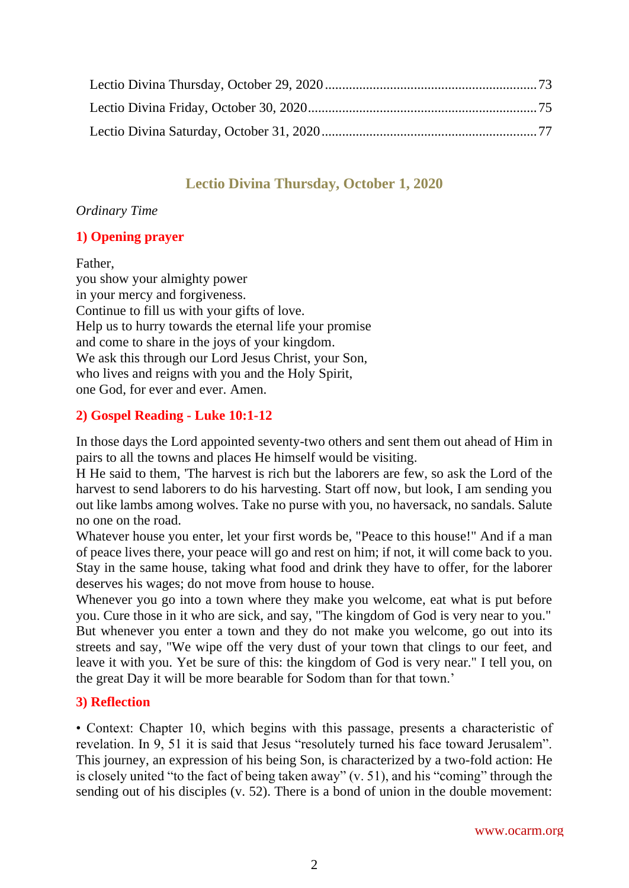Lectio Divina Thursday, October 29, 2020 ............................................................ 73
Lectio Divina Friday, October 30, 2020 ................................................................. 75
Lectio Divina Saturday, October 31, 2020 ............................................................. 77

## Lectio Divina Thursday, October 1, 2020

*Ordinary Time*

### 1) Opening prayer

Father,
you show your almighty power
in your mercy and forgiveness.
Continue to fill us with your gifts of love.
Help us to hurry towards the eternal life your promise
and come to share in the joys of your kingdom.
We ask this through our Lord Jesus Christ, your Son,
who lives and reigns with you and the Holy Spirit,
one God, for ever and ever. Amen.

### 2) Gospel Reading - Luke 10:1-12

In those days the Lord appointed seventy-two others and sent them out ahead of Him in pairs to all the towns and places He himself would be visiting.
H He said to them, 'The harvest is rich but the laborers are few, so ask the Lord of the harvest to send laborers to do his harvesting. Start off now, but look, I am sending you out like lambs among wolves. Take no purse with you, no haversack, no sandals. Salute no one on the road.
Whatever house you enter, let your first words be, "Peace to this house!" And if a man of peace lives there, your peace will go and rest on him; if not, it will come back to you. Stay in the same house, taking what food and drink they have to offer, for the laborer deserves his wages; do not move from house to house.
Whenever you go into a town where they make you welcome, eat what is put before you. Cure those in it who are sick, and say, "The kingdom of God is very near to you." But whenever you enter a town and they do not make you welcome, go out into its streets and say, "We wipe off the very dust of your town that clings to our feet, and leave it with you. Yet be sure of this: the kingdom of God is very near." I tell you, on the great Day it will be more bearable for Sodom than for that town.'

### 3) Reflection

• Context: Chapter 10, which begins with this passage, presents a characteristic of revelation. In 9, 51 it is said that Jesus "resolutely turned his face toward Jerusalem". This journey, an expression of his being Son, is characterized by a two-fold action: He is closely united "to the fact of being taken away" (v. 51), and his "coming" through the sending out of his disciples (v. 52). There is a bond of union in the double movement: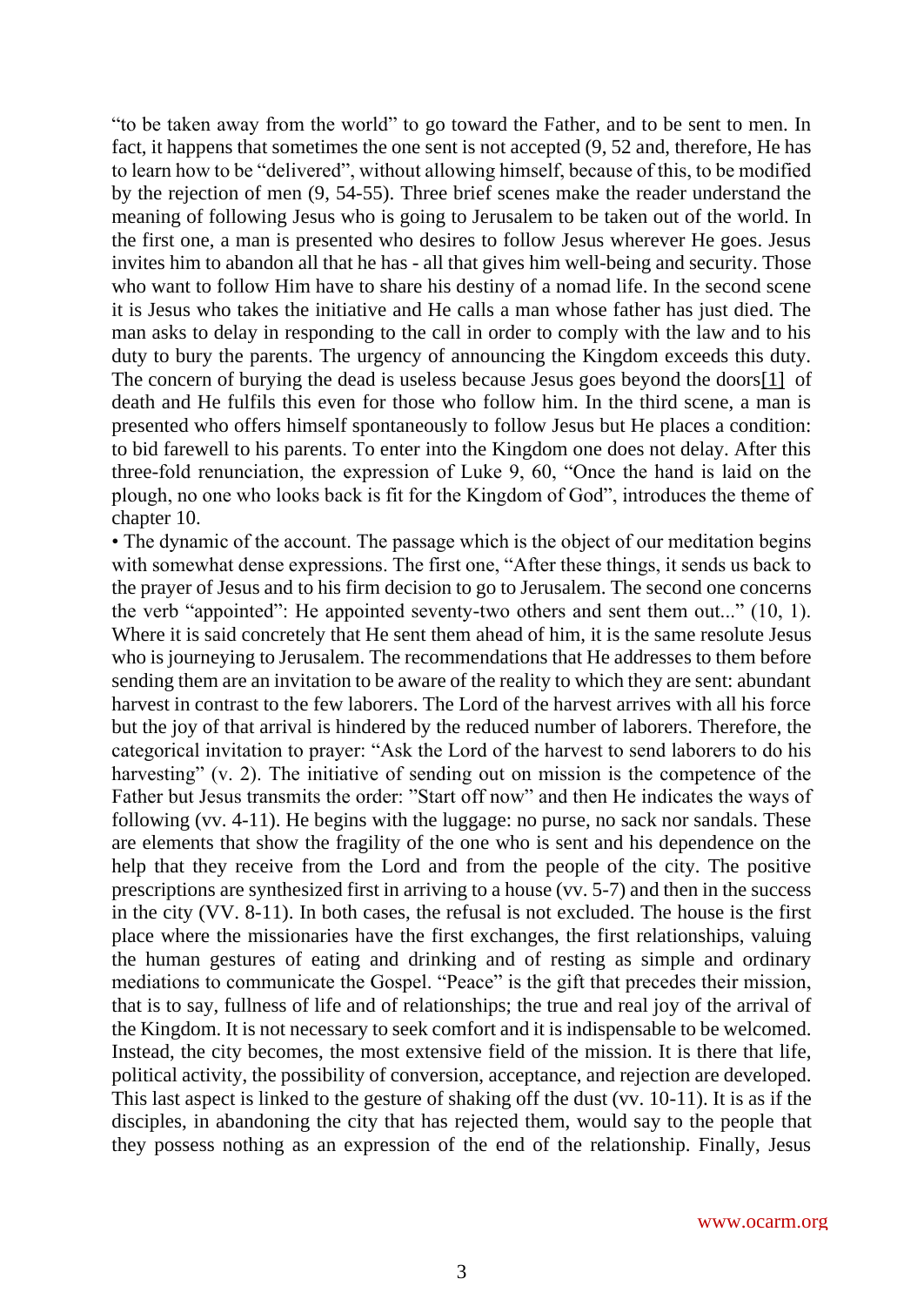"to be taken away from the world" to go toward the Father, and to be sent to men. In fact, it happens that sometimes the one sent is not accepted (9, 52 and, therefore, He has to learn how to be "delivered", without allowing himself, because of this, to be modified by the rejection of men (9, 54-55). Three brief scenes make the reader understand the meaning of following Jesus who is going to Jerusalem to be taken out of the world. In the first one, a man is presented who desires to follow Jesus wherever He goes. Jesus invites him to abandon all that he has - all that gives him well-being and security. Those who want to follow Him have to share his destiny of a nomad life. In the second scene it is Jesus who takes the initiative and He calls a man whose father has just died. The man asks to delay in responding to the call in order to comply with the law and to his duty to bury the parents. The urgency of announcing the Kingdom exceeds this duty. The concern of burying the dead is useless because Jesus goes beyond the doors[1] of death and He fulfils this even for those who follow him. In the third scene, a man is presented who offers himself spontaneously to follow Jesus but He places a condition: to bid farewell to his parents. To enter into the Kingdom one does not delay. After this three-fold renunciation, the expression of Luke 9, 60, "Once the hand is laid on the plough, no one who looks back is fit for the Kingdom of God", introduces the theme of chapter 10.

• The dynamic of the account. The passage which is the object of our meditation begins with somewhat dense expressions. The first one, "After these things, it sends us back to the prayer of Jesus and to his firm decision to go to Jerusalem. The second one concerns the verb "appointed": He appointed seventy-two others and sent them out..." (10, 1). Where it is said concretely that He sent them ahead of him, it is the same resolute Jesus who is journeying to Jerusalem. The recommendations that He addresses to them before sending them are an invitation to be aware of the reality to which they are sent: abundant harvest in contrast to the few laborers. The Lord of the harvest arrives with all his force but the joy of that arrival is hindered by the reduced number of laborers. Therefore, the categorical invitation to prayer: "Ask the Lord of the harvest to send laborers to do his harvesting" (v. 2). The initiative of sending out on mission is the competence of the Father but Jesus transmits the order: "Start off now" and then He indicates the ways of following (vv. 4-11). He begins with the luggage: no purse, no sack nor sandals. These are elements that show the fragility of the one who is sent and his dependence on the help that they receive from the Lord and from the people of the city. The positive prescriptions are synthesized first in arriving to a house (vv. 5-7) and then in the success in the city (VV. 8-11). In both cases, the refusal is not excluded. The house is the first place where the missionaries have the first exchanges, the first relationships, valuing the human gestures of eating and drinking and of resting as simple and ordinary mediations to communicate the Gospel. "Peace" is the gift that precedes their mission, that is to say, fullness of life and of relationships; the true and real joy of the arrival of the Kingdom. It is not necessary to seek comfort and it is indispensable to be welcomed. Instead, the city becomes, the most extensive field of the mission. It is there that life, political activity, the possibility of conversion, acceptance, and rejection are developed. This last aspect is linked to the gesture of shaking off the dust (vv. 10-11). It is as if the disciples, in abandoning the city that has rejected them, would say to the people that they possess nothing as an expression of the end of the relationship. Finally, Jesus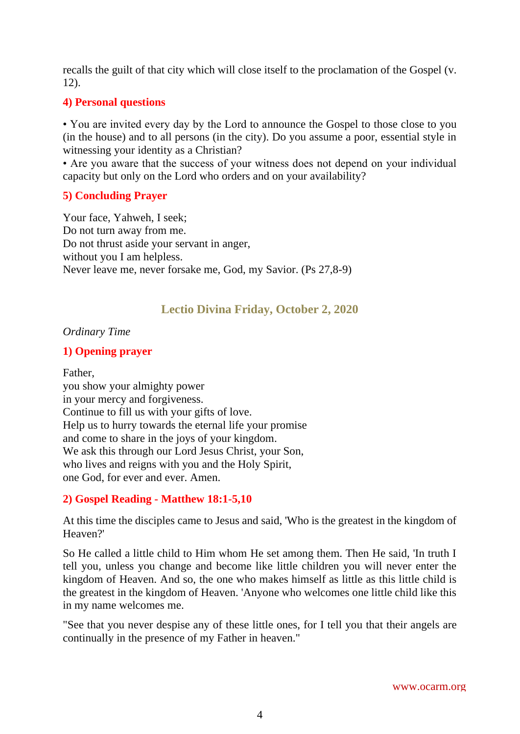recalls the guilt of that city which will close itself to the proclamation of the Gospel (v. 12).

### 4) Personal questions

• You are invited every day by the Lord to announce the Gospel to those close to you (in the house) and to all persons (in the city). Do you assume a poor, essential style in witnessing your identity as a Christian?
• Are you aware that the success of your witness does not depend on your individual capacity but only on the Lord who orders and on your availability?

### 5) Concluding Prayer

Your face, Yahweh, I seek;
Do not turn away from me.
Do not thrust aside your servant in anger,
without you I am helpless.
Never leave me, never forsake me, God, my Savior. (Ps 27,8-9)

## Lectio Divina Friday, October 2, 2020

*Ordinary Time*

### 1) Opening prayer

Father,
you show your almighty power
in your mercy and forgiveness.
Continue to fill us with your gifts of love.
Help us to hurry towards the eternal life your promise
and come to share in the joys of your kingdom.
We ask this through our Lord Jesus Christ, your Son,
who lives and reigns with you and the Holy Spirit,
one God, for ever and ever. Amen.

### 2) Gospel Reading - Matthew 18:1-5,10

At this time the disciples came to Jesus and said, 'Who is the greatest in the kingdom of Heaven?'

So He called a little child to Him whom He set among them. Then He said, 'In truth I tell you, unless you change and become like little children you will never enter the kingdom of Heaven. And so, the one who makes himself as little as this little child is the greatest in the kingdom of Heaven. 'Anyone who welcomes one little child like this in my name welcomes me.

"See that you never despise any of these little ones, for I tell you that their angels are continually in the presence of my Father in heaven."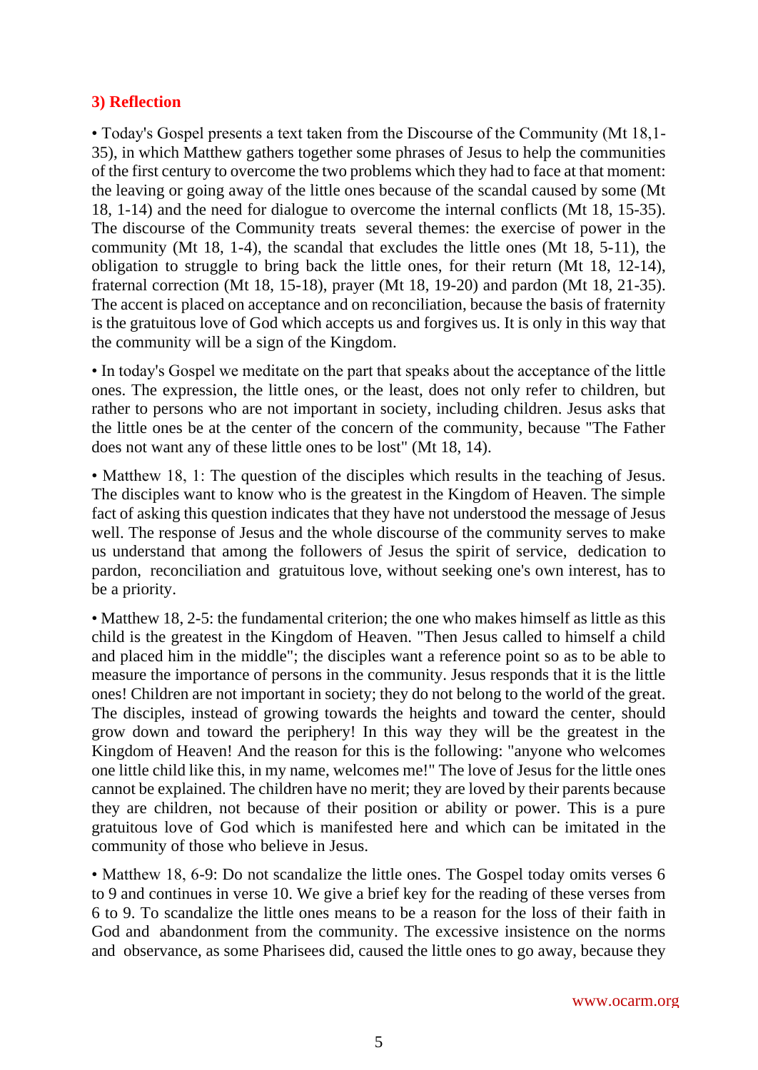### 3) Reflection

• Today's Gospel presents a text taken from the Discourse of the Community (Mt 18,1-35), in which Matthew gathers together some phrases of Jesus to help the communities of the first century to overcome the two problems which they had to face at that moment: the leaving or going away of the little ones because of the scandal caused by some (Mt 18, 1-14) and the need for dialogue to overcome the internal conflicts (Mt 18, 15-35). The discourse of the Community treats several themes: the exercise of power in the community (Mt 18, 1-4), the scandal that excludes the little ones (Mt 18, 5-11), the obligation to struggle to bring back the little ones, for their return (Mt 18, 12-14), fraternal correction (Mt 18, 15-18), prayer (Mt 18, 19-20) and pardon (Mt 18, 21-35). The accent is placed on acceptance and on reconciliation, because the basis of fraternity is the gratuitous love of God which accepts us and forgives us. It is only in this way that the community will be a sign of the Kingdom.

• In today's Gospel we meditate on the part that speaks about the acceptance of the little ones. The expression, the little ones, or the least, does not only refer to children, but rather to persons who are not important in society, including children. Jesus asks that the little ones be at the center of the concern of the community, because "The Father does not want any of these little ones to be lost" (Mt 18, 14).

• Matthew 18, 1: The question of the disciples which results in the teaching of Jesus. The disciples want to know who is the greatest in the Kingdom of Heaven. The simple fact of asking this question indicates that they have not understood the message of Jesus well. The response of Jesus and the whole discourse of the community serves to make us understand that among the followers of Jesus the spirit of service, dedication to pardon, reconciliation and gratuitous love, without seeking one's own interest, has to be a priority.

• Matthew 18, 2-5: the fundamental criterion; the one who makes himself as little as this child is the greatest in the Kingdom of Heaven. "Then Jesus called to himself a child and placed him in the middle"; the disciples want a reference point so as to be able to measure the importance of persons in the community. Jesus responds that it is the little ones! Children are not important in society; they do not belong to the world of the great. The disciples, instead of growing towards the heights and toward the center, should grow down and toward the periphery! In this way they will be the greatest in the Kingdom of Heaven! And the reason for this is the following: "anyone who welcomes one little child like this, in my name, welcomes me!" The love of Jesus for the little ones cannot be explained. The children have no merit; they are loved by their parents because they are children, not because of their position or ability or power. This is a pure gratuitous love of God which is manifested here and which can be imitated in the community of those who believe in Jesus.

• Matthew 18, 6-9: Do not scandalize the little ones. The Gospel today omits verses 6 to 9 and continues in verse 10. We give a brief key for the reading of these verses from 6 to 9. To scandalize the little ones means to be a reason for the loss of their faith in God and abandonment from the community. The excessive insistence on the norms and observance, as some Pharisees did, caused the little ones to go away, because they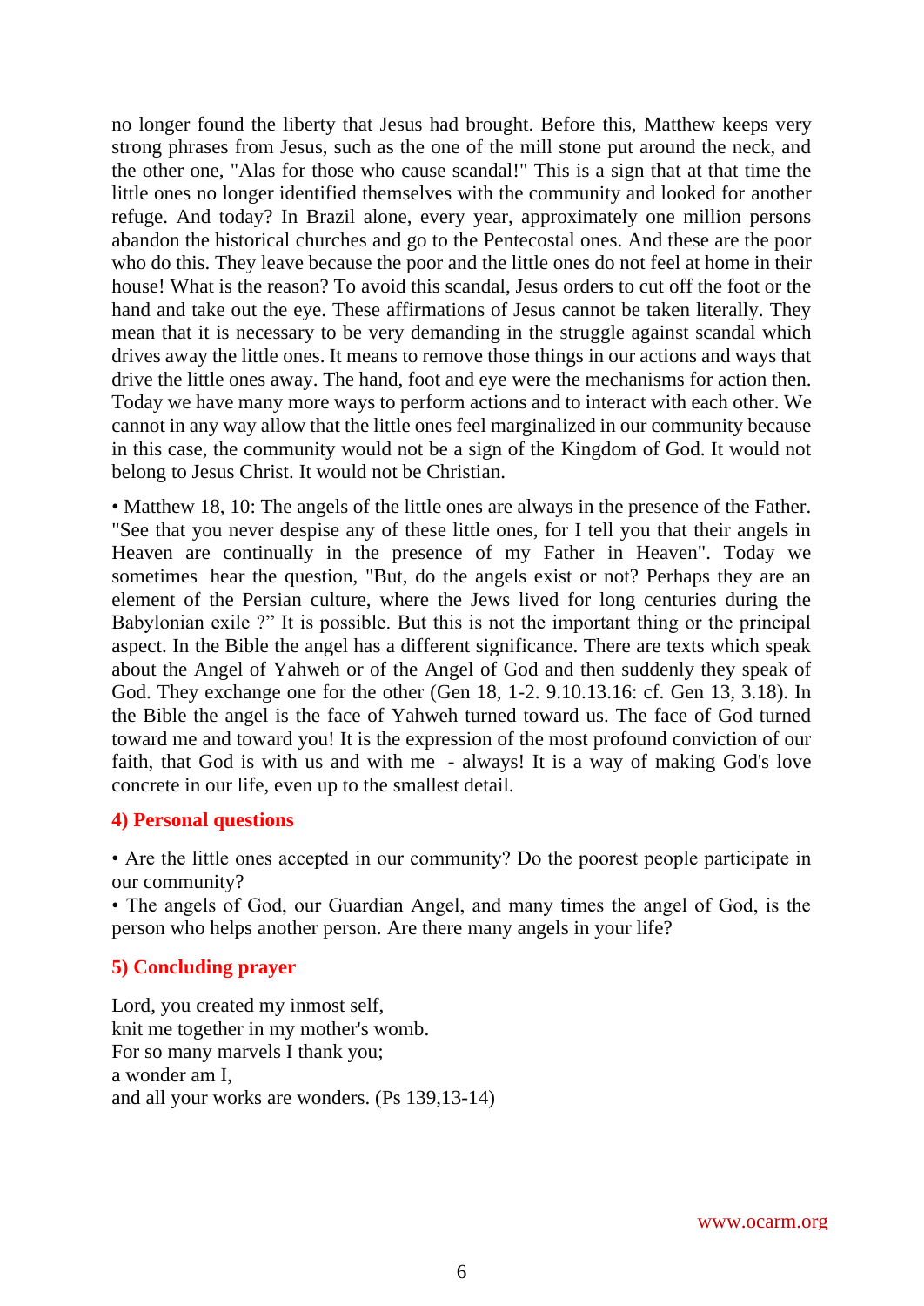no longer found the liberty that Jesus had brought. Before this, Matthew keeps very strong phrases from Jesus, such as the one of the mill stone put around the neck, and the other one, "Alas for those who cause scandal!" This is a sign that at that time the little ones no longer identified themselves with the community and looked for another refuge. And today? In Brazil alone, every year, approximately one million persons abandon the historical churches and go to the Pentecostal ones. And these are the poor who do this. They leave because the poor and the little ones do not feel at home in their house! What is the reason? To avoid this scandal, Jesus orders to cut off the foot or the hand and take out the eye. These affirmations of Jesus cannot be taken literally. They mean that it is necessary to be very demanding in the struggle against scandal which drives away the little ones. It means to remove those things in our actions and ways that drive the little ones away. The hand, foot and eye were the mechanisms for action then. Today we have many more ways to perform actions and to interact with each other. We cannot in any way allow that the little ones feel marginalized in our community because in this case, the community would not be a sign of the Kingdom of God. It would not belong to Jesus Christ. It would not be Christian.

• Matthew 18, 10: The angels of the little ones are always in the presence of the Father. "See that you never despise any of these little ones, for I tell you that their angels in Heaven are continually in the presence of my Father in Heaven". Today we sometimes hear the question, "But, do the angels exist or not? Perhaps they are an element of the Persian culture, where the Jews lived for long centuries during the Babylonian exile ?" It is possible. But this is not the important thing or the principal aspect. In the Bible the angel has a different significance. There are texts which speak about the Angel of Yahweh or of the Angel of God and then suddenly they speak of God. They exchange one for the other (Gen 18, 1-2. 9.10.13.16: cf. Gen 13, 3.18). In the Bible the angel is the face of Yahweh turned toward us. The face of God turned toward me and toward you! It is the expression of the most profound conviction of our faith, that God is with us and with me - always! It is a way of making God's love concrete in our life, even up to the smallest detail.

## 4) Personal questions

• Are the little ones accepted in our community? Do the poorest people participate in our community?
• The angels of God, our Guardian Angel, and many times the angel of God, is the person who helps another person. Are there many angels in your life?

## 5) Concluding prayer

Lord, you created my inmost self,
knit me together in my mother's womb.
For so many marvels I thank you;
a wonder am I,
and all your works are wonders. (Ps 139,13-14)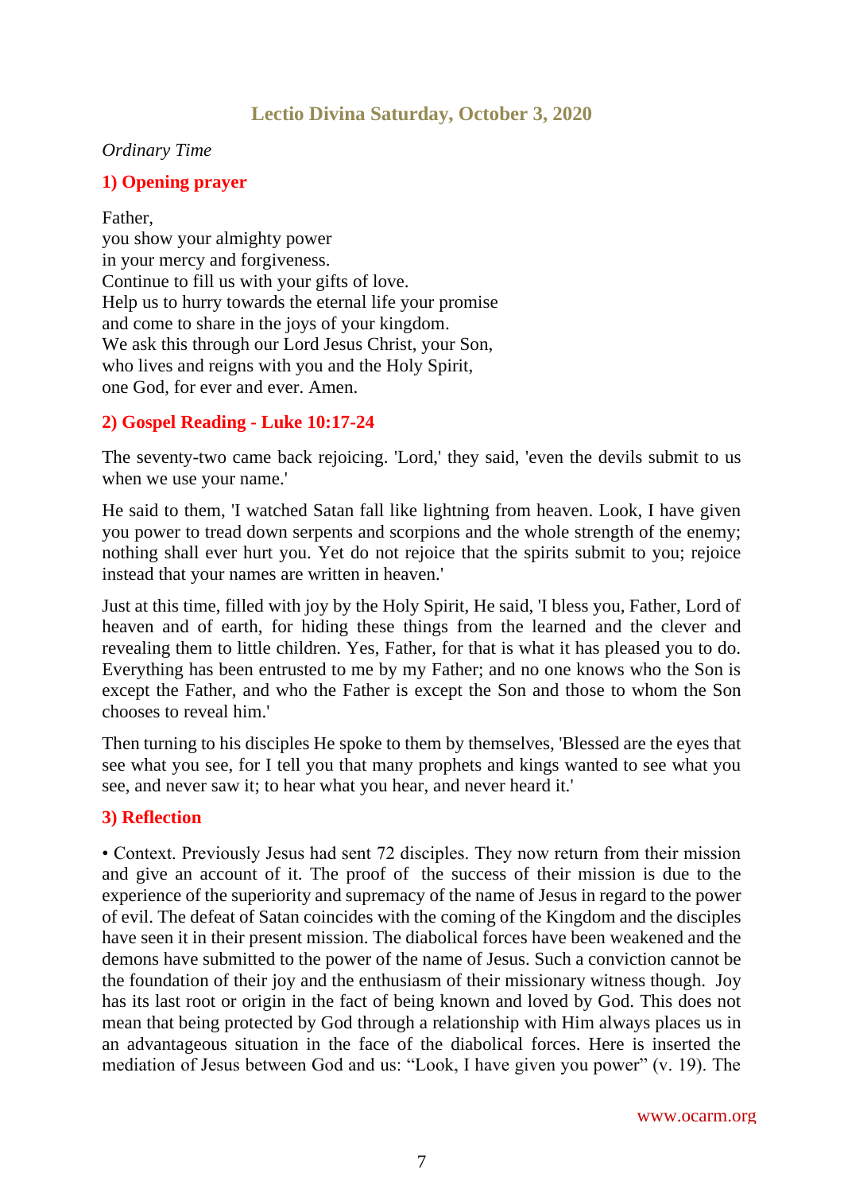## Lectio Divina Saturday, October 3, 2020

*Ordinary Time*

### 1) Opening prayer

Father,
you show your almighty power
in your mercy and forgiveness.
Continue to fill us with your gifts of love.
Help us to hurry towards the eternal life your promise
and come to share in the joys of your kingdom.
We ask this through our Lord Jesus Christ, your Son,
who lives and reigns with you and the Holy Spirit,
one God, for ever and ever. Amen.

### 2) Gospel Reading - Luke 10:17-24

The seventy-two came back rejoicing. 'Lord,' they said, 'even the devils submit to us when we use your name.'

He said to them, 'I watched Satan fall like lightning from heaven. Look, I have given you power to tread down serpents and scorpions and the whole strength of the enemy; nothing shall ever hurt you. Yet do not rejoice that the spirits submit to you; rejoice instead that your names are written in heaven.'

Just at this time, filled with joy by the Holy Spirit, He said, 'I bless you, Father, Lord of heaven and of earth, for hiding these things from the learned and the clever and revealing them to little children. Yes, Father, for that is what it has pleased you to do. Everything has been entrusted to me by my Father; and no one knows who the Son is except the Father, and who the Father is except the Son and those to whom the Son chooses to reveal him.'

Then turning to his disciples He spoke to them by themselves, 'Blessed are the eyes that see what you see, for I tell you that many prophets and kings wanted to see what you see, and never saw it; to hear what you hear, and never heard it.'

### 3) Reflection

• Context. Previously Jesus had sent 72 disciples. They now return from their mission and give an account of it. The proof of the success of their mission is due to the experience of the superiority and supremacy of the name of Jesus in regard to the power of evil. The defeat of Satan coincides with the coming of the Kingdom and the disciples have seen it in their present mission. The diabolical forces have been weakened and the demons have submitted to the power of the name of Jesus. Such a conviction cannot be the foundation of their joy and the enthusiasm of their missionary witness though. Joy has its last root or origin in the fact of being known and loved by God. This does not mean that being protected by God through a relationship with Him always places us in an advantageous situation in the face of the diabolical forces. Here is inserted the mediation of Jesus between God and us: "Look, I have given you power" (v. 19). The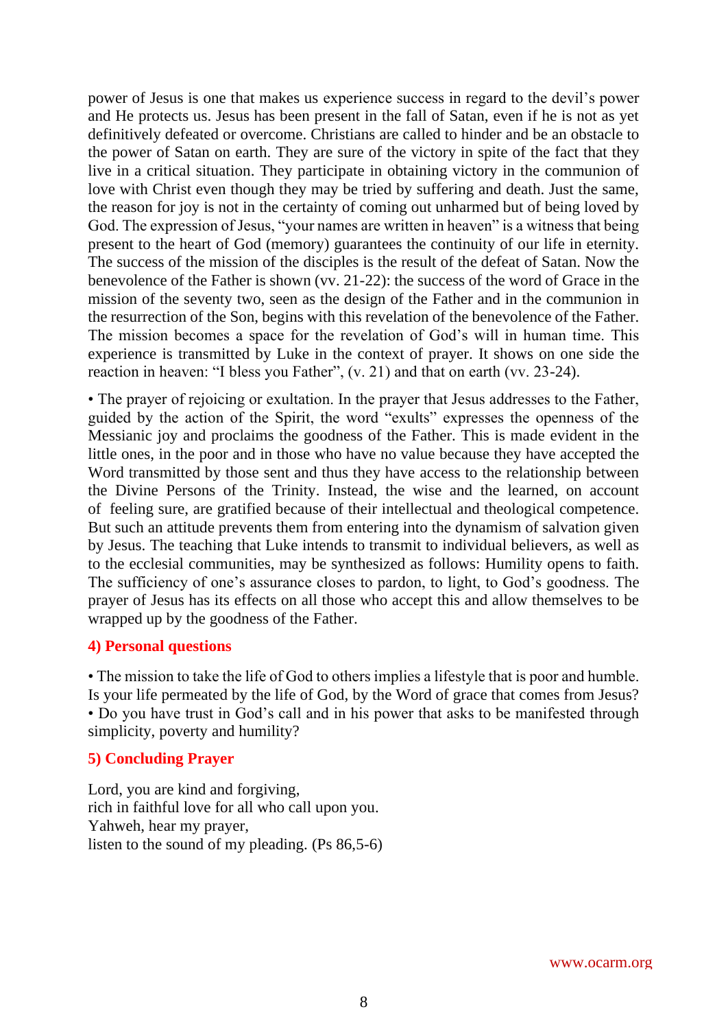power of Jesus is one that makes us experience success in regard to the devil's power and He protects us. Jesus has been present in the fall of Satan, even if he is not as yet definitively defeated or overcome. Christians are called to hinder and be an obstacle to the power of Satan on earth. They are sure of the victory in spite of the fact that they live in a critical situation. They participate in obtaining victory in the communion of love with Christ even though they may be tried by suffering and death. Just the same, the reason for joy is not in the certainty of coming out unharmed but of being loved by God. The expression of Jesus, "your names are written in heaven" is a witness that being present to the heart of God (memory) guarantees the continuity of our life in eternity. The success of the mission of the disciples is the result of the defeat of Satan. Now the benevolence of the Father is shown (vv. 21-22): the success of the word of Grace in the mission of the seventy two, seen as the design of the Father and in the communion in the resurrection of the Son, begins with this revelation of the benevolence of the Father. The mission becomes a space for the revelation of God's will in human time. This experience is transmitted by Luke in the context of prayer. It shows on one side the reaction in heaven: "I bless you Father", (v. 21) and that on earth (vv. 23-24).

• The prayer of rejoicing or exultation. In the prayer that Jesus addresses to the Father, guided by the action of the Spirit, the word "exults" expresses the openness of the Messianic joy and proclaims the goodness of the Father. This is made evident in the little ones, in the poor and in those who have no value because they have accepted the Word transmitted by those sent and thus they have access to the relationship between the Divine Persons of the Trinity. Instead, the wise and the learned, on account of feeling sure, are gratified because of their intellectual and theological competence. But such an attitude prevents them from entering into the dynamism of salvation given by Jesus. The teaching that Luke intends to transmit to individual believers, as well as to the ecclesial communities, may be synthesized as follows: Humility opens to faith. The sufficiency of one's assurance closes to pardon, to light, to God's goodness. The prayer of Jesus has its effects on all those who accept this and allow themselves to be wrapped up by the goodness of the Father.

## 4) Personal questions

• The mission to take the life of God to others implies a lifestyle that is poor and humble. Is your life permeated by the life of God, by the Word of grace that comes from Jesus?
• Do you have trust in God's call and in his power that asks to be manifested through simplicity, poverty and humility?

## 5) Concluding Prayer

Lord, you are kind and forgiving,
rich in faithful love for all who call upon you.
Yahweh, hear my prayer,
listen to the sound of my pleading. (Ps 86,5-6)

www.ocarm.org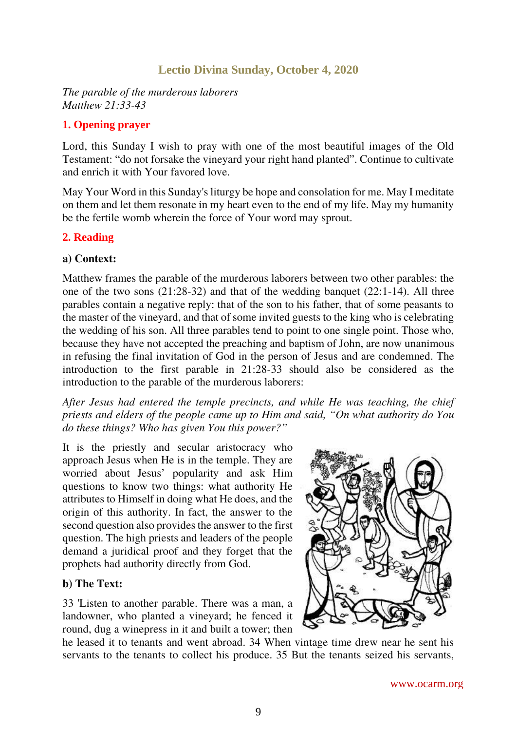## Lectio Divina Sunday, October 4, 2020

*The parable of the murderous laborers*
*Matthew 21:33-43*

### 1. Opening prayer

Lord, this Sunday I wish to pray with one of the most beautiful images of the Old Testament: "do not forsake the vineyard your right hand planted". Continue to cultivate and enrich it with Your favored love.

May Your Word in this Sunday's liturgy be hope and consolation for me. May I meditate on them and let them resonate in my heart even to the end of my life. May my humanity be the fertile womb wherein the force of Your word may sprout.

### 2. Reading

**a) Context:**

Matthew frames the parable of the murderous laborers between two other parables: the one of the two sons (21:28-32) and that of the wedding banquet (22:1-14). All three parables contain a negative reply: that of the son to his father, that of some peasants to the master of the vineyard, and that of some invited guests to the king who is celebrating the wedding of his son. All three parables tend to point to one single point. Those who, because they have not accepted the preaching and baptism of John, are now unanimous in refusing the final invitation of God in the person of Jesus and are condemned. The introduction to the first parable in 21:28-33 should also be considered as the introduction to the parable of the murderous laborers:

*After Jesus had entered the temple precincts, and while He was teaching, the chief priests and elders of the people came up to Him and said, "On what authority do You do these things? Who has given You this power?"*

It is the priestly and secular aristocracy who approach Jesus when He is in the temple. They are worried about Jesus' popularity and ask Him questions to know two things: what authority He attributes to Himself in doing what He does, and the origin of this authority. In fact, the answer to the second question also provides the answer to the first question. The high priests and leaders of the people demand a juridical proof and they forget that the prophets had authority directly from God.

**b) The Text:**

33 'Listen to another parable. There was a man, a landowner, who planted a vineyard; he fenced it round, dug a winepress in it and built a tower; then he leased it to tenants and went abroad. 34 When vintage time drew near he sent his servants to the tenants to collect his produce. 35 But the tenants seized his servants,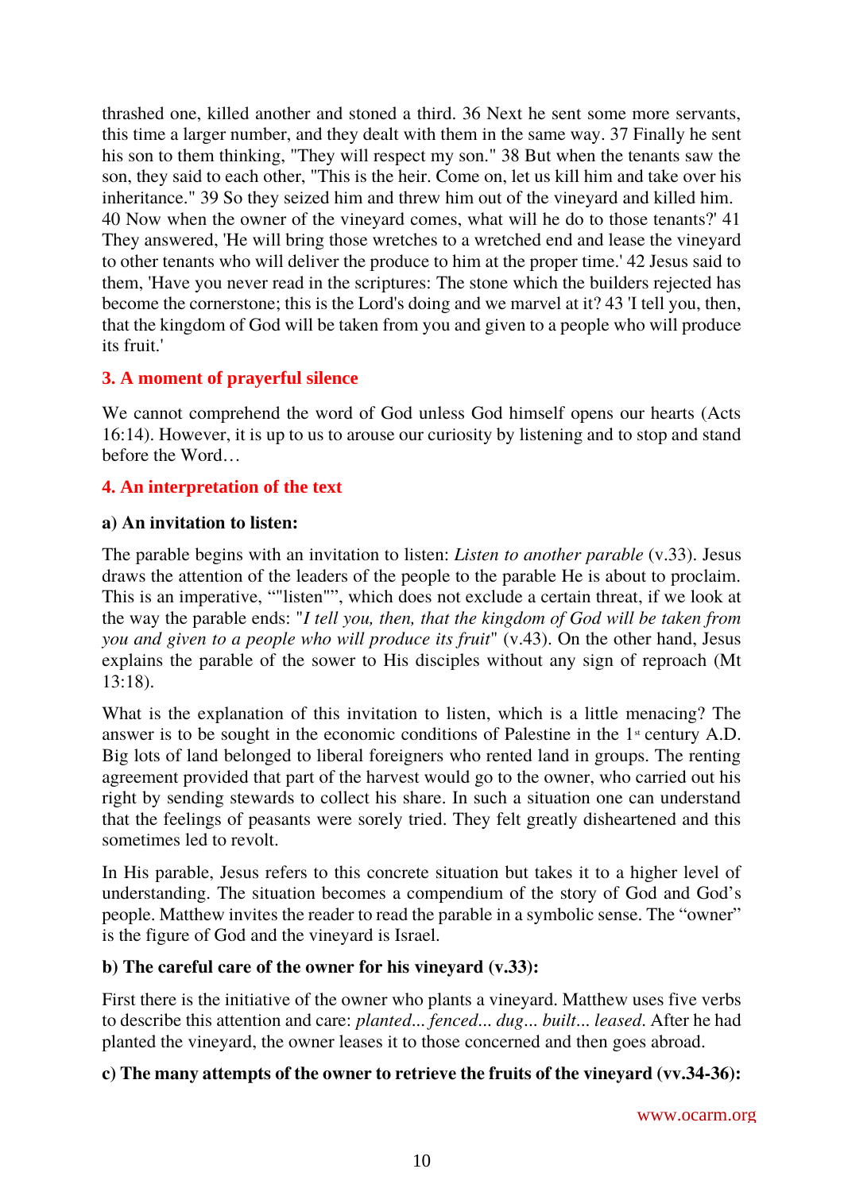thrashed one, killed another and stoned a third. 36 Next he sent some more servants, this time a larger number, and they dealt with them in the same way. 37 Finally he sent his son to them thinking, "They will respect my son." 38 But when the tenants saw the son, they said to each other, "This is the heir. Come on, let us kill him and take over his inheritance." 39 So they seized him and threw him out of the vineyard and killed him. 40 Now when the owner of the vineyard comes, what will he do to those tenants?' 41 They answered, 'He will bring those wretches to a wretched end and lease the vineyard to other tenants who will deliver the produce to him at the proper time.' 42 Jesus said to them, 'Have you never read in the scriptures: The stone which the builders rejected has become the cornerstone; this is the Lord's doing and we marvel at it? 43 'I tell you, then, that the kingdom of God will be taken from you and given to a people who will produce its fruit.'

## 3. A moment of prayerful silence

We cannot comprehend the word of God unless God himself opens our hearts (Acts 16:14). However, it is up to us to arouse our curiosity by listening and to stop and stand before the Word…

## 4. An interpretation of the text

### a) An invitation to listen:

The parable begins with an invitation to listen: *Listen to another parable* (v.33). Jesus draws the attention of the leaders of the people to the parable He is about to proclaim. This is an imperative, ""listen"", which does not exclude a certain threat, if we look at the way the parable ends: "*I tell you, then, that the kingdom of God will be taken from you and given to a people who will produce its fruit*" (v.43). On the other hand, Jesus explains the parable of the sower to His disciples without any sign of reproach (Mt 13:18).

What is the explanation of this invitation to listen, which is a little menacing? The answer is to be sought in the economic conditions of Palestine in the 1st century A.D. Big lots of land belonged to liberal foreigners who rented land in groups. The renting agreement provided that part of the harvest would go to the owner, who carried out his right by sending stewards to collect his share. In such a situation one can understand that the feelings of peasants were sorely tried. They felt greatly disheartened and this sometimes led to revolt.

In His parable, Jesus refers to this concrete situation but takes it to a higher level of understanding. The situation becomes a compendium of the story of God and God's people. Matthew invites the reader to read the parable in a symbolic sense. The "owner" is the figure of God and the vineyard is Israel.

### b) The careful care of the owner for his vineyard (v.33):

First there is the initiative of the owner who plants a vineyard. Matthew uses five verbs to describe this attention and care: *planted... fenced... dug... built... leased*. After he had planted the vineyard, the owner leases it to those concerned and then goes abroad.

### c) The many attempts of the owner to retrieve the fruits of the vineyard (vv.34-36):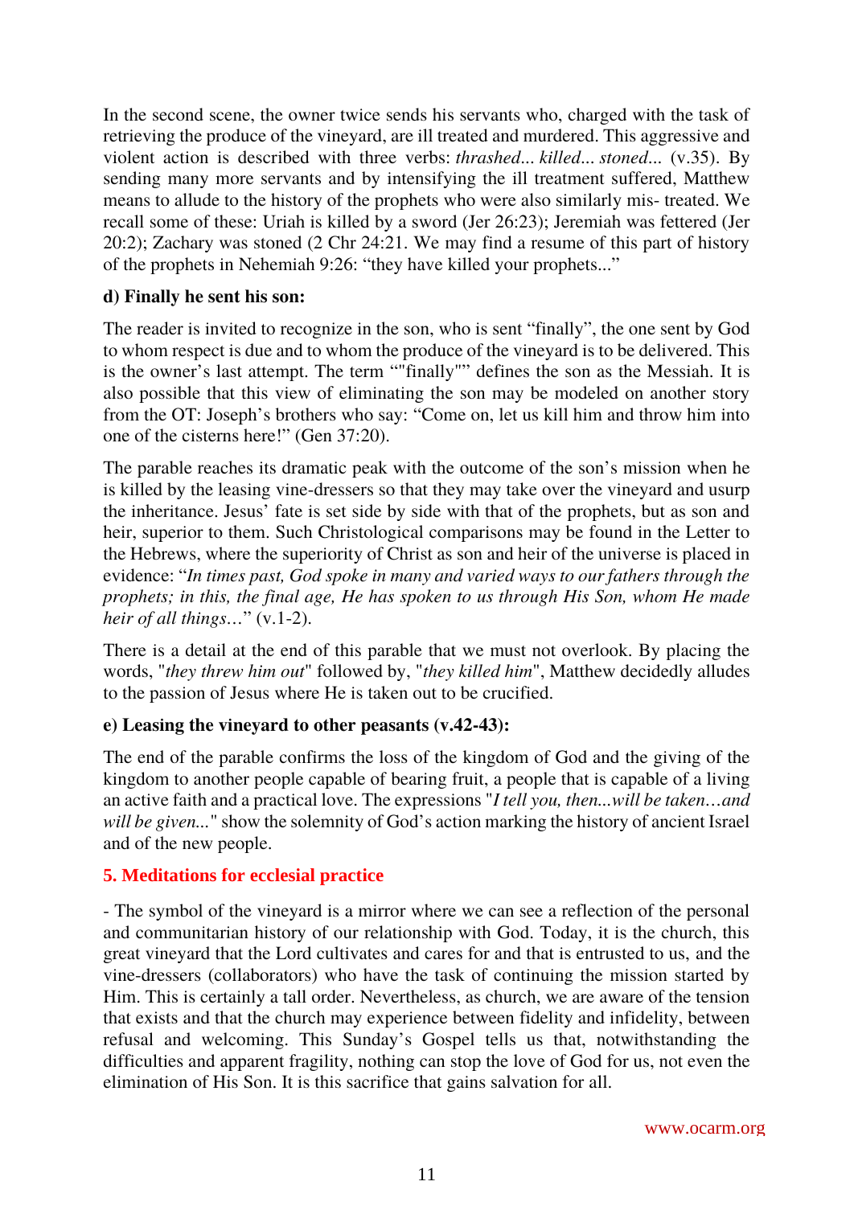In the second scene, the owner twice sends his servants who, charged with the task of retrieving the produce of the vineyard, are ill treated and murdered. This aggressive and violent action is described with three verbs: *thrashed... killed... stoned...* (v.35). By sending many more servants and by intensifying the ill treatment suffered, Matthew means to allude to the history of the prophets who were also similarly mis- treated. We recall some of these: Uriah is killed by a sword (Jer 26:23); Jeremiah was fettered (Jer 20:2); Zachary was stoned (2 Chr 24:21. We may find a resume of this part of history of the prophets in Nehemiah 9:26: "they have killed your prophets..."

**d) Finally he sent his son:**

The reader is invited to recognize in the son, who is sent "finally", the one sent by God to whom respect is due and to whom the produce of the vineyard is to be delivered. This is the owner's last attempt. The term ""finally"" defines the son as the Messiah. It is also possible that this view of eliminating the son may be modeled on another story from the OT: Joseph's brothers who say: "Come on, let us kill him and throw him into one of the cisterns here!" (Gen 37:20).

The parable reaches its dramatic peak with the outcome of the son's mission when he is killed by the leasing vine-dressers so that they may take over the vineyard and usurp the inheritance. Jesus' fate is set side by side with that of the prophets, but as son and heir, superior to them. Such Christological comparisons may be found in the Letter to the Hebrews, where the superiority of Christ as son and heir of the universe is placed in evidence: "*In times past, God spoke in many and varied ways to our fathers through the prophets; in this, the final age, He has spoken to us through His Son, whom He made heir of all things…*" (v.1-2).

There is a detail at the end of this parable that we must not overlook. By placing the words, "*they threw him out*" followed by, "*they killed him*", Matthew decidedly alludes to the passion of Jesus where He is taken out to be crucified.

**e) Leasing the vineyard to other peasants (v.42-43):**

The end of the parable confirms the loss of the kingdom of God and the giving of the kingdom to another people capable of bearing fruit, a people that is capable of a living an active faith and a practical love. The expressions "*I tell you, then...will be taken…and will be given...*" show the solemnity of God's action marking the history of ancient Israel and of the new people.

## 5. Meditations for ecclesial practice

- The symbol of the vineyard is a mirror where we can see a reflection of the personal and communitarian history of our relationship with God. Today, it is the church, this great vineyard that the Lord cultivates and cares for and that is entrusted to us, and the vine-dressers (collaborators) who have the task of continuing the mission started by Him. This is certainly a tall order. Nevertheless, as church, we are aware of the tension that exists and that the church may experience between fidelity and infidelity, between refusal and welcoming. This Sunday's Gospel tells us that, notwithstanding the difficulties and apparent fragility, nothing can stop the love of God for us, not even the elimination of His Son. It is this sacrifice that gains salvation for all.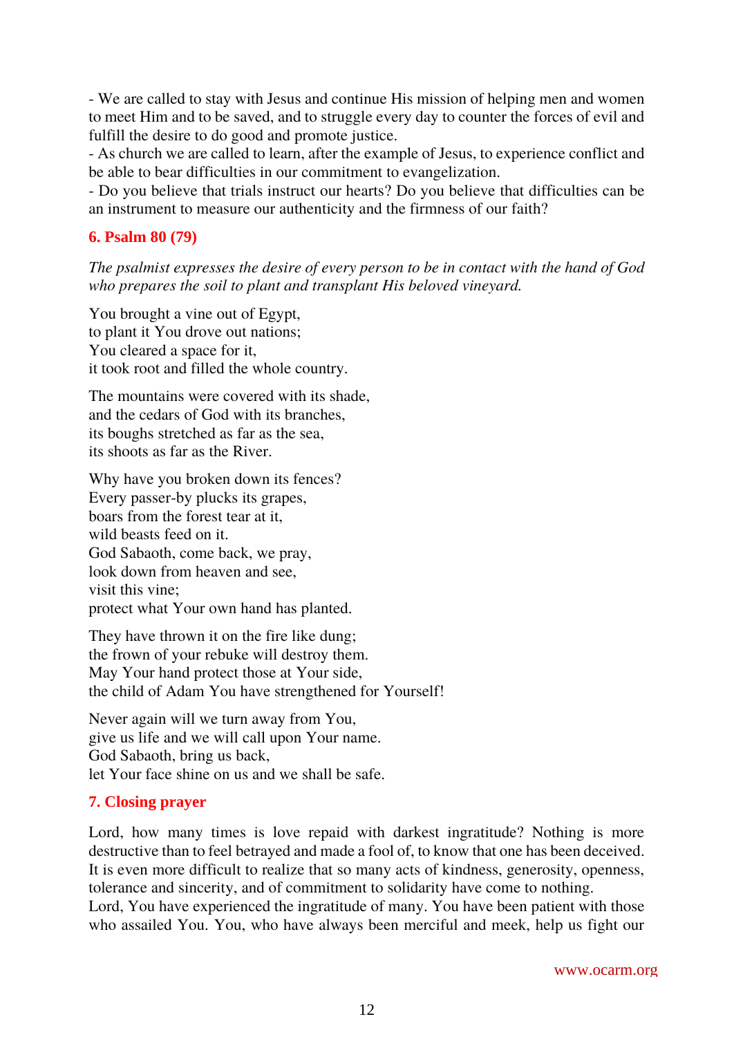- We are called to stay with Jesus and continue His mission of helping men and women to meet Him and to be saved, and to struggle every day to counter the forces of evil and fulfill the desire to do good and promote justice.
- As church we are called to learn, after the example of Jesus, to experience conflict and be able to bear difficulties in our commitment to evangelization.
- Do you believe that trials instruct our hearts? Do you believe that difficulties can be an instrument to measure our authenticity and the firmness of our faith?

## 6. Psalm 80 (79)

*The psalmist expresses the desire of every person to be in contact with the hand of God who prepares the soil to plant and transplant His beloved vineyard.*

You brought a vine out of Egypt,
to plant it You drove out nations;
You cleared a space for it,
it took root and filled the whole country.

The mountains were covered with its shade,
and the cedars of God with its branches,
its boughs stretched as far as the sea,
its shoots as far as the River.

Why have you broken down its fences?
Every passer-by plucks its grapes,
boars from the forest tear at it,
wild beasts feed on it.
God Sabaoth, come back, we pray,
look down from heaven and see,
visit this vine;
protect what Your own hand has planted.

They have thrown it on the fire like dung;
the frown of your rebuke will destroy them.
May Your hand protect those at Your side,
the child of Adam You have strengthened for Yourself!

Never again will we turn away from You,
give us life and we will call upon Your name.
God Sabaoth, bring us back,
let Your face shine on us and we shall be safe.

## 7. Closing prayer

Lord, how many times is love repaid with darkest ingratitude? Nothing is more destructive than to feel betrayed and made a fool of, to know that one has been deceived. It is even more difficult to realize that so many acts of kindness, generosity, openness, tolerance and sincerity, and of commitment to solidarity have come to nothing.
Lord, You have experienced the ingratitude of many. You have been patient with those who assailed You. You, who have always been merciful and meek, help us fight our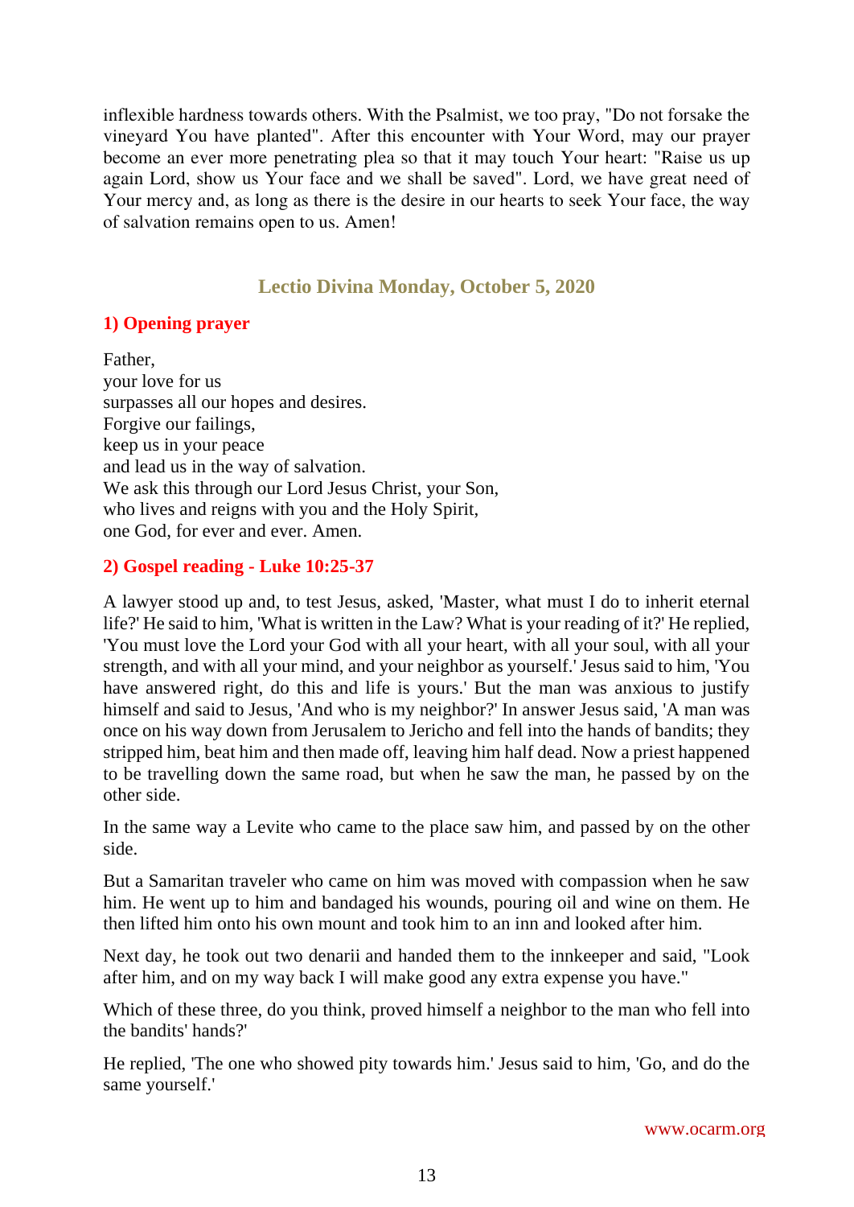inflexible hardness towards others. With the Psalmist, we too pray, "Do not forsake the vineyard You have planted". After this encounter with Your Word, may our prayer become an ever more penetrating plea so that it may touch Your heart: "Raise us up again Lord, show us Your face and we shall be saved". Lord, we have great need of Your mercy and, as long as there is the desire in our hearts to seek Your face, the way of salvation remains open to us. Amen!

## Lectio Divina Monday, October 5, 2020

### 1) Opening prayer

Father,
your love for us
surpasses all our hopes and desires.
Forgive our failings,
keep us in your peace
and lead us in the way of salvation.
We ask this through our Lord Jesus Christ, your Son,
who lives and reigns with you and the Holy Spirit,
one God, for ever and ever. Amen.

### 2) Gospel reading - Luke 10:25-37

A lawyer stood up and, to test Jesus, asked, 'Master, what must I do to inherit eternal life?' He said to him, 'What is written in the Law? What is your reading of it?' He replied, 'You must love the Lord your God with all your heart, with all your soul, with all your strength, and with all your mind, and your neighbor as yourself.' Jesus said to him, 'You have answered right, do this and life is yours.' But the man was anxious to justify himself and said to Jesus, 'And who is my neighbor?' In answer Jesus said, 'A man was once on his way down from Jerusalem to Jericho and fell into the hands of bandits; they stripped him, beat him and then made off, leaving him half dead. Now a priest happened to be travelling down the same road, but when he saw the man, he passed by on the other side.

In the same way a Levite who came to the place saw him, and passed by on the other side.

But a Samaritan traveler who came on him was moved with compassion when he saw him. He went up to him and bandaged his wounds, pouring oil and wine on them. He then lifted him onto his own mount and took him to an inn and looked after him.

Next day, he took out two denarii and handed them to the innkeeper and said, "Look after him, and on my way back I will make good any extra expense you have."

Which of these three, do you think, proved himself a neighbor to the man who fell into the bandits' hands?'

He replied, 'The one who showed pity towards him.' Jesus said to him, 'Go, and do the same yourself.'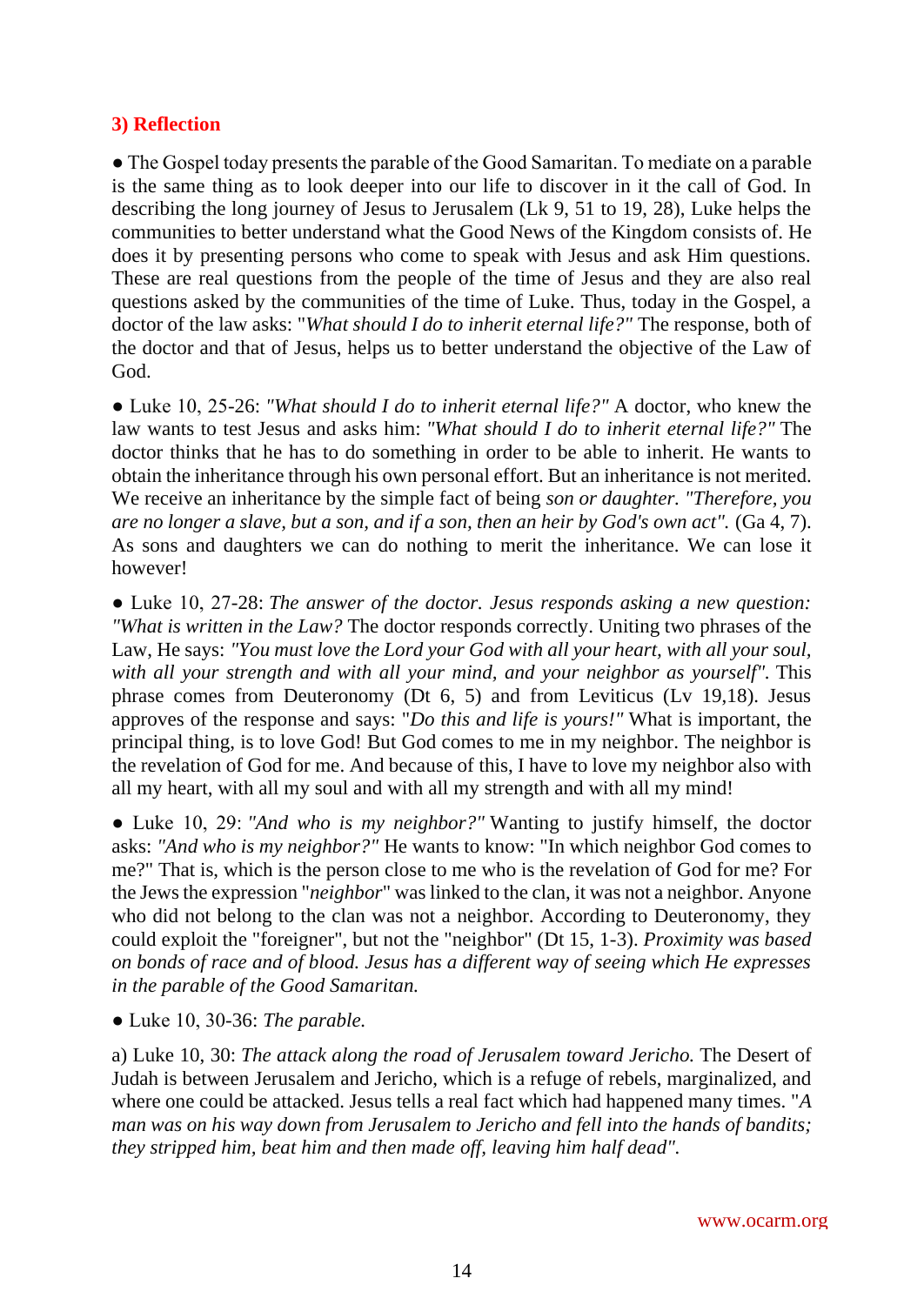### 3) Reflection

● The Gospel today presents the parable of the Good Samaritan. To mediate on a parable is the same thing as to look deeper into our life to discover in it the call of God. In describing the long journey of Jesus to Jerusalem (Lk 9, 51 to 19, 28), Luke helps the communities to better understand what the Good News of the Kingdom consists of. He does it by presenting persons who come to speak with Jesus and ask Him questions. These are real questions from the people of the time of Jesus and they are also real questions asked by the communities of the time of Luke. Thus, today in the Gospel, a doctor of the law asks: "*What should I do to inherit eternal life?"* The response, both of the doctor and that of Jesus, helps us to better understand the objective of the Law of God.

● Luke 10, 25-26: *"What should I do to inherit eternal life?"* A doctor, who knew the law wants to test Jesus and asks him: *"What should I do to inherit eternal life?"* The doctor thinks that he has to do something in order to be able to inherit. He wants to obtain the inheritance through his own personal effort. But an inheritance is not merited. We receive an inheritance by the simple fact of being *son or daughter. "Therefore, you are no longer a slave, but a son, and if a son, then an heir by God's own act".* (Ga 4, 7). As sons and daughters we can do nothing to merit the inheritance. We can lose it however!

● Luke 10, 27-28: *The answer of the doctor. Jesus responds asking a new question: "What is written in the Law?* The doctor responds correctly. Uniting two phrases of the Law, He says: *"You must love the Lord your God with all your heart, with all your soul, with all your strength and with all your mind, and your neighbor as yourself".* This phrase comes from Deuteronomy (Dt 6, 5) and from Leviticus (Lv 19,18). Jesus approves of the response and says: "*Do this and life is yours!"* What is important, the principal thing, is to love God! But God comes to me in my neighbor. The neighbor is the revelation of God for me. And because of this, I have to love my neighbor also with all my heart, with all my soul and with all my strength and with all my mind!

● Luke 10, 29: *"And who is my neighbor?"* Wanting to justify himself, the doctor asks: *"And who is my neighbor?"* He wants to know: "In which neighbor God comes to me?" That is, which is the person close to me who is the revelation of God for me? For the Jews the expression "*neighbor*" was linked to the clan, it was not a neighbor. Anyone who did not belong to the clan was not a neighbor. According to Deuteronomy, they could exploit the "foreigner", but not the "neighbor" (Dt 15, 1-3). *Proximity was based on bonds of race and of blood. Jesus has a different way of seeing which He expresses in the parable of the Good Samaritan.*

● Luke 10, 30-36: *The parable.*

a) Luke 10, 30: *The attack along the road of Jerusalem toward Jericho.* The Desert of Judah is between Jerusalem and Jericho, which is a refuge of rebels, marginalized, and where one could be attacked. Jesus tells a real fact which had happened many times. "*A man was on his way down from Jerusalem to Jericho and fell into the hands of bandits; they stripped him, beat him and then made off, leaving him half dead".*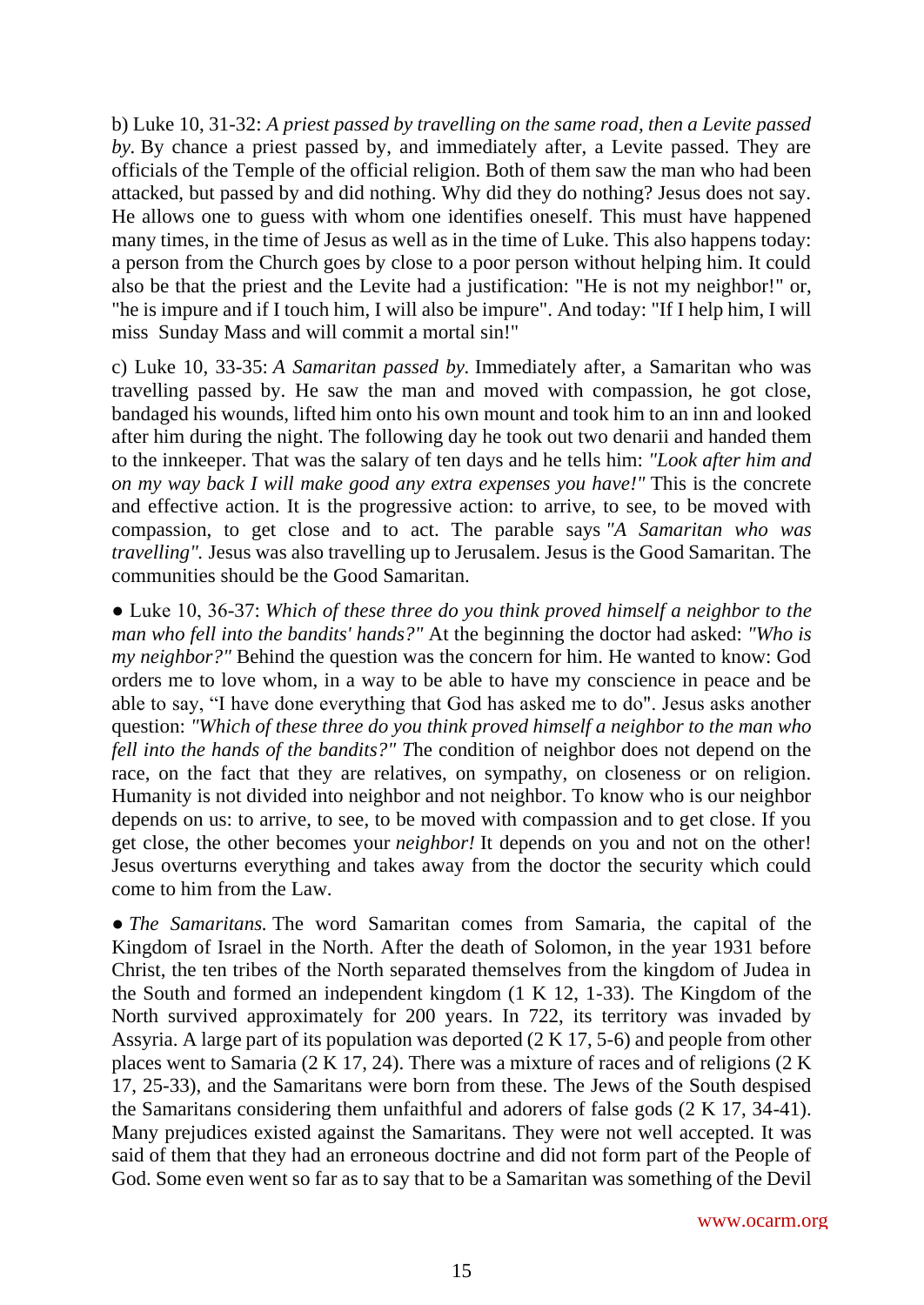b) Luke 10, 31-32: *A priest passed by travelling on the same road, then a Levite passed by.* By chance a priest passed by, and immediately after, a Levite passed. They are officials of the Temple of the official religion. Both of them saw the man who had been attacked, but passed by and did nothing. Why did they do nothing? Jesus does not say. He allows one to guess with whom one identifies oneself. This must have happened many times, in the time of Jesus as well as in the time of Luke. This also happens today: a person from the Church goes by close to a poor person without helping him. It could also be that the priest and the Levite had a justification: "He is not my neighbor!" or, "he is impure and if I touch him, I will also be impure". And today: "If I help him, I will miss Sunday Mass and will commit a mortal sin!"

c) Luke 10, 33-35: *A Samaritan passed by.* Immediately after, a Samaritan who was travelling passed by. He saw the man and moved with compassion, he got close, bandaged his wounds, lifted him onto his own mount and took him to an inn and looked after him during the night. The following day he took out two denarii and handed them to the innkeeper. That was the salary of ten days and he tells him: *"Look after him and on my way back I will make good any extra expenses you have!"* This is the concrete and effective action. It is the progressive action: to arrive, to see, to be moved with compassion, to get close and to act. The parable says *"A Samaritan who was travelling".* Jesus was also travelling up to Jerusalem. Jesus is the Good Samaritan. The communities should be the Good Samaritan.

● Luke 10, 36-37: *Which of these three do you think proved himself a neighbor to the man who fell into the bandits' hands?"* At the beginning the doctor had asked: *"Who is my neighbor?"* Behind the question was the concern for him. He wanted to know: God orders me to love whom, in a way to be able to have my conscience in peace and be able to say, "I have done everything that God has asked me to do". Jesus asks another question: *"Which of these three do you think proved himself a neighbor to the man who fell into the hands of the bandits?" T*he condition of neighbor does not depend on the race, on the fact that they are relatives, on sympathy, on closeness or on religion. Humanity is not divided into neighbor and not neighbor. To know who is our neighbor depends on us: to arrive, to see, to be moved with compassion and to get close. If you get close, the other becomes your *neighbor!* It depends on you and not on the other! Jesus overturns everything and takes away from the doctor the security which could come to him from the Law.

● *The Samaritans.* The word Samaritan comes from Samaria, the capital of the Kingdom of Israel in the North. After the death of Solomon, in the year 1931 before Christ, the ten tribes of the North separated themselves from the kingdom of Judea in the South and formed an independent kingdom (1 K 12, 1-33). The Kingdom of the North survived approximately for 200 years. In 722, its territory was invaded by Assyria. A large part of its population was deported (2 K 17, 5-6) and people from other places went to Samaria (2 K 17, 24). There was a mixture of races and of religions (2 K 17, 25-33), and the Samaritans were born from these. The Jews of the South despised the Samaritans considering them unfaithful and adorers of false gods (2 K 17, 34-41). Many prejudices existed against the Samaritans. They were not well accepted. It was said of them that they had an erroneous doctrine and did not form part of the People of God. Some even went so far as to say that to be a Samaritan was something of the Devil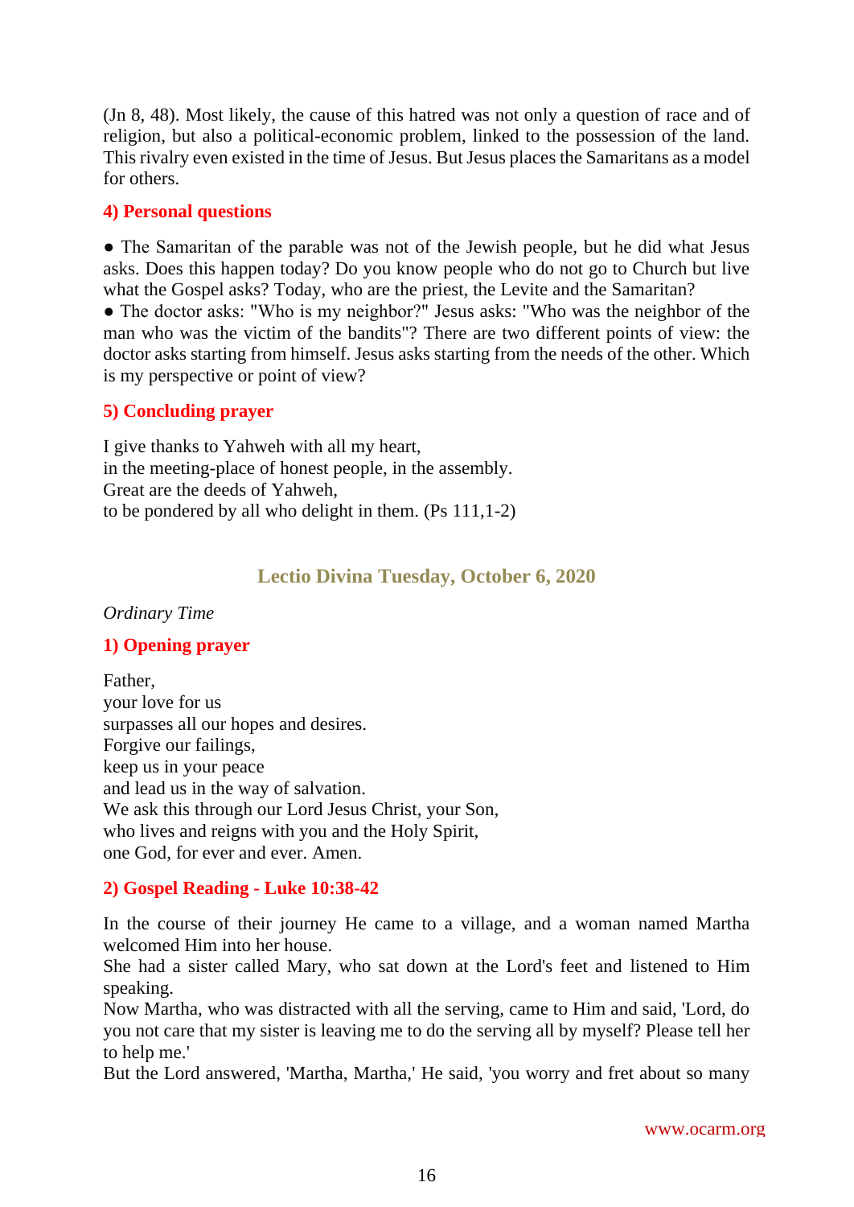(Jn 8, 48). Most likely, the cause of this hatred was not only a question of race and of religion, but also a political-economic problem, linked to the possession of the land. This rivalry even existed in the time of Jesus. But Jesus places the Samaritans as a model for others.

### 4) Personal questions

● The Samaritan of the parable was not of the Jewish people, but he did what Jesus asks. Does this happen today? Do you know people who do not go to Church but live what the Gospel asks? Today, who are the priest, the Levite and the Samaritan?
● The doctor asks: "Who is my neighbor?" Jesus asks: "Who was the neighbor of the man who was the victim of the bandits"? There are two different points of view: the doctor asks starting from himself. Jesus asks starting from the needs of the other. Which is my perspective or point of view?

### 5) Concluding prayer

I give thanks to Yahweh with all my heart,
in the meeting-place of honest people, in the assembly.
Great are the deeds of Yahweh,
to be pondered by all who delight in them. (Ps 111,1-2)

## Lectio Divina Tuesday, October 6, 2020

*Ordinary Time*

### 1) Opening prayer

Father,
your love for us
surpasses all our hopes and desires.
Forgive our failings,
keep us in your peace
and lead us in the way of salvation.
We ask this through our Lord Jesus Christ, your Son,
who lives and reigns with you and the Holy Spirit,
one God, for ever and ever. Amen.

### 2) Gospel Reading - Luke 10:38-42

In the course of their journey He came to a village, and a woman named Martha welcomed Him into her house.
She had a sister called Mary, who sat down at the Lord's feet and listened to Him speaking.
Now Martha, who was distracted with all the serving, came to Him and said, 'Lord, do you not care that my sister is leaving me to do the serving all by myself? Please tell her to help me.'
But the Lord answered, 'Martha, Martha,' He said, 'you worry and fret about so many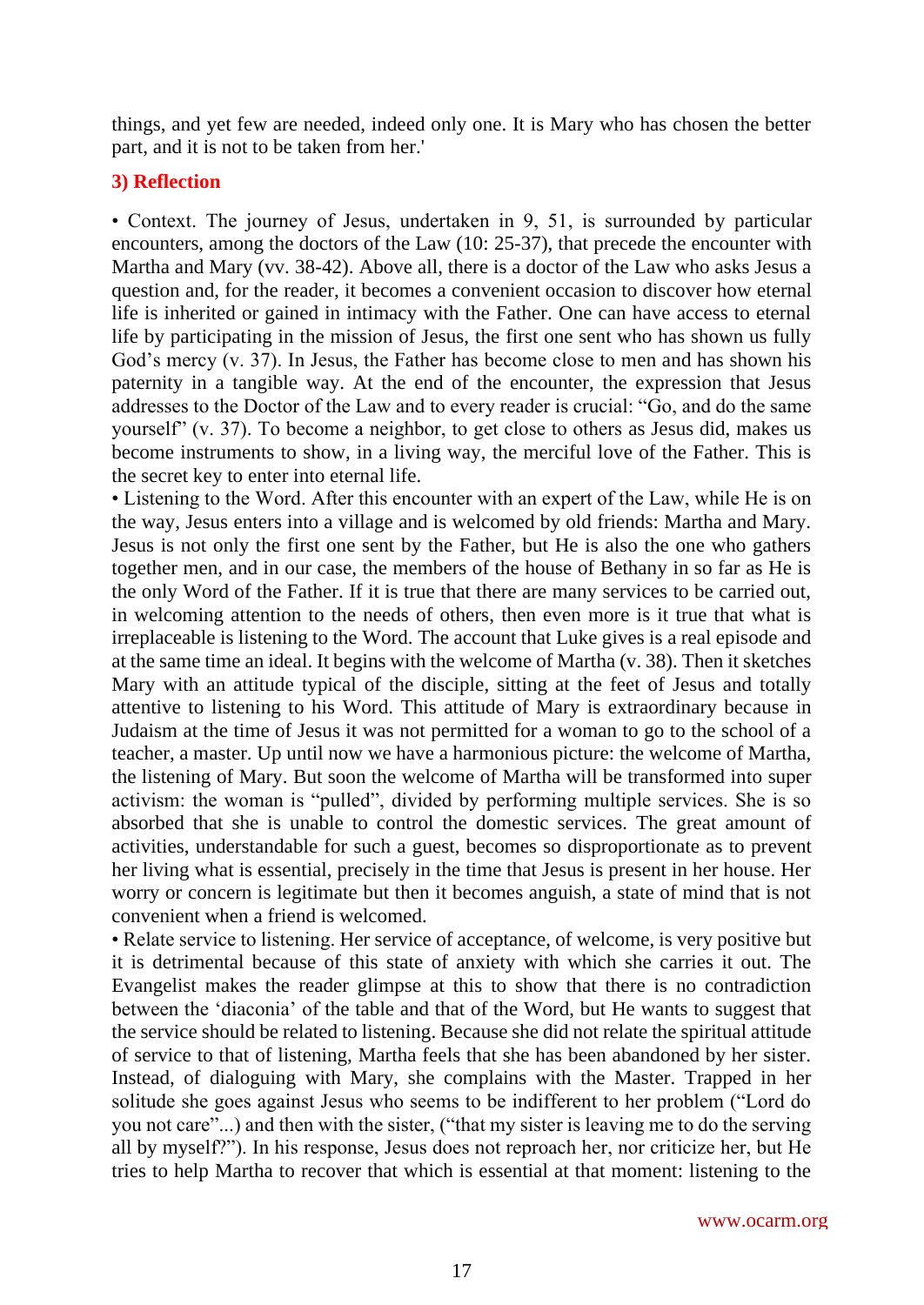things, and yet few are needed, indeed only one. It is Mary who has chosen the better part, and it is not to be taken from her.'

### 3) Reflection

• Context. The journey of Jesus, undertaken in 9, 51, is surrounded by particular encounters, among the doctors of the Law (10: 25-37), that precede the encounter with Martha and Mary (vv. 38-42). Above all, there is a doctor of the Law who asks Jesus a question and, for the reader, it becomes a convenient occasion to discover how eternal life is inherited or gained in intimacy with the Father. One can have access to eternal life by participating in the mission of Jesus, the first one sent who has shown us fully God's mercy (v. 37). In Jesus, the Father has become close to men and has shown his paternity in a tangible way. At the end of the encounter, the expression that Jesus addresses to the Doctor of the Law and to every reader is crucial: "Go, and do the same yourself" (v. 37). To become a neighbor, to get close to others as Jesus did, makes us become instruments to show, in a living way, the merciful love of the Father. This is the secret key to enter into eternal life.

• Listening to the Word. After this encounter with an expert of the Law, while He is on the way, Jesus enters into a village and is welcomed by old friends: Martha and Mary. Jesus is not only the first one sent by the Father, but He is also the one who gathers together men, and in our case, the members of the house of Bethany in so far as He is the only Word of the Father. If it is true that there are many services to be carried out, in welcoming attention to the needs of others, then even more is it true that what is irreplaceable is listening to the Word. The account that Luke gives is a real episode and at the same time an ideal. It begins with the welcome of Martha (v. 38). Then it sketches Mary with an attitude typical of the disciple, sitting at the feet of Jesus and totally attentive to listening to his Word. This attitude of Mary is extraordinary because in Judaism at the time of Jesus it was not permitted for a woman to go to the school of a teacher, a master. Up until now we have a harmonious picture: the welcome of Martha, the listening of Mary. But soon the welcome of Martha will be transformed into super activism: the woman is "pulled", divided by performing multiple services. She is so absorbed that she is unable to control the domestic services. The great amount of activities, understandable for such a guest, becomes so disproportionate as to prevent her living what is essential, precisely in the time that Jesus is present in her house. Her worry or concern is legitimate but then it becomes anguish, a state of mind that is not convenient when a friend is welcomed.

• Relate service to listening. Her service of acceptance, of welcome, is very positive but it is detrimental because of this state of anxiety with which she carries it out. The Evangelist makes the reader glimpse at this to show that there is no contradiction between the 'diaconia' of the table and that of the Word, but He wants to suggest that the service should be related to listening. Because she did not relate the spiritual attitude of service to that of listening, Martha feels that she has been abandoned by her sister. Instead, of dialoguing with Mary, she complains with the Master. Trapped in her solitude she goes against Jesus who seems to be indifferent to her problem ("Lord do you not care"...) and then with the sister, ("that my sister is leaving me to do the serving all by myself?"). In his response, Jesus does not reproach her, nor criticize her, but He tries to help Martha to recover that which is essential at that moment: listening to the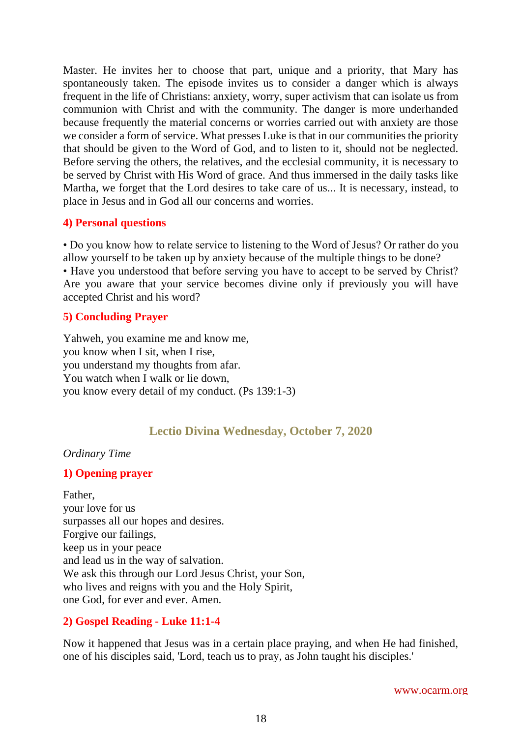Master. He invites her to choose that part, unique and a priority, that Mary has spontaneously taken. The episode invites us to consider a danger which is always frequent in the life of Christians: anxiety, worry, super activism that can isolate us from communion with Christ and with the community. The danger is more underhanded because frequently the material concerns or worries carried out with anxiety are those we consider a form of service. What presses Luke is that in our communities the priority that should be given to the Word of God, and to listen to it, should not be neglected. Before serving the others, the relatives, and the ecclesial community, it is necessary to be served by Christ with His Word of grace. And thus immersed in the daily tasks like Martha, we forget that the Lord desires to take care of us... It is necessary, instead, to place in Jesus and in God all our concerns and worries.

### 4) Personal questions

• Do you know how to relate service to listening to the Word of Jesus? Or rather do you allow yourself to be taken up by anxiety because of the multiple things to be done?
• Have you understood that before serving you have to accept to be served by Christ? Are you aware that your service becomes divine only if previously you will have accepted Christ and his word?

### 5) Concluding Prayer

Yahweh, you examine me and know me,
you know when I sit, when I rise,
you understand my thoughts from afar.
You watch when I walk or lie down,
you know every detail of my conduct. (Ps 139:1-3)

## Lectio Divina Wednesday, October 7, 2020

*Ordinary Time*

### 1) Opening prayer

Father,
your love for us
surpasses all our hopes and desires.
Forgive our failings,
keep us in your peace
and lead us in the way of salvation.
We ask this through our Lord Jesus Christ, your Son,
who lives and reigns with you and the Holy Spirit,
one God, for ever and ever. Amen.

### 2) Gospel Reading - Luke 11:1-4

Now it happened that Jesus was in a certain place praying, and when He had finished, one of his disciples said, 'Lord, teach us to pray, as John taught his disciples.'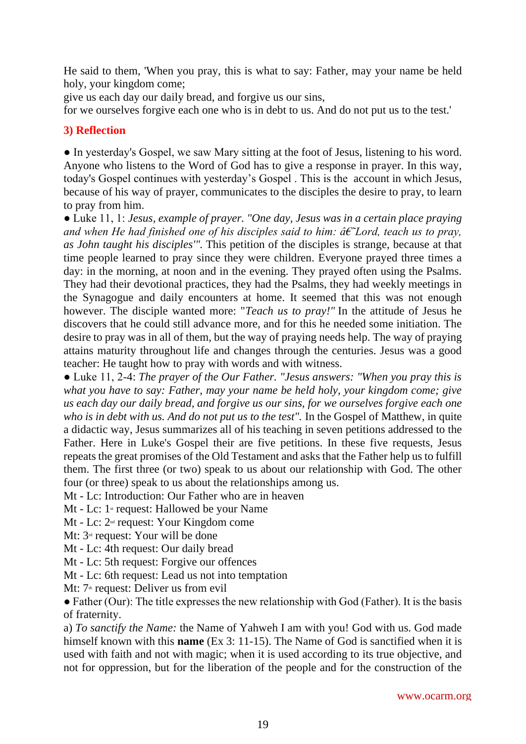He said to them, 'When you pray, this is what to say: Father, may your name be held holy, your kingdom come;
give us each day our daily bread, and forgive us our sins,
for we ourselves forgive each one who is in debt to us. And do not put us to the test.'

### 3) Reflection

● In yesterday's Gospel, we saw Mary sitting at the foot of Jesus, listening to his word. Anyone who listens to the Word of God has to give a response in prayer. In this way, today's Gospel continues with yesterday's Gospel . This is the account in which Jesus, because of his way of prayer, communicates to the disciples the desire to pray, to learn to pray from him.

● Luke 11, 1: *Jesus, example of prayer. "One day, Jesus was in a certain place praying and when He had finished one of his disciples said to him: â€˜Lord, teach us to pray, as John taught his disciples'".* This petition of the disciples is strange, because at that time people learned to pray since they were children. Everyone prayed three times a day: in the morning, at noon and in the evening. They prayed often using the Psalms. They had their devotional practices, they had the Psalms, they had weekly meetings in the Synagogue and daily encounters at home. It seemed that this was not enough however. The disciple wanted more: "*Teach us to pray!"* In the attitude of Jesus he discovers that he could still advance more, and for this he needed some initiation. The desire to pray was in all of them, but the way of praying needs help. The way of praying attains maturity throughout life and changes through the centuries. Jesus was a good teacher: He taught how to pray with words and with witness.

● Luke 11, 2-4: *The prayer of the Our Father. "Jesus answers: "When you pray this is what you have to say: Father, may your name be held holy, your kingdom come; give us each day our daily bread, and forgive us our sins, for we ourselves forgive each one who is in debt with us. And do not put us to the test".* In the Gospel of Matthew, in quite a didactic way, Jesus summarizes all of his teaching in seven petitions addressed to the Father. Here in Luke's Gospel their are five petitions. In these five requests, Jesus repeats the great promises of the Old Testament and asks that the Father help us to fulfill them. The first three (or two) speak to us about our relationship with God. The other four (or three) speak to us about the relationships among us.

Mt - Lc: Introduction: Our Father who are in heaven
Mt - Lc: 1st request: Hallowed be your Name
Mt - Lc: 2nd request: Your Kingdom come
Mt: 3rd request: Your will be done
Mt - Lc: 4th request: Our daily bread
Mt - Lc: 5th request: Forgive our offences
Mt - Lc: 6th request: Lead us not into temptation
Mt: 7th request: Deliver us from evil

● Father (Our): The title expresses the new relationship with God (Father). It is the basis of fraternity.

a) *To sanctify the Name:* the Name of Yahweh I am with you! God with us. God made himself known with this **name** (Ex 3: 11-15). The Name of God is sanctified when it is used with faith and not with magic; when it is used according to its true objective, and not for oppression, but for the liberation of the people and for the construction of the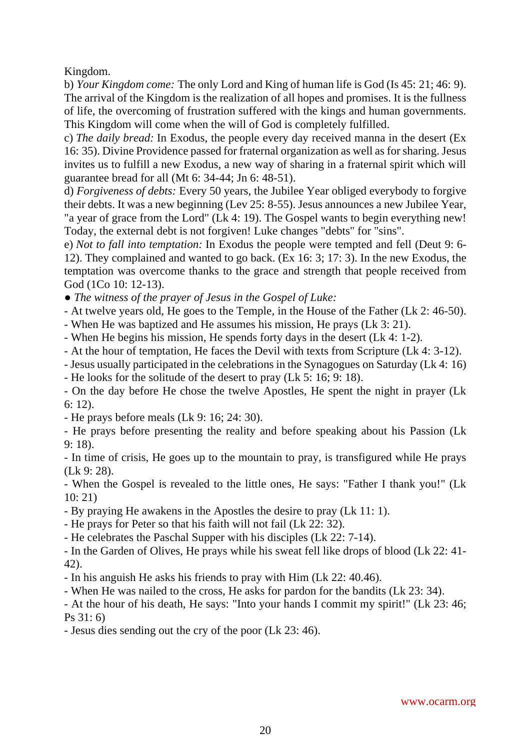Kingdom.

b) *Your Kingdom come:* The only Lord and King of human life is God (Is 45: 21; 46: 9). The arrival of the Kingdom is the realization of all hopes and promises. It is the fullness of life, the overcoming of frustration suffered with the kings and human governments. This Kingdom will come when the will of God is completely fulfilled.

c) *The daily bread:* In Exodus, the people every day received manna in the desert (Ex 16: 35). Divine Providence passed for fraternal organization as well as for sharing. Jesus invites us to fulfill a new Exodus, a new way of sharing in a fraternal spirit which will guarantee bread for all (Mt 6: 34-44; Jn 6: 48-51).

d) *Forgiveness of debts:* Every 50 years, the Jubilee Year obliged everybody to forgive their debts. It was a new beginning (Lev 25: 8-55). Jesus announces a new Jubilee Year, "a year of grace from the Lord" (Lk 4: 19). The Gospel wants to begin everything new! Today, the external debt is not forgiven! Luke changes "debts" for "sins".

e) *Not to fall into temptation:* In Exodus the people were tempted and fell (Deut 9: 6-12). They complained and wanted to go back. (Ex 16: 3; 17: 3). In the new Exodus, the temptation was overcome thanks to the grace and strength that people received from God (1Co 10: 12-13).

● *The witness of the prayer of Jesus in the Gospel of Luke:*

- At twelve years old, He goes to the Temple, in the House of the Father (Lk 2: 46-50).
- When He was baptized and He assumes his mission, He prays (Lk 3: 21).
- When He begins his mission, He spends forty days in the desert (Lk 4: 1-2).
- At the hour of temptation, He faces the Devil with texts from Scripture (Lk 4: 3-12).
- Jesus usually participated in the celebrations in the Synagogues on Saturday (Lk 4: 16)
- He looks for the solitude of the desert to pray (Lk 5: 16; 9: 18).
- On the day before He chose the twelve Apostles, He spent the night in prayer (Lk 6: 12).
- He prays before meals (Lk 9: 16; 24: 30).
- He prays before presenting the reality and before speaking about his Passion (Lk 9: 18).
- In time of crisis, He goes up to the mountain to pray, is transfigured while He prays (Lk 9: 28).
- When the Gospel is revealed to the little ones, He says: "Father I thank you!" (Lk 10: 21)
- By praying He awakens in the Apostles the desire to pray (Lk 11: 1).
- He prays for Peter so that his faith will not fail (Lk 22: 32).
- He celebrates the Paschal Supper with his disciples (Lk 22: 7-14).
- In the Garden of Olives, He prays while his sweat fell like drops of blood (Lk 22: 41-42).
- In his anguish He asks his friends to pray with Him (Lk 22: 40.46).
- When He was nailed to the cross, He asks for pardon for the bandits (Lk 23: 34).
- At the hour of his death, He says: "Into your hands I commit my spirit!" (Lk 23: 46; Ps 31: 6)
- Jesus dies sending out the cry of the poor (Lk 23: 46).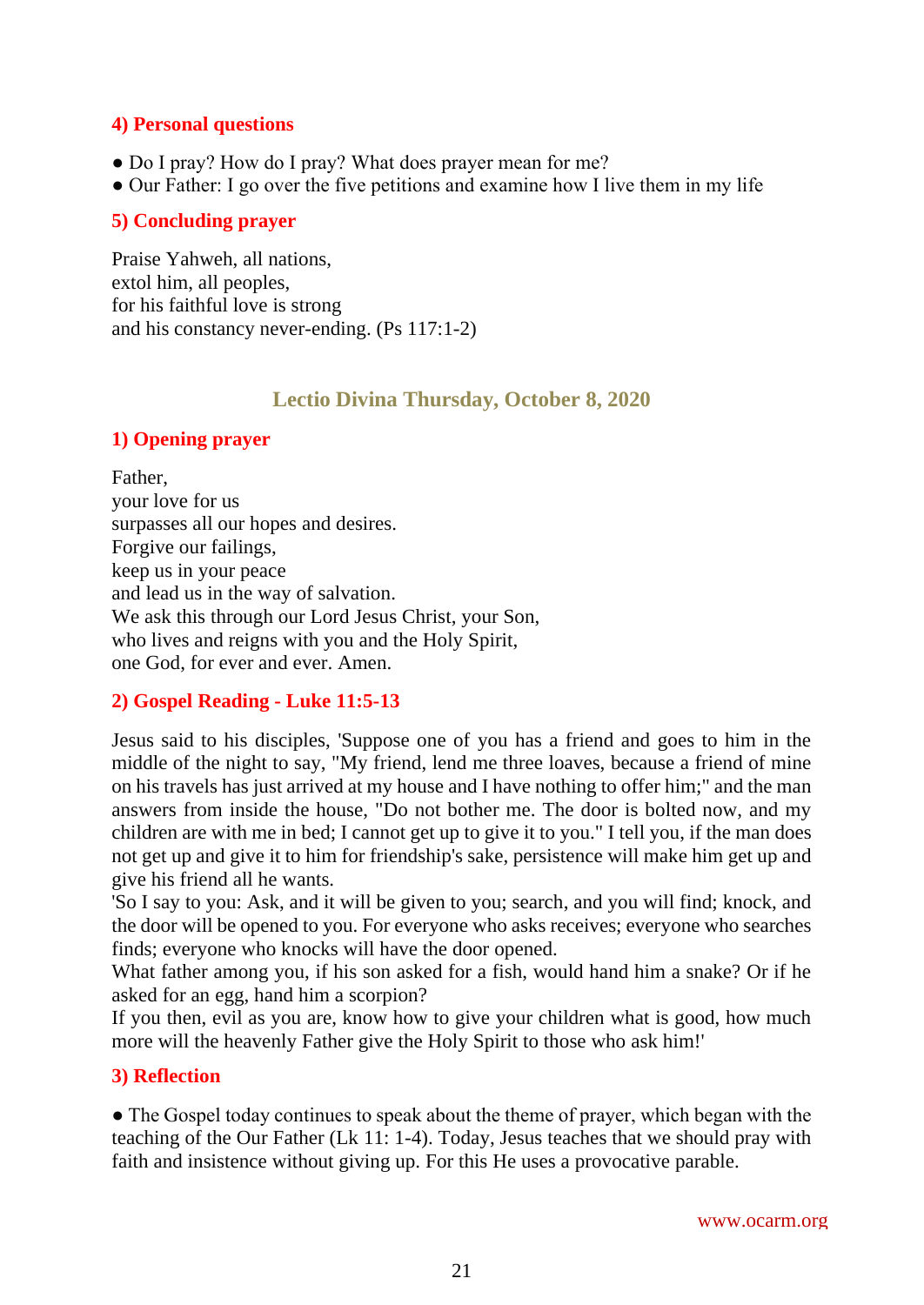### 4) Personal questions

- Do I pray? How do I pray? What does prayer mean for me?
- Our Father: I go over the five petitions and examine how I live them in my life

### 5) Concluding prayer

Praise Yahweh, all nations,
extol him, all peoples,
for his faithful love is strong
and his constancy never-ending. (Ps 117:1-2)

## Lectio Divina Thursday, October 8, 2020

### 1) Opening prayer

Father,
your love for us
surpasses all our hopes and desires.
Forgive our failings,
keep us in your peace
and lead us in the way of salvation.
We ask this through our Lord Jesus Christ, your Son,
who lives and reigns with you and the Holy Spirit,
one God, for ever and ever. Amen.

### 2) Gospel Reading - Luke 11:5-13

Jesus said to his disciples, 'Suppose one of you has a friend and goes to him in the middle of the night to say, "My friend, lend me three loaves, because a friend of mine on his travels has just arrived at my house and I have nothing to offer him;" and the man answers from inside the house, "Do not bother me. The door is bolted now, and my children are with me in bed; I cannot get up to give it to you." I tell you, if the man does not get up and give it to him for friendship's sake, persistence will make him get up and give his friend all he wants.
'So I say to you: Ask, and it will be given to you; search, and you will find; knock, and the door will be opened to you. For everyone who asks receives; everyone who searches finds; everyone who knocks will have the door opened.
What father among you, if his son asked for a fish, would hand him a snake? Or if he asked for an egg, hand him a scorpion?
If you then, evil as you are, know how to give your children what is good, how much more will the heavenly Father give the Holy Spirit to those who ask him!'

### 3) Reflection

- The Gospel today continues to speak about the theme of prayer, which began with the teaching of the Our Father (Lk 11: 1-4). Today, Jesus teaches that we should pray with faith and insistence without giving up. For this He uses a provocative parable.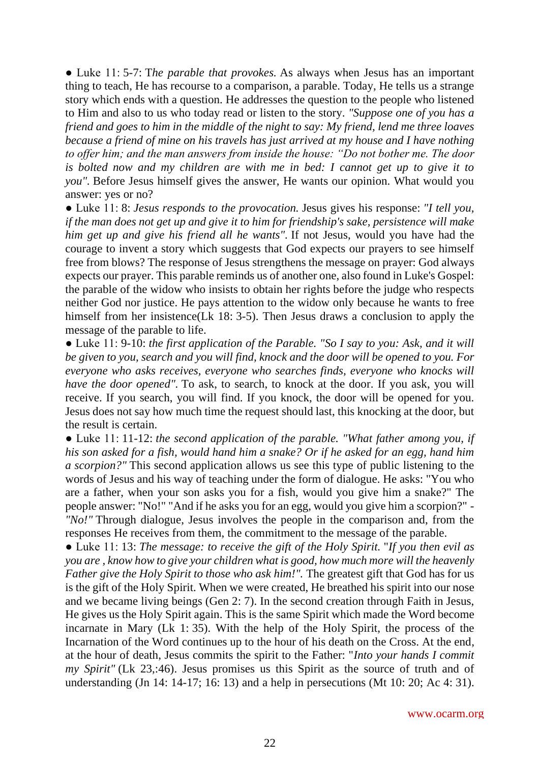● Luke 11: 5-7: T*he parable that provokes.* As always when Jesus has an important thing to teach, He has recourse to a comparison, a parable. Today, He tells us a strange story which ends with a question. He addresses the question to the people who listened to Him and also to us who today read or listen to the story. *"Suppose one of you has a friend and goes to him in the middle of the night to say: My friend, lend me three loaves because a friend of mine on his travels has just arrived at my house and I have nothing to offer him; and the man answers from inside the house: "Do not bother me. The door is bolted now and my children are with me in bed: I cannot get up to give it to you".* Before Jesus himself gives the answer, He wants our opinion. What would you answer: yes or no?

● Luke 11: 8: *Jesus responds to the provocation.* Jesus gives his response: *"I tell you, if the man does not get up and give it to him for friendship's sake, persistence will make him get up and give his friend all he wants".* If not Jesus, would you have had the courage to invent a story which suggests that God expects our prayers to see himself free from blows? The response of Jesus strengthens the message on prayer: God always expects our prayer. This parable reminds us of another one, also found in Luke's Gospel: the parable of the widow who insists to obtain her rights before the judge who respects neither God nor justice. He pays attention to the widow only because he wants to free himself from her insistence(Lk 18: 3-5). Then Jesus draws a conclusion to apply the message of the parable to life.

● Luke 11: 9-10: *the first application of the Parable. "So I say to you: Ask, and it will be given to you, search and you will find, knock and the door will be opened to you. For everyone who asks receives, everyone who searches finds, everyone who knocks will have the door opened".* To ask, to search, to knock at the door. If you ask, you will receive. If you search, you will find. If you knock, the door will be opened for you. Jesus does not say how much time the request should last, this knocking at the door, but the result is certain.

● Luke 11: 11-12: *the second application of the parable. "What father among you, if his son asked for a fish, would hand him a snake? Or if he asked for an egg, hand him a scorpion?"* This second application allows us see this type of public listening to the words of Jesus and his way of teaching under the form of dialogue. He asks: "You who are a father, when your son asks you for a fish, would you give him a snake?" The people answer: "No!" "And if he asks you for an egg, would you give him a scorpion?" - *"No!"* Through dialogue, Jesus involves the people in the comparison and, from the responses He receives from them, the commitment to the message of the parable.

● Luke 11: 13: *The message: to receive the gift of the Holy Spirit.* "*If you then evil as you are , know how to give your children what is good, how much more will the heavenly Father give the Holy Spirit to those who ask him!".* The greatest gift that God has for us is the gift of the Holy Spirit. When we were created, He breathed his spirit into our nose and we became living beings (Gen 2: 7). In the second creation through Faith in Jesus, He gives us the Holy Spirit again. This is the same Spirit which made the Word become incarnate in Mary (Lk 1: 35). With the help of the Holy Spirit, the process of the Incarnation of the Word continues up to the hour of his death on the Cross. At the end, at the hour of death, Jesus commits the spirit to the Father: "*Into your hands I commit my Spirit"* (Lk 23,:46). Jesus promises us this Spirit as the source of truth and of understanding (Jn 14: 14-17; 16: 13) and a help in persecutions (Mt 10: 20; Ac 4: 31).

www.ocarm.org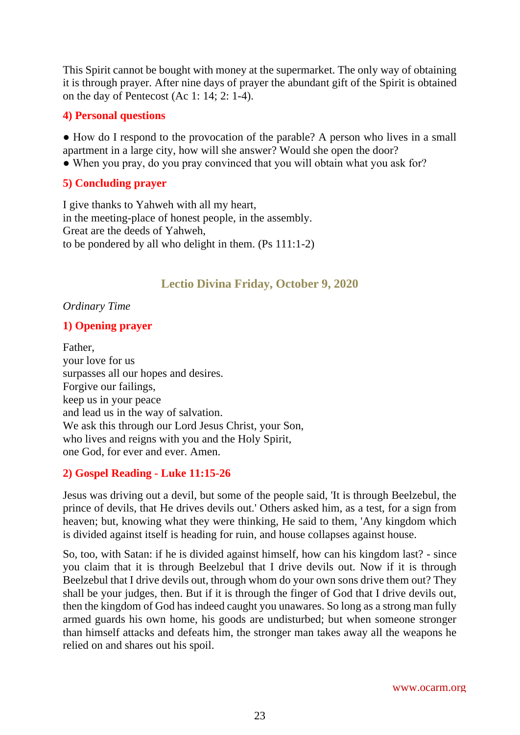This Spirit cannot be bought with money at the supermarket. The only way of obtaining it is through prayer. After nine days of prayer the abundant gift of the Spirit is obtained on the day of Pentecost (Ac 1: 14; 2: 1-4).

### 4) Personal questions

● How do I respond to the provocation of the parable? A person who lives in a small apartment in a large city, how will she answer? Would she open the door?
● When you pray, do you pray convinced that you will obtain what you ask for?

### 5) Concluding prayer

I give thanks to Yahweh with all my heart,
in the meeting-place of honest people, in the assembly.
Great are the deeds of Yahweh,
to be pondered by all who delight in them. (Ps 111:1-2)

## Lectio Divina Friday, October 9, 2020

*Ordinary Time*

### 1) Opening prayer

Father,
your love for us
surpasses all our hopes and desires.
Forgive our failings,
keep us in your peace
and lead us in the way of salvation.
We ask this through our Lord Jesus Christ, your Son,
who lives and reigns with you and the Holy Spirit,
one God, for ever and ever. Amen.

### 2) Gospel Reading - Luke 11:15-26

Jesus was driving out a devil, but some of the people said, 'It is through Beelzebul, the prince of devils, that He drives devils out.' Others asked him, as a test, for a sign from heaven; but, knowing what they were thinking, He said to them, 'Any kingdom which is divided against itself is heading for ruin, and house collapses against house.

So, too, with Satan: if he is divided against himself, how can his kingdom last? - since you claim that it is through Beelzebul that I drive devils out. Now if it is through Beelzebul that I drive devils out, through whom do your own sons drive them out? They shall be your judges, then. But if it is through the finger of God that I drive devils out, then the kingdom of God has indeed caught you unawares. So long as a strong man fully armed guards his own home, his goods are undisturbed; but when someone stronger than himself attacks and defeats him, the stronger man takes away all the weapons he relied on and shares out his spoil.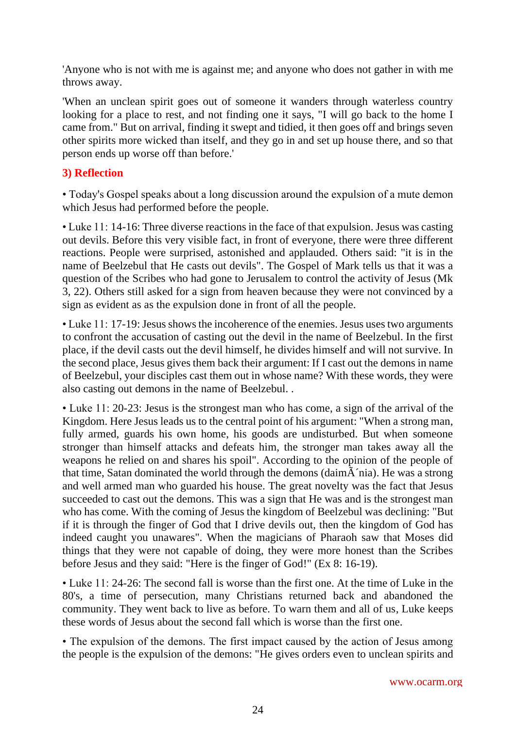'Anyone who is not with me is against me; and anyone who does not gather in with me throws away.

'When an unclean spirit goes out of someone it wanders through waterless country looking for a place to rest, and not finding one it says, "I will go back to the home I came from." But on arrival, finding it swept and tidied, it then goes off and brings seven other spirits more wicked than itself, and they go in and set up house there, and so that person ends up worse off than before.'

### 3) Reflection

• Today's Gospel speaks about a long discussion around the expulsion of a mute demon which Jesus had performed before the people.

• Luke 11: 14-16: Three diverse reactions in the face of that expulsion. Jesus was casting out devils. Before this very visible fact, in front of everyone, there were three different reactions. People were surprised, astonished and applauded. Others said: "it is in the name of Beelzebul that He casts out devils". The Gospel of Mark tells us that it was a question of the Scribes who had gone to Jerusalem to control the activity of Jesus (Mk 3, 22). Others still asked for a sign from heaven because they were not convinced by a sign as evident as as the expulsion done in front of all the people.

• Luke 11: 17-19: Jesus shows the incoherence of the enemies. Jesus uses two arguments to confront the accusation of casting out the devil in the name of Beelzebul. In the first place, if the devil casts out the devil himself, he divides himself and will not survive. In the second place, Jesus gives them back their argument: If I cast out the demons in name of Beelzebul, your disciples cast them out in whose name? With these words, they were also casting out demons in the name of Beelzebul. .

• Luke 11: 20-23: Jesus is the strongest man who has come, a sign of the arrival of the Kingdom. Here Jesus leads us to the central point of his argument: "When a strong man, fully armed, guards his own home, his goods are undisturbed. But when someone stronger than himself attacks and defeats him, the stronger man takes away all the weapons he relied on and shares his spoil". According to the opinion of the people of that time, Satan dominated the world through the demons (daimÃ´nia). He was a strong and well armed man who guarded his house. The great novelty was the fact that Jesus succeeded to cast out the demons. This was a sign that He was and is the strongest man who has come. With the coming of Jesus the kingdom of Beelzebul was declining: "But if it is through the finger of God that I drive devils out, then the kingdom of God has indeed caught you unawares". When the magicians of Pharaoh saw that Moses did things that they were not capable of doing, they were more honest than the Scribes before Jesus and they said: "Here is the finger of God!" (Ex 8: 16-19).

• Luke 11: 24-26: The second fall is worse than the first one. At the time of Luke in the 80's, a time of persecution, many Christians returned back and abandoned the community. They went back to live as before. To warn them and all of us, Luke keeps these words of Jesus about the second fall which is worse than the first one.

• The expulsion of the demons. The first impact caused by the action of Jesus among the people is the expulsion of the demons: "He gives orders even to unclean spirits and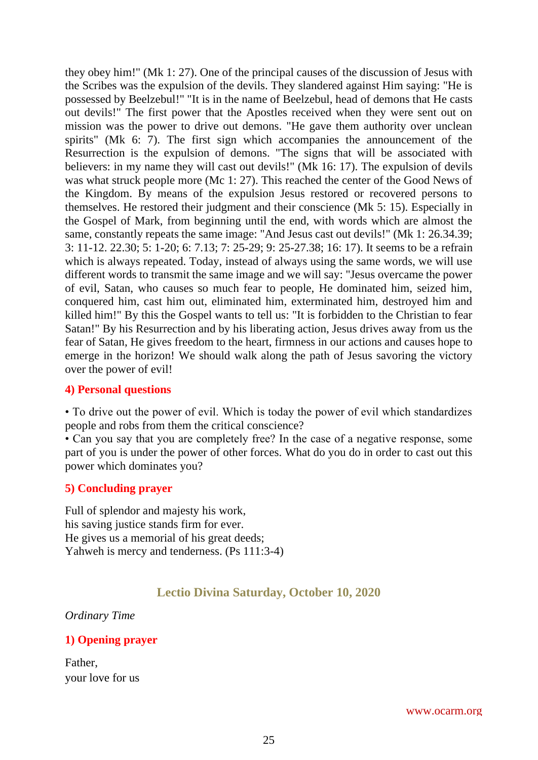they obey him!" (Mk 1: 27). One of the principal causes of the discussion of Jesus with the Scribes was the expulsion of the devils. They slandered against Him saying: "He is possessed by Beelzebul!" "It is in the name of Beelzebul, head of demons that He casts out devils!" The first power that the Apostles received when they were sent out on mission was the power to drive out demons. "He gave them authority over unclean spirits" (Mk 6: 7). The first sign which accompanies the announcement of the Resurrection is the expulsion of demons. "The signs that will be associated with believers: in my name they will cast out devils!" (Mk 16: 17). The expulsion of devils was what struck people more (Mc 1: 27). This reached the center of the Good News of the Kingdom. By means of the expulsion Jesus restored or recovered persons to themselves. He restored their judgment and their conscience (Mk 5: 15). Especially in the Gospel of Mark, from beginning until the end, with words which are almost the same, constantly repeats the same image: "And Jesus cast out devils!" (Mk 1: 26.34.39; 3: 11-12. 22.30; 5: 1-20; 6: 7.13; 7: 25-29; 9: 25-27.38; 16: 17). It seems to be a refrain which is always repeated. Today, instead of always using the same words, we will use different words to transmit the same image and we will say: "Jesus overcame the power of evil, Satan, who causes so much fear to people, He dominated him, seized him, conquered him, cast him out, eliminated him, exterminated him, destroyed him and killed him!" By this the Gospel wants to tell us: "It is forbidden to the Christian to fear Satan!" By his Resurrection and by his liberating action, Jesus drives away from us the fear of Satan, He gives freedom to the heart, firmness in our actions and causes hope to emerge in the horizon! We should walk along the path of Jesus savoring the victory over the power of evil!

### 4) Personal questions

• To drive out the power of evil. Which is today the power of evil which standardizes people and robs from them the critical conscience?
• Can you say that you are completely free? In the case of a negative response, some part of you is under the power of other forces. What do you do in order to cast out this power which dominates you?

### 5) Concluding prayer

Full of splendor and majesty his work,
his saving justice stands firm for ever.
He gives us a memorial of his great deeds;
Yahweh is mercy and tenderness. (Ps 111:3-4)

## Lectio Divina Saturday, October 10, 2020

*Ordinary Time*

### 1) Opening prayer

Father,
your love for us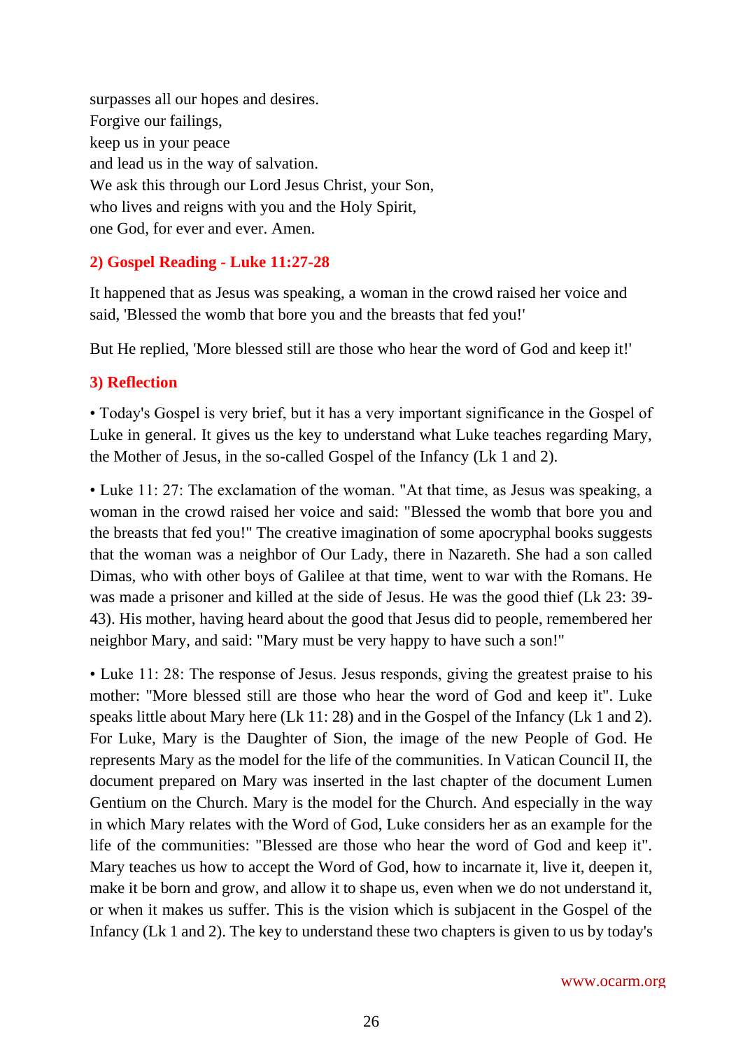surpasses all our hopes and desires.
Forgive our failings,
keep us in your peace
and lead us in the way of salvation.
We ask this through our Lord Jesus Christ, your Son,
who lives and reigns with you and the Holy Spirit,
one God, for ever and ever. Amen.

### 2) Gospel Reading - Luke 11:27-28

It happened that as Jesus was speaking, a woman in the crowd raised her voice and said, 'Blessed the womb that bore you and the breasts that fed you!'

But He replied, 'More blessed still are those who hear the word of God and keep it!'

### 3) Reflection

• Today's Gospel is very brief, but it has a very important significance in the Gospel of Luke in general. It gives us the key to understand what Luke teaches regarding Mary, the Mother of Jesus, in the so-called Gospel of the Infancy (Lk 1 and 2).

• Luke 11: 27: The exclamation of the woman. "At that time, as Jesus was speaking, a woman in the crowd raised her voice and said: "Blessed the womb that bore you and the breasts that fed you!" The creative imagination of some apocryphal books suggests that the woman was a neighbor of Our Lady, there in Nazareth. She had a son called Dimas, who with other boys of Galilee at that time, went to war with the Romans. He was made a prisoner and killed at the side of Jesus. He was the good thief (Lk 23: 39-43). His mother, having heard about the good that Jesus did to people, remembered her neighbor Mary, and said: "Mary must be very happy to have such a son!"

• Luke 11: 28: The response of Jesus. Jesus responds, giving the greatest praise to his mother: "More blessed still are those who hear the word of God and keep it". Luke speaks little about Mary here (Lk 11: 28) and in the Gospel of the Infancy (Lk 1 and 2). For Luke, Mary is the Daughter of Sion, the image of the new People of God. He represents Mary as the model for the life of the communities. In Vatican Council II, the document prepared on Mary was inserted in the last chapter of the document Lumen Gentium on the Church. Mary is the model for the Church. And especially in the way in which Mary relates with the Word of God, Luke considers her as an example for the life of the communities: "Blessed are those who hear the word of God and keep it". Mary teaches us how to accept the Word of God, how to incarnate it, live it, deepen it, make it be born and grow, and allow it to shape us, even when we do not understand it, or when it makes us suffer. This is the vision which is subjacent in the Gospel of the Infancy (Lk 1 and 2). The key to understand these two chapters is given to us by today's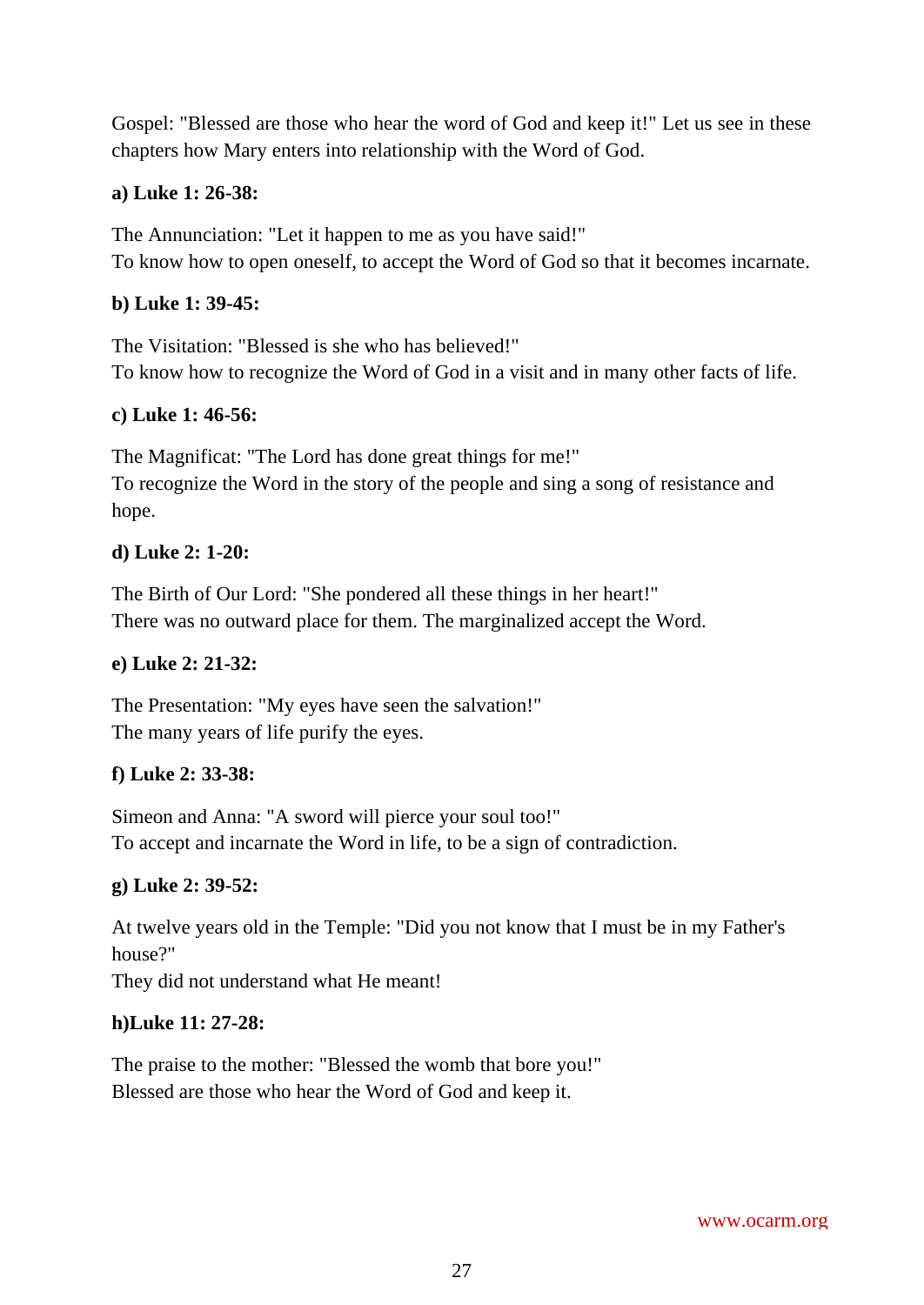Gospel: "Blessed are those who hear the word of God and keep it!" Let us see in these chapters how Mary enters into relationship with the Word of God.

**a) Luke 1: 26-38:**

The Annunciation: "Let it happen to me as you have said!"
To know how to open oneself, to accept the Word of God so that it becomes incarnate.

**b) Luke 1: 39-45:**

The Visitation: "Blessed is she who has believed!"
To know how to recognize the Word of God in a visit and in many other facts of life.

**c) Luke 1: 46-56:**

The Magnificat: "The Lord has done great things for me!"
To recognize the Word in the story of the people and sing a song of resistance and hope.

**d) Luke 2: 1-20:**

The Birth of Our Lord: "She pondered all these things in her heart!"
There was no outward place for them. The marginalized accept the Word.

**e) Luke 2: 21-32:**

The Presentation: "My eyes have seen the salvation!"
The many years of life purify the eyes.

**f) Luke 2: 33-38:**

Simeon and Anna: "A sword will pierce your soul too!"
To accept and incarnate the Word in life, to be a sign of contradiction.

**g) Luke 2: 39-52:**

At twelve years old in the Temple: "Did you not know that I must be in my Father's house?"
They did not understand what He meant!

**h)Luke 11: 27-28:**

The praise to the mother: "Blessed the womb that bore you!"
Blessed are those who hear the Word of God and keep it.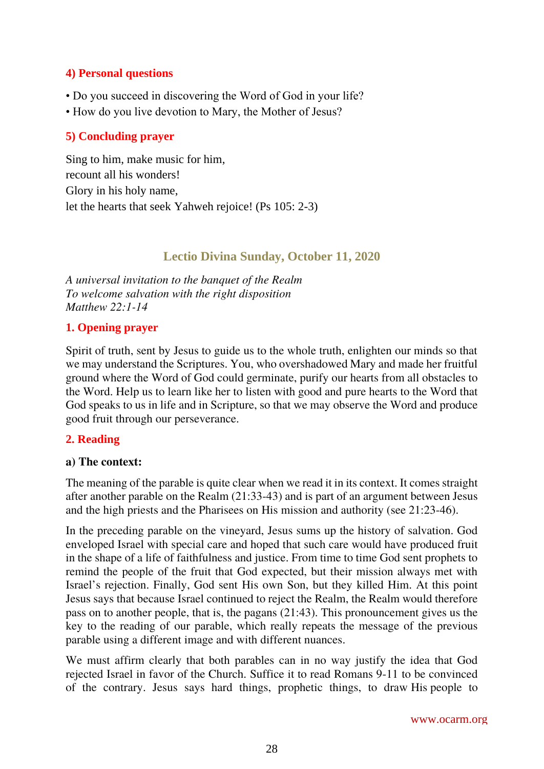### 4) Personal questions

- Do you succeed in discovering the Word of God in your life?
- How do you live devotion to Mary, the Mother of Jesus?

### 5) Concluding prayer

Sing to him, make music for him,
recount all his wonders!
Glory in his holy name,
let the hearts that seek Yahweh rejoice! (Ps 105: 2-3)

## Lectio Divina Sunday, October 11, 2020

*A universal invitation to the banquet of the Realm*
*To welcome salvation with the right disposition*
*Matthew 22:1-14*

### 1. Opening prayer

Spirit of truth, sent by Jesus to guide us to the whole truth, enlighten our minds so that we may understand the Scriptures. You, who overshadowed Mary and made her fruitful ground where the Word of God could germinate, purify our hearts from all obstacles to the Word. Help us to learn like her to listen with good and pure hearts to the Word that God speaks to us in life and in Scripture, so that we may observe the Word and produce good fruit through our perseverance.

### 2. Reading

**a) The context:**

The meaning of the parable is quite clear when we read it in its context. It comes straight after another parable on the Realm (21:33-43) and is part of an argument between Jesus and the high priests and the Pharisees on His mission and authority (see 21:23-46).

In the preceding parable on the vineyard, Jesus sums up the history of salvation. God enveloped Israel with special care and hoped that such care would have produced fruit in the shape of a life of faithfulness and justice. From time to time God sent prophets to remind the people of the fruit that God expected, but their mission always met with Israel's rejection. Finally, God sent His own Son, but they killed Him. At this point Jesus says that because Israel continued to reject the Realm, the Realm would therefore pass on to another people, that is, the pagans (21:43). This pronouncement gives us the key to the reading of our parable, which really repeats the message of the previous parable using a different image and with different nuances.

We must affirm clearly that both parables can in no way justify the idea that God rejected Israel in favor of the Church. Suffice it to read Romans 9-11 to be convinced of the contrary. Jesus says hard things, prophetic things, to draw His people to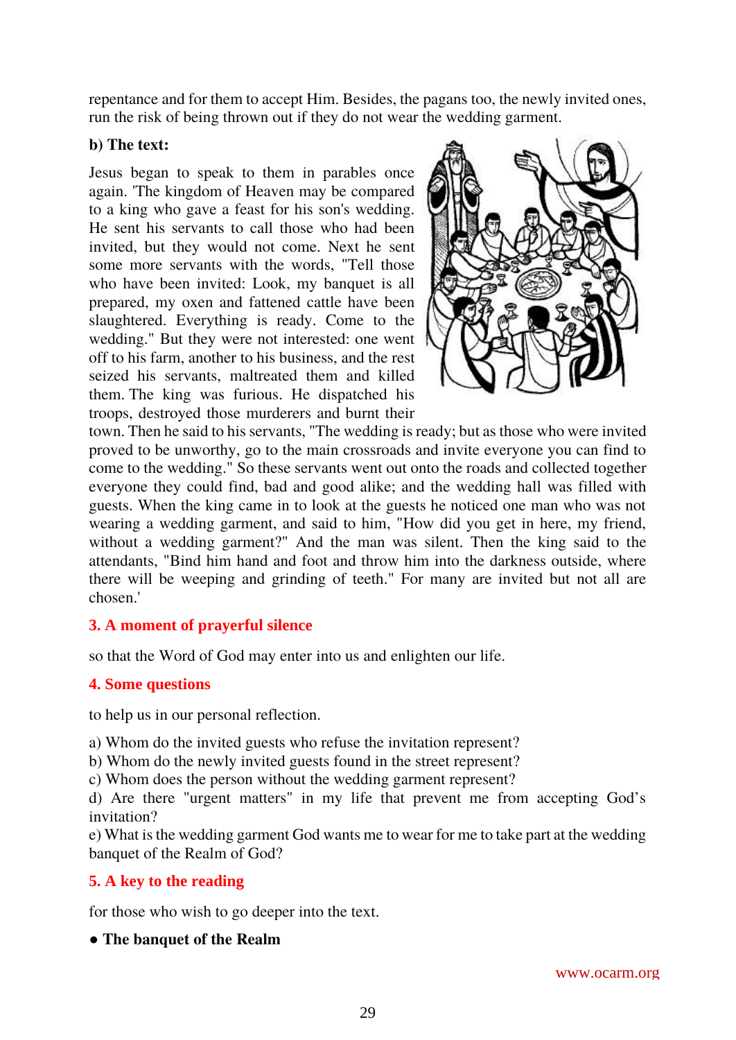repentance and for them to accept Him. Besides, the pagans too, the newly invited ones, run the risk of being thrown out if they do not wear the wedding garment.

**b) The text:**

Jesus began to speak to them in parables once again. 'The kingdom of Heaven may be compared to a king who gave a feast for his son's wedding. He sent his servants to call those who had been invited, but they would not come. Next he sent some more servants with the words, "Tell those who have been invited: Look, my banquet is all prepared, my oxen and fattened cattle have been slaughtered. Everything is ready. Come to the wedding." But they were not interested: one went off to his farm, another to his business, and the rest seized his servants, maltreated them and killed them. The king was furious. He dispatched his troops, destroyed those murderers and burnt their town. Then he said to his servants, "The wedding is ready; but as those who were invited proved to be unworthy, go to the main crossroads and invite everyone you can find to come to the wedding." So these servants went out onto the roads and collected together everyone they could find, bad and good alike; and the wedding hall was filled with guests. When the king came in to look at the guests he noticed one man who was not wearing a wedding garment, and said to him, "How did you get in here, my friend, without a wedding garment?" And the man was silent. Then the king said to the attendants, "Bind him hand and foot and throw him into the darkness outside, where there will be weeping and grinding of teeth." For many are invited but not all are chosen.'

## 3. A moment of prayerful silence

so that the Word of God may enter into us and enlighten our life.

## 4. Some questions

to help us in our personal reflection.

a) Whom do the invited guests who refuse the invitation represent?
b) Whom do the newly invited guests found in the street represent?
c) Whom does the person without the wedding garment represent?
d) Are there "urgent matters" in my life that prevent me from accepting God's invitation?
e) What is the wedding garment God wants me to wear for me to take part at the wedding banquet of the Realm of God?

## 5. A key to the reading

for those who wish to go deeper into the text.

- **The banquet of the Realm**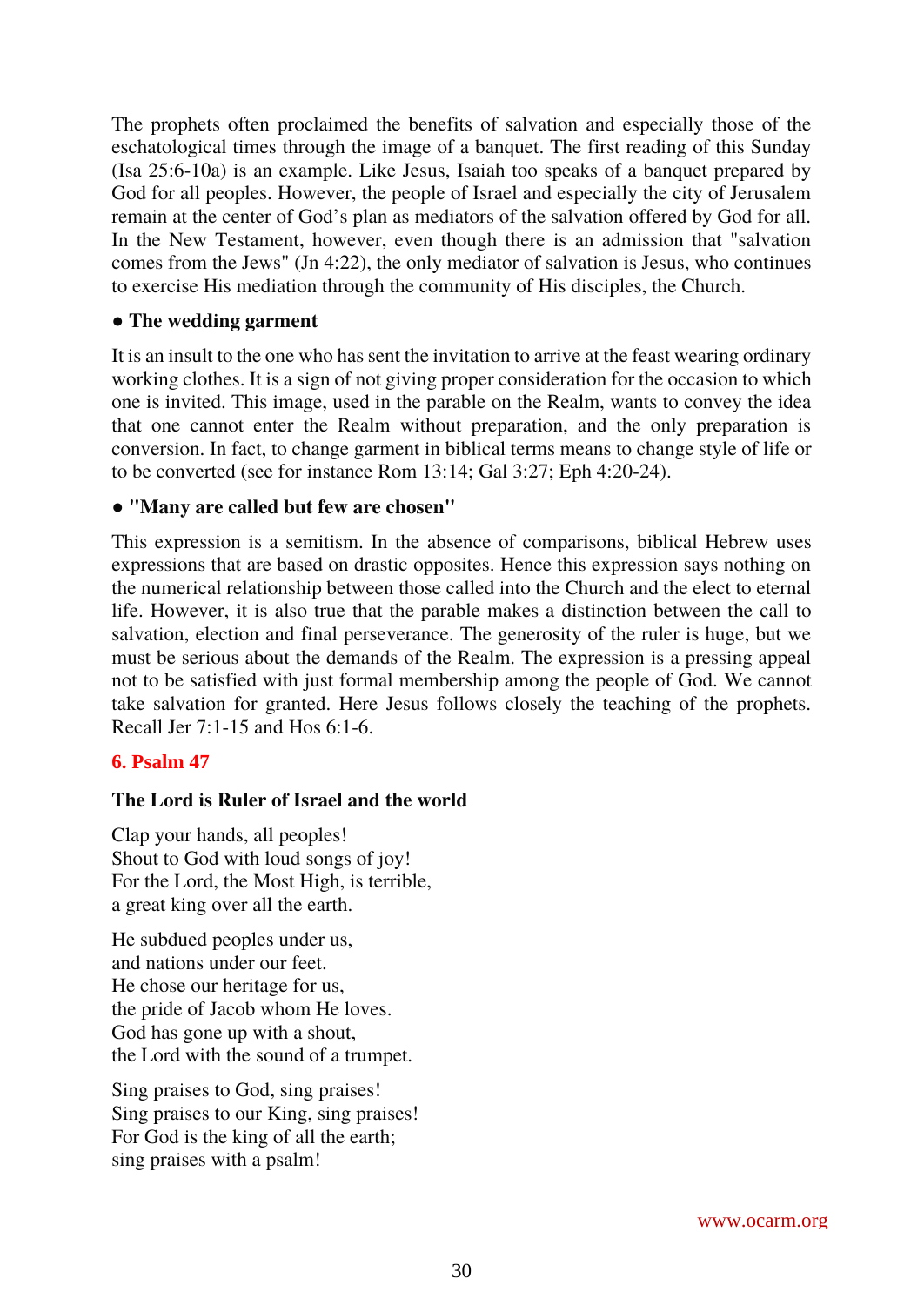The prophets often proclaimed the benefits of salvation and especially those of the eschatological times through the image of a banquet. The first reading of this Sunday (Isa 25:6-10a) is an example. Like Jesus, Isaiah too speaks of a banquet prepared by God for all peoples. However, the people of Israel and especially the city of Jerusalem remain at the center of God's plan as mediators of the salvation offered by God for all. In the New Testament, however, even though there is an admission that "salvation comes from the Jews" (Jn 4:22), the only mediator of salvation is Jesus, who continues to exercise His mediation through the community of His disciples, the Church.

**● The wedding garment**

It is an insult to the one who has sent the invitation to arrive at the feast wearing ordinary working clothes. It is a sign of not giving proper consideration for the occasion to which one is invited. This image, used in the parable on the Realm, wants to convey the idea that one cannot enter the Realm without preparation, and the only preparation is conversion. In fact, to change garment in biblical terms means to change style of life or to be converted (see for instance Rom 13:14; Gal 3:27; Eph 4:20-24).

**● "Many are called but few are chosen"**

This expression is a semitism. In the absence of comparisons, biblical Hebrew uses expressions that are based on drastic opposites. Hence this expression says nothing on the numerical relationship between those called into the Church and the elect to eternal life. However, it is also true that the parable makes a distinction between the call to salvation, election and final perseverance. The generosity of the ruler is huge, but we must be serious about the demands of the Realm. The expression is a pressing appeal not to be satisfied with just formal membership among the people of God. We cannot take salvation for granted. Here Jesus follows closely the teaching of the prophets. Recall Jer 7:1-15 and Hos 6:1-6.

## 6. Psalm 47

**The Lord is Ruler of Israel and the world**

Clap your hands, all peoples!
Shout to God with loud songs of joy!
For the Lord, the Most High, is terrible,
a great king over all the earth.

He subdued peoples under us,
and nations under our feet.
He chose our heritage for us,
the pride of Jacob whom He loves.
God has gone up with a shout,
the Lord with the sound of a trumpet.

Sing praises to God, sing praises!
Sing praises to our King, sing praises!
For God is the king of all the earth;
sing praises with a psalm!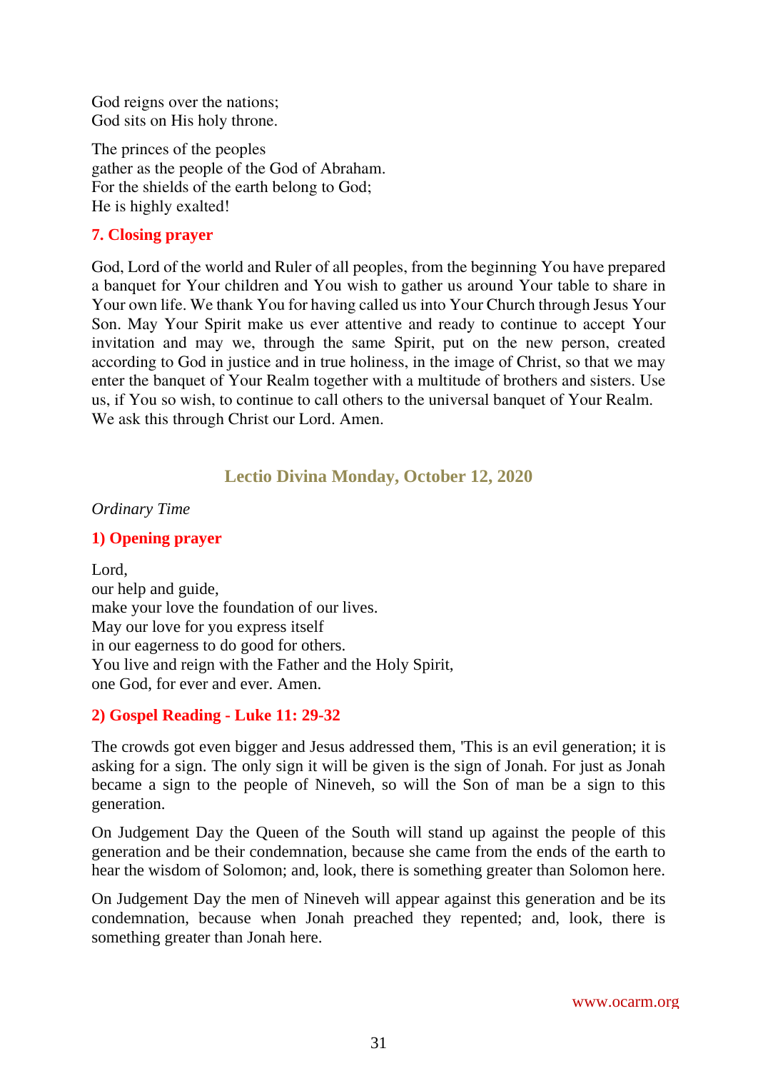God reigns over the nations;
God sits on His holy throne.

The princes of the peoples
gather as the people of the God of Abraham.
For the shields of the earth belong to God;
He is highly exalted!

### 7. Closing prayer

God, Lord of the world and Ruler of all peoples, from the beginning You have prepared a banquet for Your children and You wish to gather us around Your table to share in Your own life. We thank You for having called us into Your Church through Jesus Your Son. May Your Spirit make us ever attentive and ready to continue to accept Your invitation and may we, through the same Spirit, put on the new person, created according to God in justice and in true holiness, in the image of Christ, so that we may enter the banquet of Your Realm together with a multitude of brothers and sisters. Use us, if You so wish, to continue to call others to the universal banquet of Your Realm. We ask this through Christ our Lord. Amen.

## Lectio Divina Monday, October 12, 2020

*Ordinary Time*

### 1) Opening prayer

Lord,
our help and guide,
make your love the foundation of our lives.
May our love for you express itself
in our eagerness to do good for others.
You live and reign with the Father and the Holy Spirit,
one God, for ever and ever. Amen.

### 2) Gospel Reading - Luke 11: 29-32

The crowds got even bigger and Jesus addressed them, 'This is an evil generation; it is asking for a sign. The only sign it will be given is the sign of Jonah. For just as Jonah became a sign to the people of Nineveh, so will the Son of man be a sign to this generation.

On Judgement Day the Queen of the South will stand up against the people of this generation and be their condemnation, because she came from the ends of the earth to hear the wisdom of Solomon; and, look, there is something greater than Solomon here.

On Judgement Day the men of Nineveh will appear against this generation and be its condemnation, because when Jonah preached they repented; and, look, there is something greater than Jonah here.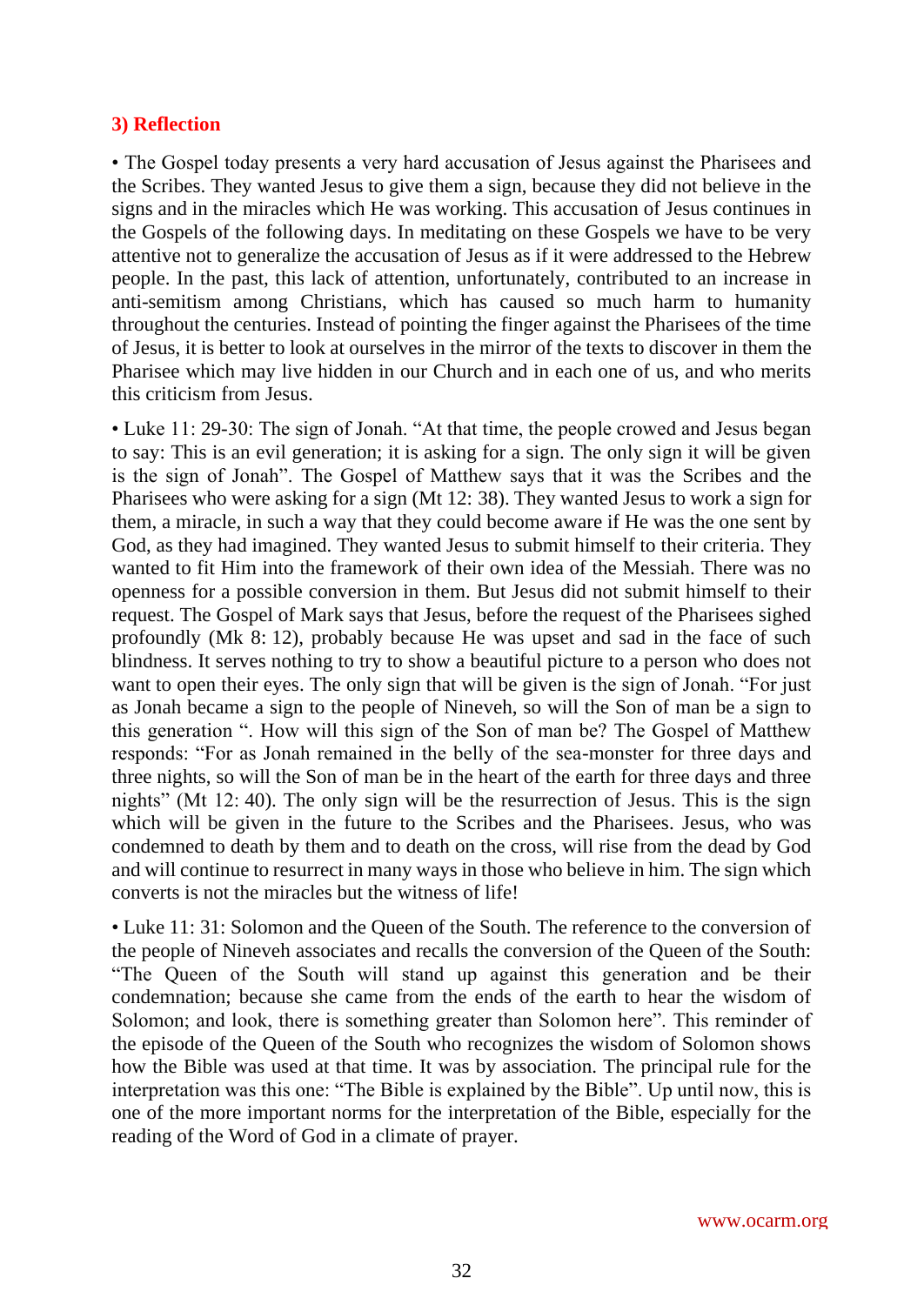### 3) Reflection

• The Gospel today presents a very hard accusation of Jesus against the Pharisees and the Scribes. They wanted Jesus to give them a sign, because they did not believe in the signs and in the miracles which He was working. This accusation of Jesus continues in the Gospels of the following days. In meditating on these Gospels we have to be very attentive not to generalize the accusation of Jesus as if it were addressed to the Hebrew people. In the past, this lack of attention, unfortunately, contributed to an increase in anti-semitism among Christians, which has caused so much harm to humanity throughout the centuries. Instead of pointing the finger against the Pharisees of the time of Jesus, it is better to look at ourselves in the mirror of the texts to discover in them the Pharisee which may live hidden in our Church and in each one of us, and who merits this criticism from Jesus.

• Luke 11: 29-30: The sign of Jonah. "At that time, the people crowed and Jesus began to say: This is an evil generation; it is asking for a sign. The only sign it will be given is the sign of Jonah". The Gospel of Matthew says that it was the Scribes and the Pharisees who were asking for a sign (Mt 12: 38). They wanted Jesus to work a sign for them, a miracle, in such a way that they could become aware if He was the one sent by God, as they had imagined. They wanted Jesus to submit himself to their criteria. They wanted to fit Him into the framework of their own idea of the Messiah. There was no openness for a possible conversion in them. But Jesus did not submit himself to their request. The Gospel of Mark says that Jesus, before the request of the Pharisees sighed profoundly (Mk 8: 12), probably because He was upset and sad in the face of such blindness. It serves nothing to try to show a beautiful picture to a person who does not want to open their eyes. The only sign that will be given is the sign of Jonah. "For just as Jonah became a sign to the people of Nineveh, so will the Son of man be a sign to this generation ". How will this sign of the Son of man be? The Gospel of Matthew responds: "For as Jonah remained in the belly of the sea-monster for three days and three nights, so will the Son of man be in the heart of the earth for three days and three nights" (Mt 12: 40). The only sign will be the resurrection of Jesus. This is the sign which will be given in the future to the Scribes and the Pharisees. Jesus, who was condemned to death by them and to death on the cross, will rise from the dead by God and will continue to resurrect in many ways in those who believe in him. The sign which converts is not the miracles but the witness of life!

• Luke 11: 31: Solomon and the Queen of the South. The reference to the conversion of the people of Nineveh associates and recalls the conversion of the Queen of the South: "The Queen of the South will stand up against this generation and be their condemnation; because she came from the ends of the earth to hear the wisdom of Solomon; and look, there is something greater than Solomon here". This reminder of the episode of the Queen of the South who recognizes the wisdom of Solomon shows how the Bible was used at that time. It was by association. The principal rule for the interpretation was this one: "The Bible is explained by the Bible". Up until now, this is one of the more important norms for the interpretation of the Bible, especially for the reading of the Word of God in a climate of prayer.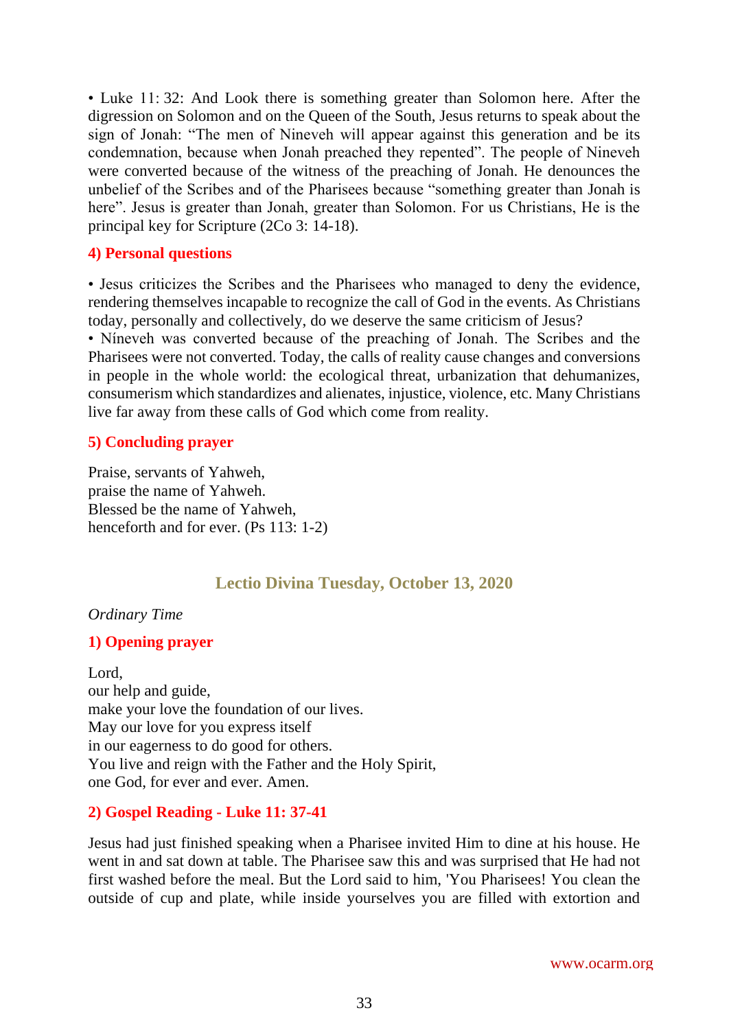• Luke 11: 32: And Look there is something greater than Solomon here. After the digression on Solomon and on the Queen of the South, Jesus returns to speak about the sign of Jonah: "The men of Nineveh will appear against this generation and be its condemnation, because when Jonah preached they repented". The people of Nineveh were converted because of the witness of the preaching of Jonah. He denounces the unbelief of the Scribes and of the Pharisees because "something greater than Jonah is here". Jesus is greater than Jonah, greater than Solomon. For us Christians, He is the principal key for Scripture (2Co 3: 14-18).

### 4) Personal questions

• Jesus criticizes the Scribes and the Pharisees who managed to deny the evidence, rendering themselves incapable to recognize the call of God in the events. As Christians today, personally and collectively, do we deserve the same criticism of Jesus?
• Nineveh was converted because of the preaching of Jonah. The Scribes and the Pharisees were not converted. Today, the calls of reality cause changes and conversions in people in the whole world: the ecological threat, urbanization that dehumanizes, consumerism which standardizes and alienates, injustice, violence, etc. Many Christians live far away from these calls of God which come from reality.

### 5) Concluding prayer

Praise, servants of Yahweh,
praise the name of Yahweh.
Blessed be the name of Yahweh,
henceforth and for ever. (Ps 113: 1-2)

## Lectio Divina Tuesday, October 13, 2020

*Ordinary Time*

### 1) Opening prayer

Lord,
our help and guide,
make your love the foundation of our lives.
May our love for you express itself
in our eagerness to do good for others.
You live and reign with the Father and the Holy Spirit,
one God, for ever and ever. Amen.

### 2) Gospel Reading - Luke 11: 37-41

Jesus had just finished speaking when a Pharisee invited Him to dine at his house. He went in and sat down at table. The Pharisee saw this and was surprised that He had not first washed before the meal. But the Lord said to him, 'You Pharisees! You clean the outside of cup and plate, while inside yourselves you are filled with extortion and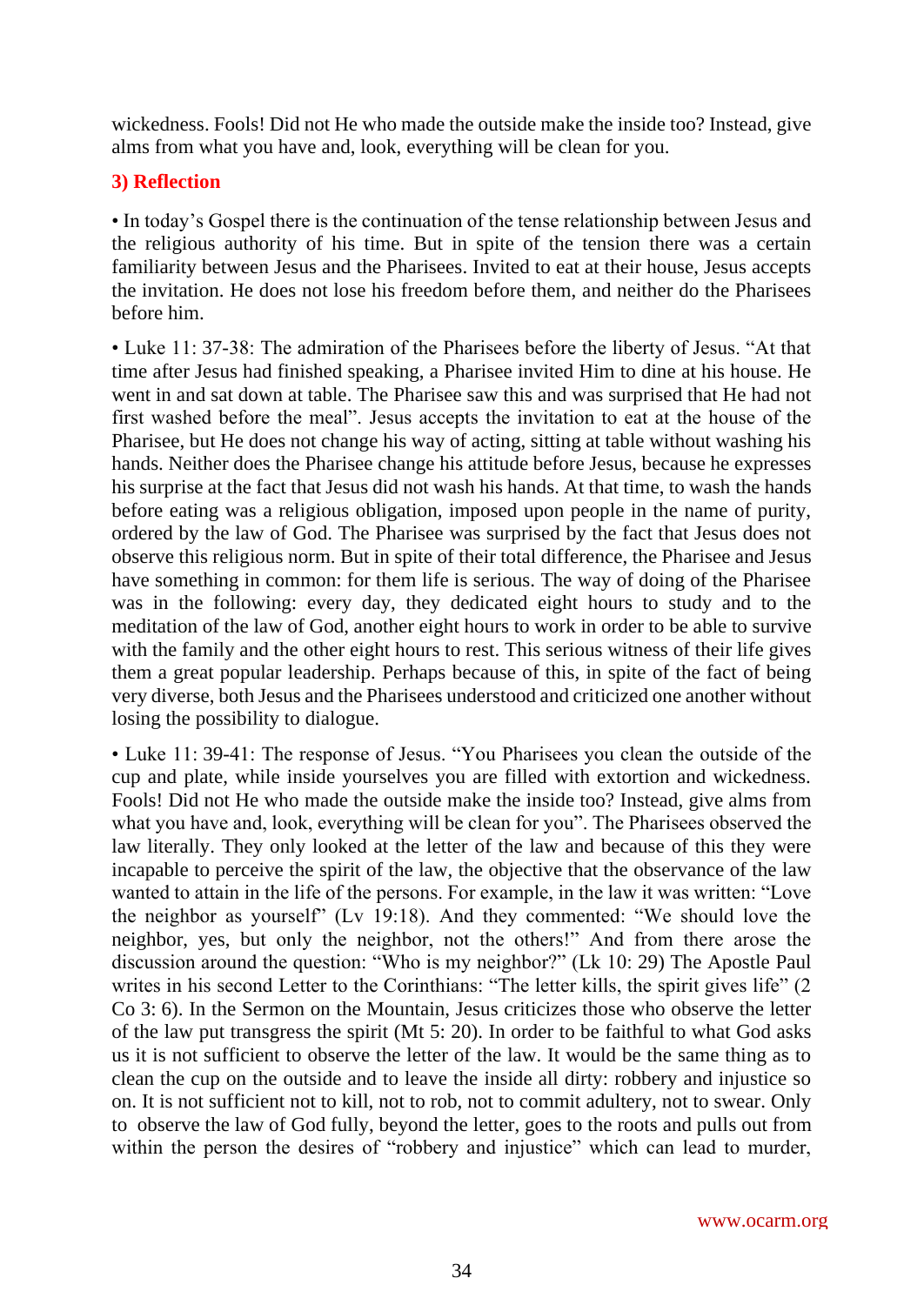wickedness. Fools! Did not He who made the outside make the inside too? Instead, give alms from what you have and, look, everything will be clean for you.

### 3) Reflection

• In today's Gospel there is the continuation of the tense relationship between Jesus and the religious authority of his time. But in spite of the tension there was a certain familiarity between Jesus and the Pharisees. Invited to eat at their house, Jesus accepts the invitation. He does not lose his freedom before them, and neither do the Pharisees before him.

• Luke 11: 37-38: The admiration of the Pharisees before the liberty of Jesus. "At that time after Jesus had finished speaking, a Pharisee invited Him to dine at his house. He went in and sat down at table. The Pharisee saw this and was surprised that He had not first washed before the meal". Jesus accepts the invitation to eat at the house of the Pharisee, but He does not change his way of acting, sitting at table without washing his hands. Neither does the Pharisee change his attitude before Jesus, because he expresses his surprise at the fact that Jesus did not wash his hands. At that time, to wash the hands before eating was a religious obligation, imposed upon people in the name of purity, ordered by the law of God. The Pharisee was surprised by the fact that Jesus does not observe this religious norm. But in spite of their total difference, the Pharisee and Jesus have something in common: for them life is serious. The way of doing of the Pharisee was in the following: every day, they dedicated eight hours to study and to the meditation of the law of God, another eight hours to work in order to be able to survive with the family and the other eight hours to rest. This serious witness of their life gives them a great popular leadership. Perhaps because of this, in spite of the fact of being very diverse, both Jesus and the Pharisees understood and criticized one another without losing the possibility to dialogue.

• Luke 11: 39-41: The response of Jesus. "You Pharisees you clean the outside of the cup and plate, while inside yourselves you are filled with extortion and wickedness. Fools! Did not He who made the outside make the inside too? Instead, give alms from what you have and, look, everything will be clean for you". The Pharisees observed the law literally. They only looked at the letter of the law and because of this they were incapable to perceive the spirit of the law, the objective that the observance of the law wanted to attain in the life of the persons. For example, in the law it was written: "Love the neighbor as yourself" (Lv 19:18). And they commented: "We should love the neighbor, yes, but only the neighbor, not the others!" And from there arose the discussion around the question: "Who is my neighbor?" (Lk 10: 29) The Apostle Paul writes in his second Letter to the Corinthians: "The letter kills, the spirit gives life" (2 Co 3: 6). In the Sermon on the Mountain, Jesus criticizes those who observe the letter of the law put transgress the spirit (Mt 5: 20). In order to be faithful to what God asks us it is not sufficient to observe the letter of the law. It would be the same thing as to clean the cup on the outside and to leave the inside all dirty: robbery and injustice so on. It is not sufficient not to kill, not to rob, not to commit adultery, not to swear. Only to observe the law of God fully, beyond the letter, goes to the roots and pulls out from within the person the desires of "robbery and injustice" which can lead to murder,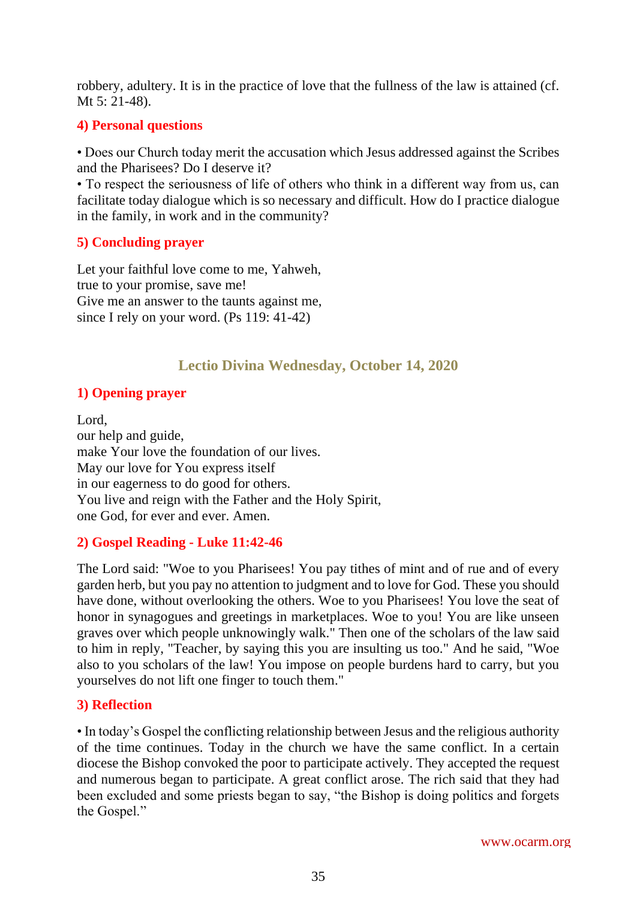robbery, adultery. It is in the practice of love that the fullness of the law is attained (cf. Mt 5: 21-48).

### 4) Personal questions

• Does our Church today merit the accusation which Jesus addressed against the Scribes and the Pharisees? Do I deserve it?
• To respect the seriousness of life of others who think in a different way from us, can facilitate today dialogue which is so necessary and difficult. How do I practice dialogue in the family, in work and in the community?

### 5) Concluding prayer

Let your faithful love come to me, Yahweh,
true to your promise, save me!
Give me an answer to the taunts against me,
since I rely on your word. (Ps 119: 41-42)

## Lectio Divina Wednesday, October 14, 2020

### 1) Opening prayer

Lord,
our help and guide,
make Your love the foundation of our lives.
May our love for You express itself
in our eagerness to do good for others.
You live and reign with the Father and the Holy Spirit,
one God, for ever and ever. Amen.

### 2) Gospel Reading - Luke 11:42-46

The Lord said: "Woe to you Pharisees! You pay tithes of mint and of rue and of every garden herb, but you pay no attention to judgment and to love for God. These you should have done, without overlooking the others. Woe to you Pharisees! You love the seat of honor in synagogues and greetings in marketplaces. Woe to you! You are like unseen graves over which people unknowingly walk." Then one of the scholars of the law said to him in reply, "Teacher, by saying this you are insulting us too." And he said, "Woe also to you scholars of the law! You impose on people burdens hard to carry, but you yourselves do not lift one finger to touch them."

### 3) Reflection

• In today's Gospel the conflicting relationship between Jesus and the religious authority of the time continues. Today in the church we have the same conflict. In a certain diocese the Bishop convoked the poor to participate actively. They accepted the request and numerous began to participate. A great conflict arose. The rich said that they had been excluded and some priests began to say, "the Bishop is doing politics and forgets the Gospel."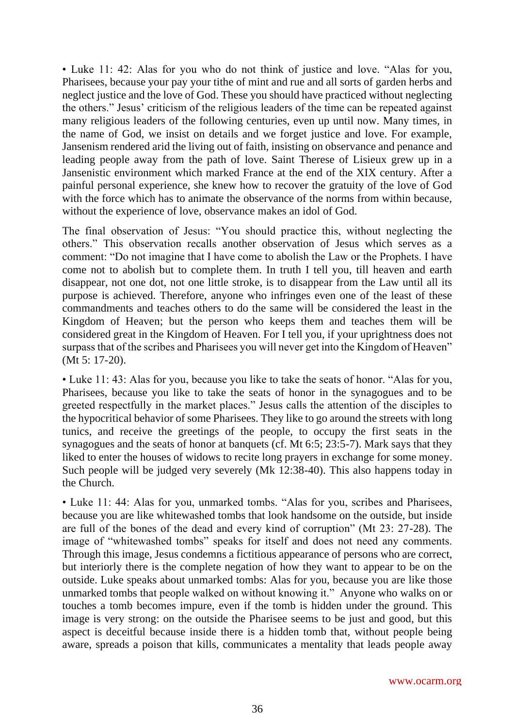• Luke 11: 42: Alas for you who do not think of justice and love. "Alas for you, Pharisees, because your pay your tithe of mint and rue and all sorts of garden herbs and neglect justice and the love of God. These you should have practiced without neglecting the others." Jesus' criticism of the religious leaders of the time can be repeated against many religious leaders of the following centuries, even up until now. Many times, in the name of God, we insist on details and we forget justice and love. For example, Jansenism rendered arid the living out of faith, insisting on observance and penance and leading people away from the path of love. Saint Therese of Lisieux grew up in a Jansenistic environment which marked France at the end of the XIX century. After a painful personal experience, she knew how to recover the gratuity of the love of God with the force which has to animate the observance of the norms from within because, without the experience of love, observance makes an idol of God.

The final observation of Jesus: "You should practice this, without neglecting the others." This observation recalls another observation of Jesus which serves as a comment: "Do not imagine that I have come to abolish the Law or the Prophets. I have come not to abolish but to complete them. In truth I tell you, till heaven and earth disappear, not one dot, not one little stroke, is to disappear from the Law until all its purpose is achieved. Therefore, anyone who infringes even one of the least of these commandments and teaches others to do the same will be considered the least in the Kingdom of Heaven; but the person who keeps them and teaches them will be considered great in the Kingdom of Heaven. For I tell you, if your uprightness does not surpass that of the scribes and Pharisees you will never get into the Kingdom of Heaven" (Mt 5: 17-20).

• Luke 11: 43: Alas for you, because you like to take the seats of honor. "Alas for you, Pharisees, because you like to take the seats of honor in the synagogues and to be greeted respectfully in the market places." Jesus calls the attention of the disciples to the hypocritical behavior of some Pharisees. They like to go around the streets with long tunics, and receive the greetings of the people, to occupy the first seats in the synagogues and the seats of honor at banquets (cf. Mt 6:5; 23:5-7). Mark says that they liked to enter the houses of widows to recite long prayers in exchange for some money. Such people will be judged very severely (Mk 12:38-40). This also happens today in the Church.

• Luke 11: 44: Alas for you, unmarked tombs. "Alas for you, scribes and Pharisees, because you are like whitewashed tombs that look handsome on the outside, but inside are full of the bones of the dead and every kind of corruption" (Mt 23: 27-28). The image of "whitewashed tombs" speaks for itself and does not need any comments. Through this image, Jesus condemns a fictitious appearance of persons who are correct, but interiorly there is the complete negation of how they want to appear to be on the outside. Luke speaks about unmarked tombs: Alas for you, because you are like those unmarked tombs that people walked on without knowing it." Anyone who walks on or touches a tomb becomes impure, even if the tomb is hidden under the ground. This image is very strong: on the outside the Pharisee seems to be just and good, but this aspect is deceitful because inside there is a hidden tomb that, without people being aware, spreads a poison that kills, communicates a mentality that leads people away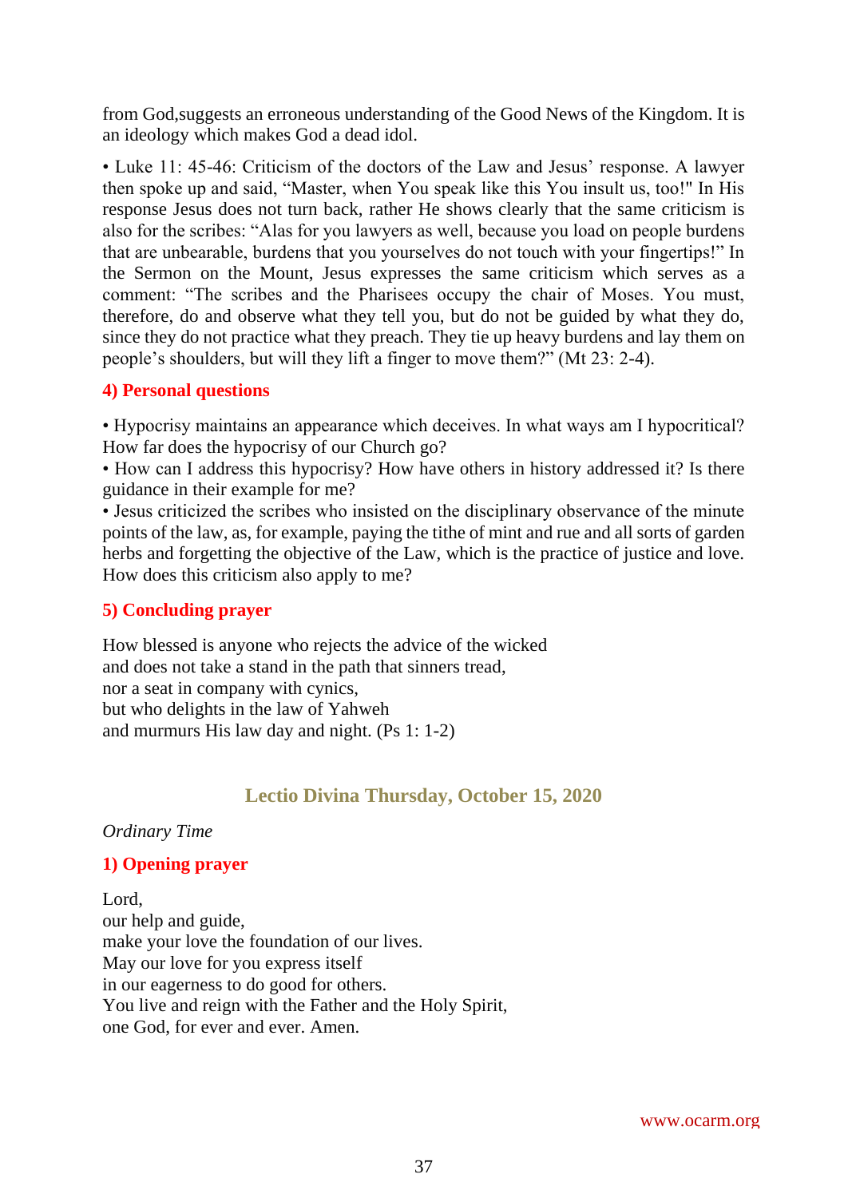from God,suggests an erroneous understanding of the Good News of the Kingdom. It is an ideology which makes God a dead idol.

• Luke 11: 45-46: Criticism of the doctors of the Law and Jesus' response. A lawyer then spoke up and said, "Master, when You speak like this You insult us, too!" In His response Jesus does not turn back, rather He shows clearly that the same criticism is also for the scribes: "Alas for you lawyers as well, because you load on people burdens that are unbearable, burdens that you yourselves do not touch with your fingertips!" In the Sermon on the Mount, Jesus expresses the same criticism which serves as a comment: "The scribes and the Pharisees occupy the chair of Moses. You must, therefore, do and observe what they tell you, but do not be guided by what they do, since they do not practice what they preach. They tie up heavy burdens and lay them on people's shoulders, but will they lift a finger to move them?" (Mt 23: 2-4).

### 4) Personal questions

• Hypocrisy maintains an appearance which deceives. In what ways am I hypocritical? How far does the hypocrisy of our Church go?
• How can I address this hypocrisy? How have others in history addressed it? Is there guidance in their example for me?
• Jesus criticized the scribes who insisted on the disciplinary observance of the minute points of the law, as, for example, paying the tithe of mint and rue and all sorts of garden herbs and forgetting the objective of the Law, which is the practice of justice and love. How does this criticism also apply to me?

### 5) Concluding prayer

How blessed is anyone who rejects the advice of the wicked
and does not take a stand in the path that sinners tread,
nor a seat in company with cynics,
but who delights in the law of Yahweh
and murmurs His law day and night. (Ps 1: 1-2)

## Lectio Divina Thursday, October 15, 2020

*Ordinary Time*

### 1) Opening prayer

Lord,
our help and guide,
make your love the foundation of our lives.
May our love for you express itself
in our eagerness to do good for others.
You live and reign with the Father and the Holy Spirit,
one God, for ever and ever. Amen.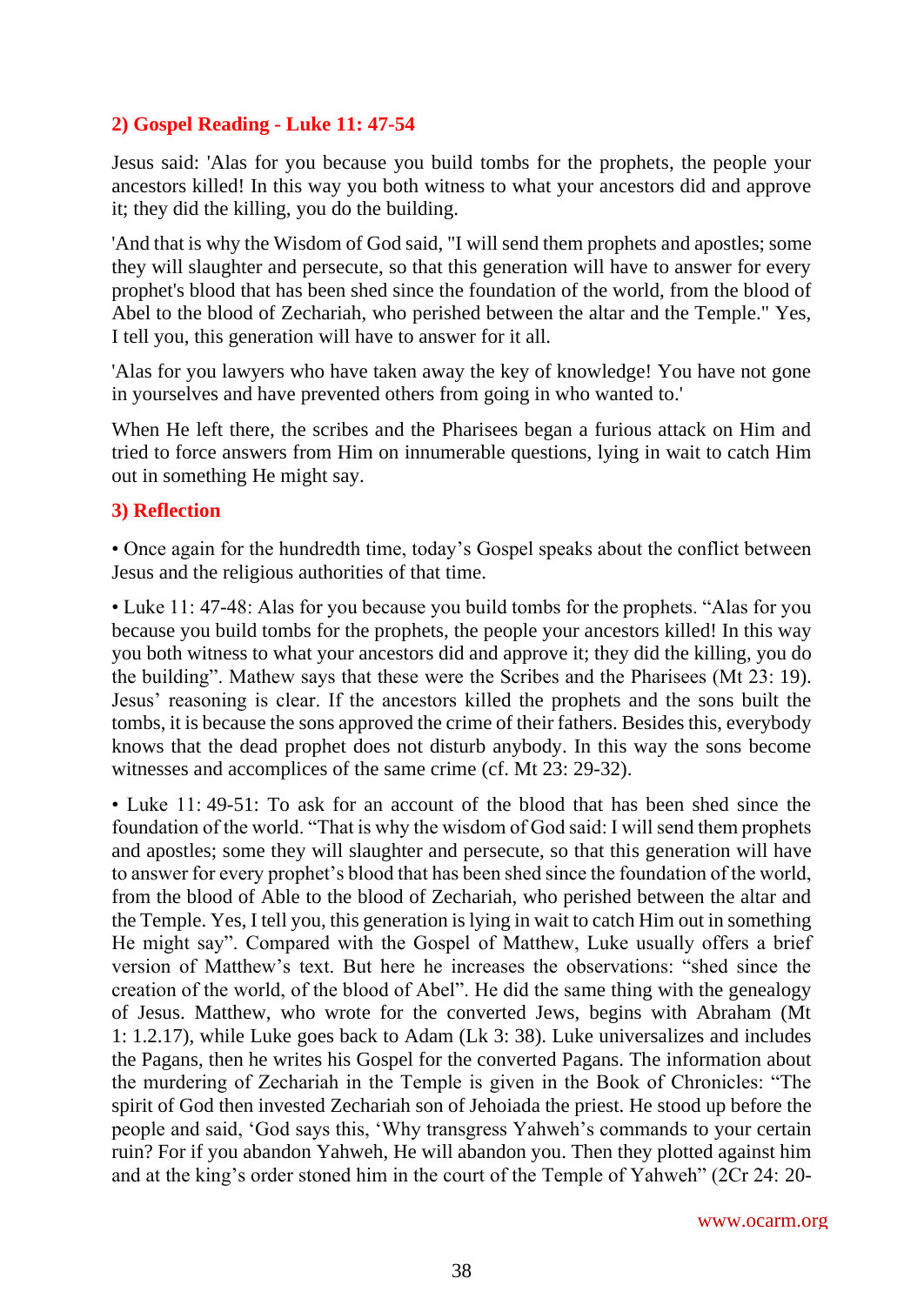## 2) Gospel Reading - Luke 11: 47-54

Jesus said: 'Alas for you because you build tombs for the prophets, the people your ancestors killed! In this way you both witness to what your ancestors did and approve it; they did the killing, you do the building.

'And that is why the Wisdom of God said, "I will send them prophets and apostles; some they will slaughter and persecute, so that this generation will have to answer for every prophet's blood that has been shed since the foundation of the world, from the blood of Abel to the blood of Zechariah, who perished between the altar and the Temple." Yes, I tell you, this generation will have to answer for it all.

'Alas for you lawyers who have taken away the key of knowledge! You have not gone in yourselves and have prevented others from going in who wanted to.'

When He left there, the scribes and the Pharisees began a furious attack on Him and tried to force answers from Him on innumerable questions, lying in wait to catch Him out in something He might say.

## 3) Reflection

• Once again for the hundredth time, today's Gospel speaks about the conflict between Jesus and the religious authorities of that time.

• Luke 11: 47-48: Alas for you because you build tombs for the prophets. "Alas for you because you build tombs for the prophets, the people your ancestors killed! In this way you both witness to what your ancestors did and approve it; they did the killing, you do the building". Mathew says that these were the Scribes and the Pharisees (Mt 23: 19). Jesus' reasoning is clear. If the ancestors killed the prophets and the sons built the tombs, it is because the sons approved the crime of their fathers. Besides this, everybody knows that the dead prophet does not disturb anybody. In this way the sons become witnesses and accomplices of the same crime (cf. Mt 23: 29-32).

• Luke 11: 49-51: To ask for an account of the blood that has been shed since the foundation of the world. "That is why the wisdom of God said: I will send them prophets and apostles; some they will slaughter and persecute, so that this generation will have to answer for every prophet's blood that has been shed since the foundation of the world, from the blood of Able to the blood of Zechariah, who perished between the altar and the Temple. Yes, I tell you, this generation is lying in wait to catch Him out in something He might say". Compared with the Gospel of Matthew, Luke usually offers a brief version of Matthew's text. But here he increases the observations: "shed since the creation of the world, of the blood of Abel". He did the same thing with the genealogy of Jesus. Matthew, who wrote for the converted Jews, begins with Abraham (Mt 1: 1.2.17), while Luke goes back to Adam (Lk 3: 38). Luke universalizes and includes the Pagans, then he writes his Gospel for the converted Pagans. The information about the murdering of Zechariah in the Temple is given in the Book of Chronicles: "The spirit of God then invested Zechariah son of Jehoiada the priest. He stood up before the people and said, 'God says this, 'Why transgress Yahweh's commands to your certain ruin? For if you abandon Yahweh, He will abandon you. Then they plotted against him and at the king's order stoned him in the court of the Temple of Yahweh" (2Cr 24: 20-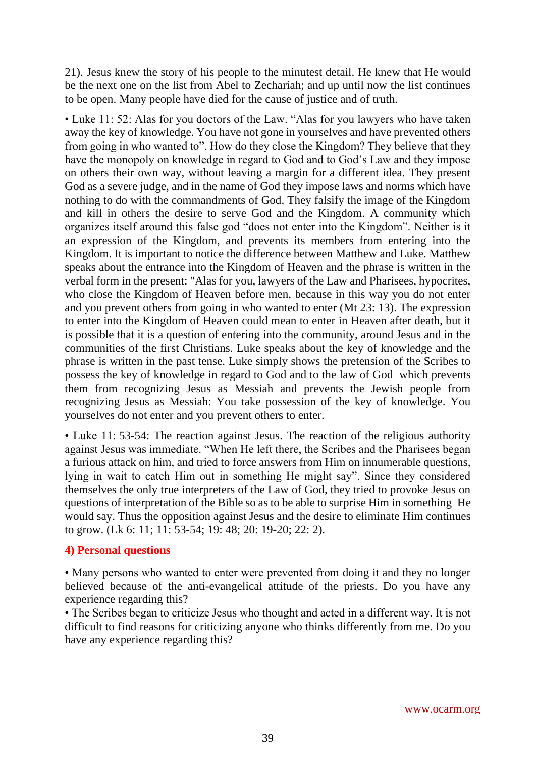21). Jesus knew the story of his people to the minutest detail. He knew that He would be the next one on the list from Abel to Zechariah; and up until now the list continues to be open. Many people have died for the cause of justice and of truth.

• Luke 11: 52: Alas for you doctors of the Law. “Alas for you lawyers who have taken away the key of knowledge. You have not gone in yourselves and have prevented others from going in who wanted to”. How do they close the Kingdom? They believe that they have the monopoly on knowledge in regard to God and to God’s Law and they impose on others their own way, without leaving a margin for a different idea. They present God as a severe judge, and in the name of God they impose laws and norms which have nothing to do with the commandments of God. They falsify the image of the Kingdom and kill in others the desire to serve God and the Kingdom. A community which organizes itself around this false god “does not enter into the Kingdom”. Neither is it an expression of the Kingdom, and prevents its members from entering into the Kingdom. It is important to notice the difference between Matthew and Luke. Matthew speaks about the entrance into the Kingdom of Heaven and the phrase is written in the verbal form in the present: "Alas for you, lawyers of the Law and Pharisees, hypocrites, who close the Kingdom of Heaven before men, because in this way you do not enter and you prevent others from going in who wanted to enter (Mt 23: 13). The expression to enter into the Kingdom of Heaven could mean to enter in Heaven after death, but it is possible that it is a question of entering into the community, around Jesus and in the communities of the first Christians. Luke speaks about the key of knowledge and the phrase is written in the past tense. Luke simply shows the pretension of the Scribes to possess the key of knowledge in regard to God and to the law of God which prevents them from recognizing Jesus as Messiah and prevents the Jewish people from recognizing Jesus as Messiah: You take possession of the key of knowledge. You yourselves do not enter and you prevent others to enter.

• Luke 11: 53-54: The reaction against Jesus. The reaction of the religious authority against Jesus was immediate. “When He left there, the Scribes and the Pharisees began a furious attack on him, and tried to force answers from Him on innumerable questions, lying in wait to catch Him out in something He might say”. Since they considered themselves the only true interpreters of the Law of God, they tried to provoke Jesus on questions of interpretation of the Bible so as to be able to surprise Him in something He would say. Thus the opposition against Jesus and the desire to eliminate Him continues to grow. (Lk 6: 11; 11: 53-54; 19: 48; 20: 19-20; 22: 2).

#### 4) Personal questions

• Many persons who wanted to enter were prevented from doing it and they no longer believed because of the anti-evangelical attitude of the priests. Do you have any experience regarding this?

• The Scribes began to criticize Jesus who thought and acted in a different way. It is not difficult to find reasons for criticizing anyone who thinks differently from me. Do you have any experience regarding this?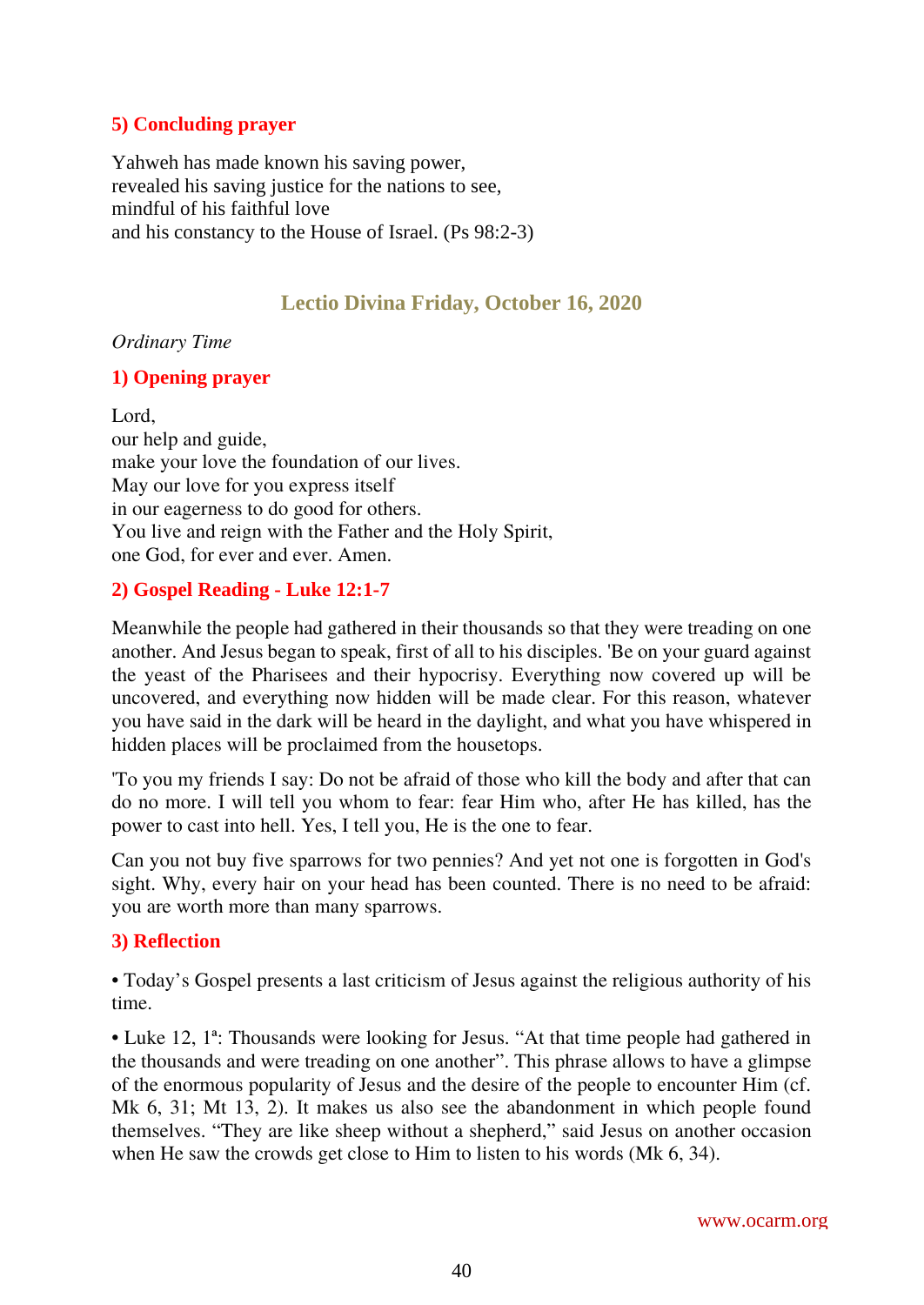### 5) Concluding prayer

Yahweh has made known his saving power,
revealed his saving justice for the nations to see,
mindful of his faithful love
and his constancy to the House of Israel. (Ps 98:2-3)

## Lectio Divina Friday, October 16, 2020

*Ordinary Time*

### 1) Opening prayer

Lord,
our help and guide,
make your love the foundation of our lives.
May our love for you express itself
in our eagerness to do good for others.
You live and reign with the Father and the Holy Spirit,
one God, for ever and ever. Amen.

### 2) Gospel Reading - Luke 12:1-7

Meanwhile the people had gathered in their thousands so that they were treading on one another. And Jesus began to speak, first of all to his disciples. 'Be on your guard against the yeast of the Pharisees and their hypocrisy. Everything now covered up will be uncovered, and everything now hidden will be made clear. For this reason, whatever you have said in the dark will be heard in the daylight, and what you have whispered in hidden places will be proclaimed from the housetops.

'To you my friends I say: Do not be afraid of those who kill the body and after that can do no more. I will tell you whom to fear: fear Him who, after He has killed, has the power to cast into hell. Yes, I tell you, He is the one to fear.

Can you not buy five sparrows for two pennies? And yet not one is forgotten in God's sight. Why, every hair on your head has been counted. There is no need to be afraid: you are worth more than many sparrows.

### 3) Reflection

• Today's Gospel presents a last criticism of Jesus against the religious authority of his time.

• Luke 12, 1ª: Thousands were looking for Jesus. "At that time people had gathered in the thousands and were treading on one another". This phrase allows to have a glimpse of the enormous popularity of Jesus and the desire of the people to encounter Him (cf. Mk 6, 31; Mt 13, 2). It makes us also see the abandonment in which people found themselves. "They are like sheep without a shepherd," said Jesus on another occasion when He saw the crowds get close to Him to listen to his words (Mk 6, 34).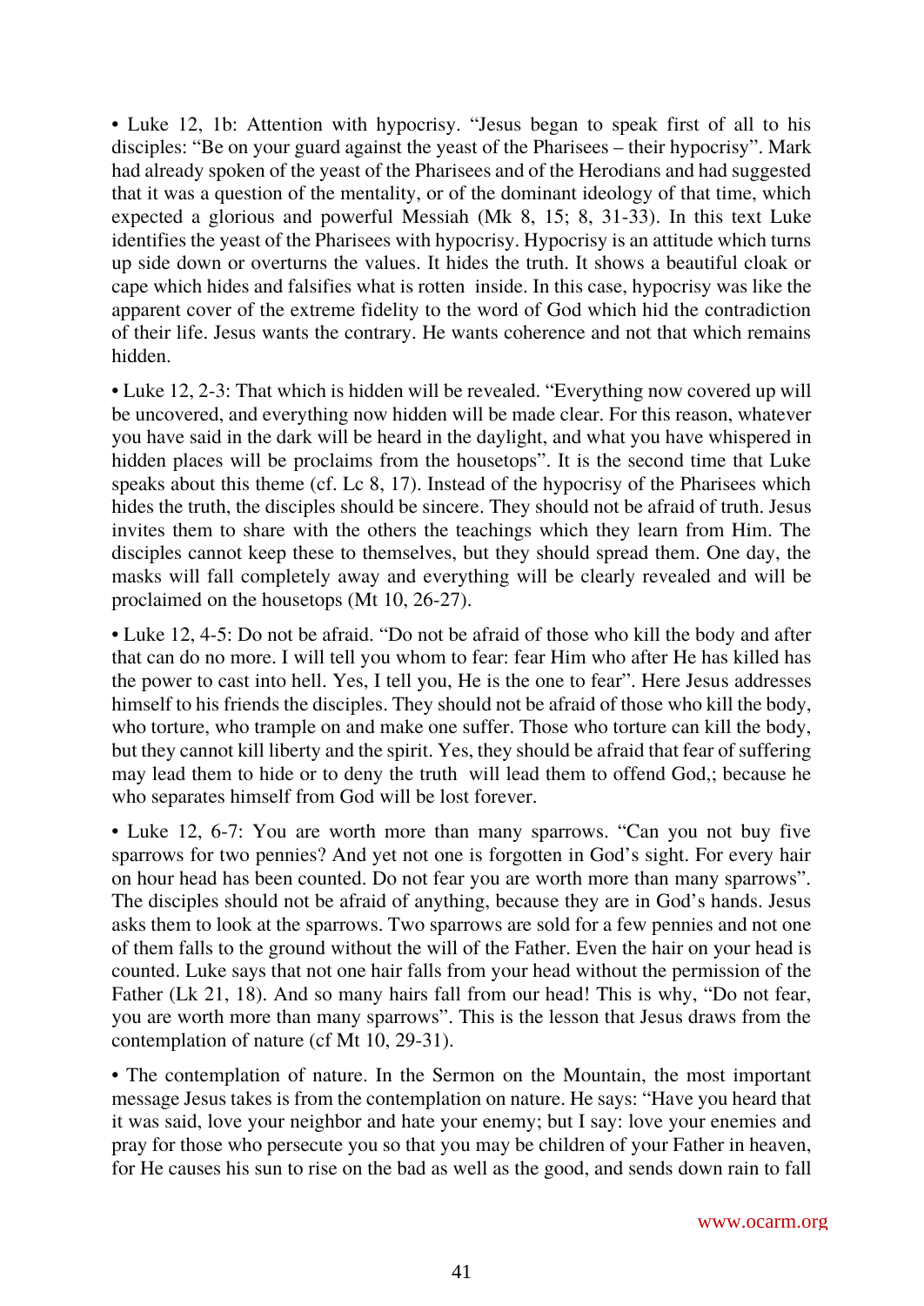• Luke 12, 1b: Attention with hypocrisy. "Jesus began to speak first of all to his disciples: "Be on your guard against the yeast of the Pharisees – their hypocrisy". Mark had already spoken of the yeast of the Pharisees and of the Herodians and had suggested that it was a question of the mentality, or of the dominant ideology of that time, which expected a glorious and powerful Messiah (Mk 8, 15; 8, 31-33). In this text Luke identifies the yeast of the Pharisees with hypocrisy. Hypocrisy is an attitude which turns up side down or overturns the values. It hides the truth. It shows a beautiful cloak or cape which hides and falsifies what is rotten inside. In this case, hypocrisy was like the apparent cover of the extreme fidelity to the word of God which hid the contradiction of their life. Jesus wants the contrary. He wants coherence and not that which remains hidden.

• Luke 12, 2-3: That which is hidden will be revealed. "Everything now covered up will be uncovered, and everything now hidden will be made clear. For this reason, whatever you have said in the dark will be heard in the daylight, and what you have whispered in hidden places will be proclaims from the housetops". It is the second time that Luke speaks about this theme (cf. Lc 8, 17). Instead of the hypocrisy of the Pharisees which hides the truth, the disciples should be sincere. They should not be afraid of truth. Jesus invites them to share with the others the teachings which they learn from Him. The disciples cannot keep these to themselves, but they should spread them. One day, the masks will fall completely away and everything will be clearly revealed and will be proclaimed on the housetops (Mt 10, 26-27).

• Luke 12, 4-5: Do not be afraid. "Do not be afraid of those who kill the body and after that can do no more. I will tell you whom to fear: fear Him who after He has killed has the power to cast into hell. Yes, I tell you, He is the one to fear". Here Jesus addresses himself to his friends the disciples. They should not be afraid of those who kill the body, who torture, who trample on and make one suffer. Those who torture can kill the body, but they cannot kill liberty and the spirit. Yes, they should be afraid that fear of suffering may lead them to hide or to deny the truth will lead them to offend God,; because he who separates himself from God will be lost forever.

• Luke 12, 6-7: You are worth more than many sparrows. "Can you not buy five sparrows for two pennies? And yet not one is forgotten in God's sight. For every hair on hour head has been counted. Do not fear you are worth more than many sparrows". The disciples should not be afraid of anything, because they are in God's hands. Jesus asks them to look at the sparrows. Two sparrows are sold for a few pennies and not one of them falls to the ground without the will of the Father. Even the hair on your head is counted. Luke says that not one hair falls from your head without the permission of the Father (Lk 21, 18). And so many hairs fall from our head! This is why, "Do not fear, you are worth more than many sparrows". This is the lesson that Jesus draws from the contemplation of nature (cf Mt 10, 29-31).

• The contemplation of nature. In the Sermon on the Mountain, the most important message Jesus takes is from the contemplation on nature. He says: "Have you heard that it was said, love your neighbor and hate your enemy; but I say: love your enemies and pray for those who persecute you so that you may be children of your Father in heaven, for He causes his sun to rise on the bad as well as the good, and sends down rain to fall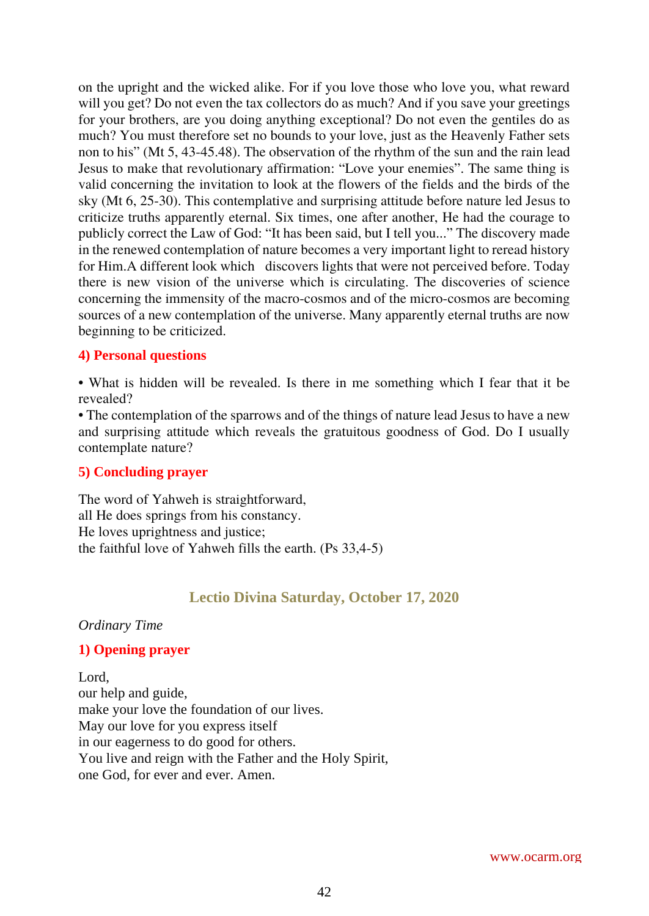on the upright and the wicked alike. For if you love those who love you, what reward will you get? Do not even the tax collectors do as much? And if you save your greetings for your brothers, are you doing anything exceptional? Do not even the gentiles do as much? You must therefore set no bounds to your love, just as the Heavenly Father sets non to his" (Mt 5, 43-45.48). The observation of the rhythm of the sun and the rain lead Jesus to make that revolutionary affirmation: "Love your enemies". The same thing is valid concerning the invitation to look at the flowers of the fields and the birds of the sky (Mt 6, 25-30). This contemplative and surprising attitude before nature led Jesus to criticize truths apparently eternal. Six times, one after another, He had the courage to publicly correct the Law of God: "It has been said, but I tell you..." The discovery made in the renewed contemplation of nature becomes a very important light to reread history for Him.A different look which discovers lights that were not perceived before. Today there is new vision of the universe which is circulating. The discoveries of science concerning the immensity of the macro-cosmos and of the micro-cosmos are becoming sources of a new contemplation of the universe. Many apparently eternal truths are now beginning to be criticized.

### 4) Personal questions

• What is hidden will be revealed. Is there in me something which I fear that it be revealed?
• The contemplation of the sparrows and of the things of nature lead Jesus to have a new and surprising attitude which reveals the gratuitous goodness of God. Do I usually contemplate nature?

### 5) Concluding prayer

The word of Yahweh is straightforward,
all He does springs from his constancy.
He loves uprightness and justice;
the faithful love of Yahweh fills the earth. (Ps 33,4-5)

## Lectio Divina Saturday, October 17, 2020

*Ordinary Time*

### 1) Opening prayer

Lord,
our help and guide,
make your love the foundation of our lives.
May our love for you express itself
in our eagerness to do good for others.
You live and reign with the Father and the Holy Spirit,
one God, for ever and ever. Amen.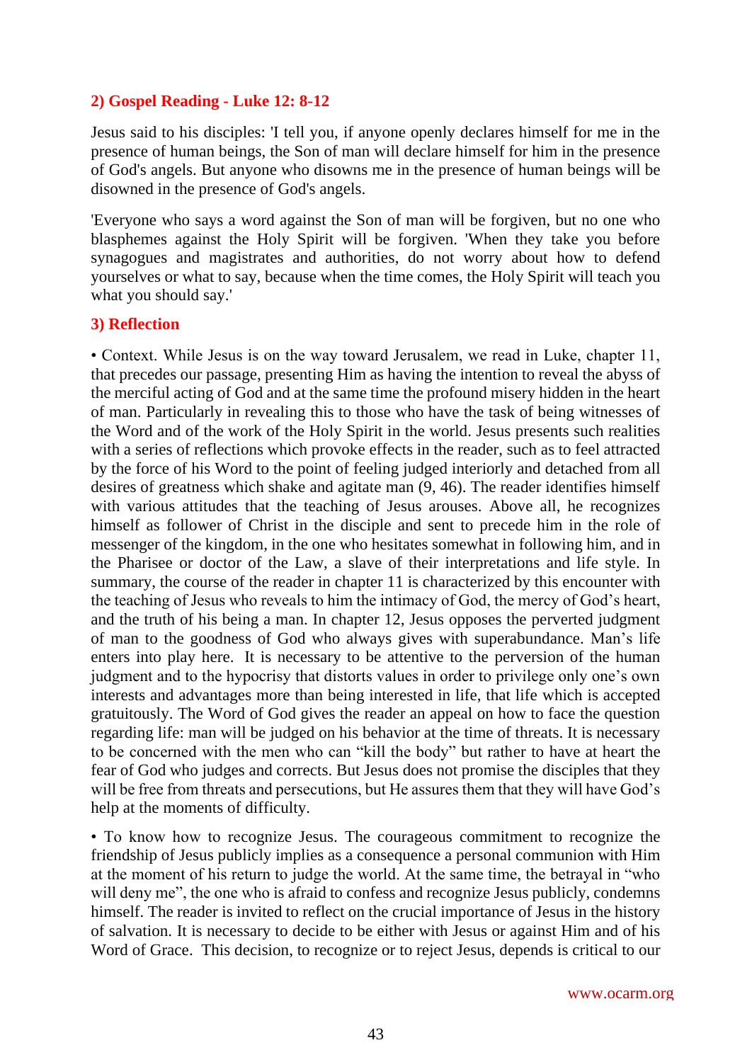### 2) Gospel Reading - Luke 12: 8-12

Jesus said to his disciples: 'I tell you, if anyone openly declares himself for me in the presence of human beings, the Son of man will declare himself for him in the presence of God's angels. But anyone who disowns me in the presence of human beings will be disowned in the presence of God's angels.

'Everyone who says a word against the Son of man will be forgiven, but no one who blasphemes against the Holy Spirit will be forgiven. 'When they take you before synagogues and magistrates and authorities, do not worry about how to defend yourselves or what to say, because when the time comes, the Holy Spirit will teach you what you should say.'

### 3) Reflection

• Context. While Jesus is on the way toward Jerusalem, we read in Luke, chapter 11, that precedes our passage, presenting Him as having the intention to reveal the abyss of the merciful acting of God and at the same time the profound misery hidden in the heart of man. Particularly in revealing this to those who have the task of being witnesses of the Word and of the work of the Holy Spirit in the world. Jesus presents such realities with a series of reflections which provoke effects in the reader, such as to feel attracted by the force of his Word to the point of feeling judged interiorly and detached from all desires of greatness which shake and agitate man (9, 46). The reader identifies himself with various attitudes that the teaching of Jesus arouses. Above all, he recognizes himself as follower of Christ in the disciple and sent to precede him in the role of messenger of the kingdom, in the one who hesitates somewhat in following him, and in the Pharisee or doctor of the Law, a slave of their interpretations and life style. In summary, the course of the reader in chapter 11 is characterized by this encounter with the teaching of Jesus who reveals to him the intimacy of God, the mercy of God's heart, and the truth of his being a man. In chapter 12, Jesus opposes the perverted judgment of man to the goodness of God who always gives with superabundance. Man's life enters into play here. It is necessary to be attentive to the perversion of the human judgment and to the hypocrisy that distorts values in order to privilege only one's own interests and advantages more than being interested in life, that life which is accepted gratuitously. The Word of God gives the reader an appeal on how to face the question regarding life: man will be judged on his behavior at the time of threats. It is necessary to be concerned with the men who can "kill the body" but rather to have at heart the fear of God who judges and corrects. But Jesus does not promise the disciples that they will be free from threats and persecutions, but He assures them that they will have God's help at the moments of difficulty.

• To know how to recognize Jesus. The courageous commitment to recognize the friendship of Jesus publicly implies as a consequence a personal communion with Him at the moment of his return to judge the world. At the same time, the betrayal in "who will deny me", the one who is afraid to confess and recognize Jesus publicly, condemns himself. The reader is invited to reflect on the crucial importance of Jesus in the history of salvation. It is necessary to decide to be either with Jesus or against Him and of his Word of Grace. This decision, to recognize or to reject Jesus, depends is critical to our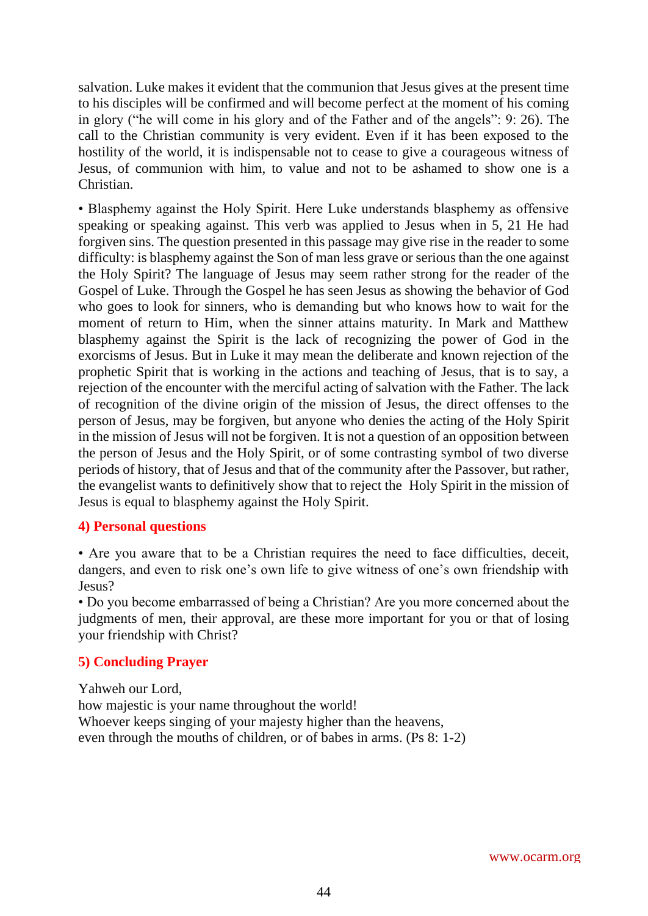salvation. Luke makes it evident that the communion that Jesus gives at the present time to his disciples will be confirmed and will become perfect at the moment of his coming in glory ("he will come in his glory and of the Father and of the angels": 9: 26). The call to the Christian community is very evident. Even if it has been exposed to the hostility of the world, it is indispensable not to cease to give a courageous witness of Jesus, of communion with him, to value and not to be ashamed to show one is a Christian.

• Blasphemy against the Holy Spirit. Here Luke understands blasphemy as offensive speaking or speaking against. This verb was applied to Jesus when in 5, 21 He had forgiven sins. The question presented in this passage may give rise in the reader to some difficulty: is blasphemy against the Son of man less grave or serious than the one against the Holy Spirit? The language of Jesus may seem rather strong for the reader of the Gospel of Luke. Through the Gospel he has seen Jesus as showing the behavior of God who goes to look for sinners, who is demanding but who knows how to wait for the moment of return to Him, when the sinner attains maturity. In Mark and Matthew blasphemy against the Spirit is the lack of recognizing the power of God in the exorcisms of Jesus. But in Luke it may mean the deliberate and known rejection of the prophetic Spirit that is working in the actions and teaching of Jesus, that is to say, a rejection of the encounter with the merciful acting of salvation with the Father. The lack of recognition of the divine origin of the mission of Jesus, the direct offenses to the person of Jesus, may be forgiven, but anyone who denies the acting of the Holy Spirit in the mission of Jesus will not be forgiven. It is not a question of an opposition between the person of Jesus and the Holy Spirit, or of some contrasting symbol of two diverse periods of history, that of Jesus and that of the community after the Passover, but rather, the evangelist wants to definitively show that to reject the Holy Spirit in the mission of Jesus is equal to blasphemy against the Holy Spirit.

### 4) Personal questions

• Are you aware that to be a Christian requires the need to face difficulties, deceit, dangers, and even to risk one's own life to give witness of one's own friendship with Jesus?
• Do you become embarrassed of being a Christian? Are you more concerned about the judgments of men, their approval, are these more important for you or that of losing your friendship with Christ?

### 5) Concluding Prayer

Yahweh our Lord,
how majestic is your name throughout the world!
Whoever keeps singing of your majesty higher than the heavens,
even through the mouths of children, or of babes in arms. (Ps 8: 1-2)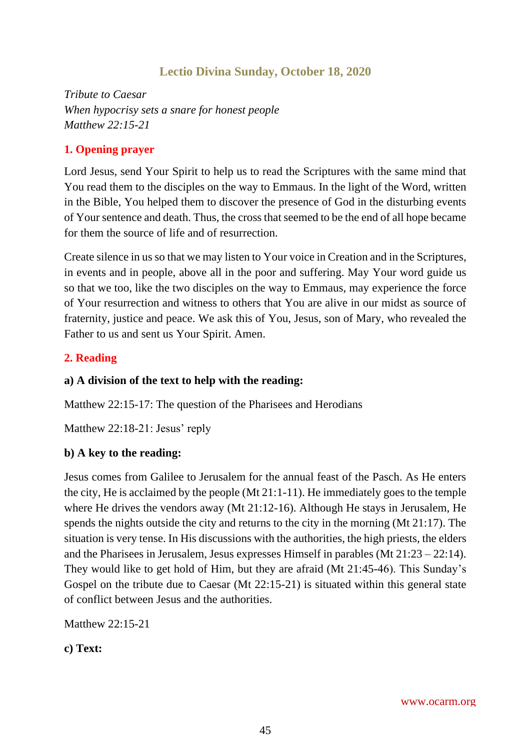## Lectio Divina Sunday, October 18, 2020

*Tribute to Caesar*
*When hypocrisy sets a snare for honest people*
*Matthew 22:15-21*

### 1. Opening prayer

Lord Jesus, send Your Spirit to help us to read the Scriptures with the same mind that You read them to the disciples on the way to Emmaus. In the light of the Word, written in the Bible, You helped them to discover the presence of God in the disturbing events of Your sentence and death. Thus, the cross that seemed to be the end of all hope became for them the source of life and of resurrection.

Create silence in us so that we may listen to Your voice in Creation and in the Scriptures, in events and in people, above all in the poor and suffering. May Your word guide us so that we too, like the two disciples on the way to Emmaus, may experience the force of Your resurrection and witness to others that You are alive in our midst as source of fraternity, justice and peace. We ask this of You, Jesus, son of Mary, who revealed the Father to us and sent us Your Spirit. Amen.

### 2. Reading

**a) A division of the text to help with the reading:**

Matthew 22:15-17: The question of the Pharisees and Herodians

Matthew 22:18-21: Jesus' reply

**b) A key to the reading:**

Jesus comes from Galilee to Jerusalem for the annual feast of the Pasch. As He enters the city, He is acclaimed by the people (Mt 21:1-11). He immediately goes to the temple where He drives the vendors away (Mt 21:12-16). Although He stays in Jerusalem, He spends the nights outside the city and returns to the city in the morning (Mt 21:17). The situation is very tense. In His discussions with the authorities, the high priests, the elders and the Pharisees in Jerusalem, Jesus expresses Himself in parables (Mt 21:23 – 22:14). They would like to get hold of Him, but they are afraid (Mt 21:45-46). This Sunday's Gospel on the tribute due to Caesar (Mt 22:15-21) is situated within this general state of conflict between Jesus and the authorities.

Matthew 22:15-21

**c) Text:**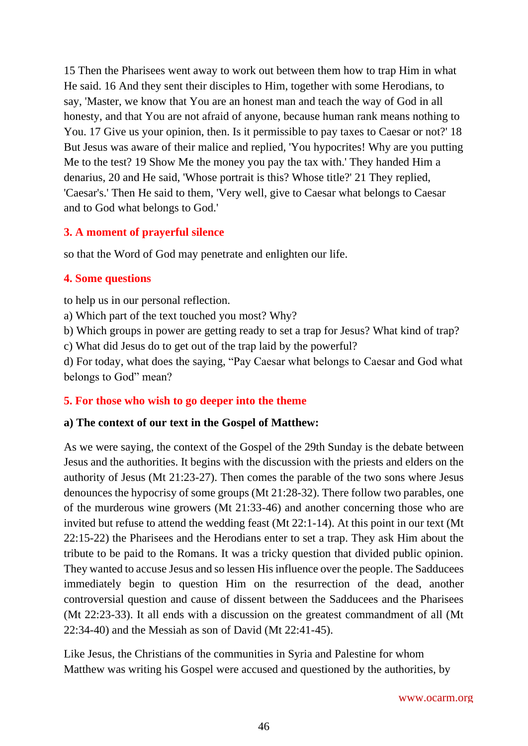15 Then the Pharisees went away to work out between them how to trap Him in what He said. 16 And they sent their disciples to Him, together with some Herodians, to say, 'Master, we know that You are an honest man and teach the way of God in all honesty, and that You are not afraid of anyone, because human rank means nothing to You. 17 Give us your opinion, then. Is it permissible to pay taxes to Caesar or not?' 18 But Jesus was aware of their malice and replied, 'You hypocrites! Why are you putting Me to the test? 19 Show Me the money you pay the tax with.' They handed Him a denarius, 20 and He said, 'Whose portrait is this? Whose title?' 21 They replied, 'Caesar's.' Then He said to them, 'Very well, give to Caesar what belongs to Caesar and to God what belongs to God.'

## 3. A moment of prayerful silence

so that the Word of God may penetrate and enlighten our life.

## 4. Some questions

to help us in our personal reflection.

a) Which part of the text touched you most? Why?

b) Which groups in power are getting ready to set a trap for Jesus? What kind of trap?

c) What did Jesus do to get out of the trap laid by the powerful?

d) For today, what does the saying, “Pay Caesar what belongs to Caesar and God what belongs to God” mean?

## 5. For those who wish to go deeper into the theme

### a) The context of our text in the Gospel of Matthew:

As we were saying, the context of the Gospel of the 29th Sunday is the debate between Jesus and the authorities. It begins with the discussion with the priests and elders on the authority of Jesus (Mt 21:23-27). Then comes the parable of the two sons where Jesus denounces the hypocrisy of some groups (Mt 21:28-32). There follow two parables, one of the murderous wine growers (Mt 21:33-46) and another concerning those who are invited but refuse to attend the wedding feast (Mt 22:1-14). At this point in our text (Mt 22:15-22) the Pharisees and the Herodians enter to set a trap. They ask Him about the tribute to be paid to the Romans. It was a tricky question that divided public opinion. They wanted to accuse Jesus and so lessen His influence over the people. The Sadducees immediately begin to question Him on the resurrection of the dead, another controversial question and cause of dissent between the Sadducees and the Pharisees (Mt 22:23-33). It all ends with a discussion on the greatest commandment of all (Mt 22:34-40) and the Messiah as son of David (Mt 22:41-45).

Like Jesus, the Christians of the communities in Syria and Palestine for whom Matthew was writing his Gospel were accused and questioned by the authorities, by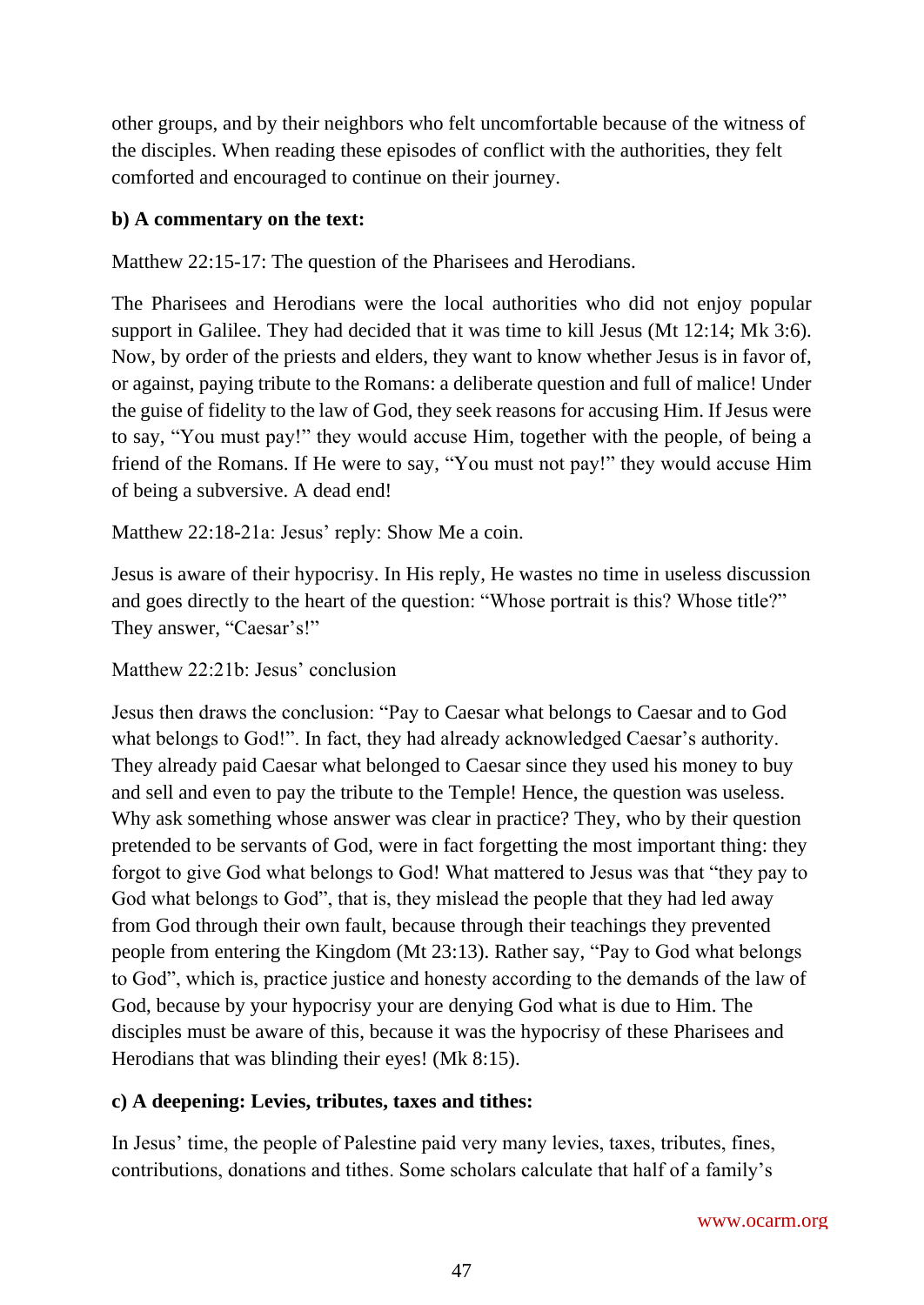other groups, and by their neighbors who felt uncomfortable because of the witness of the disciples. When reading these episodes of conflict with the authorities, they felt comforted and encouraged to continue on their journey.

**b) A commentary on the text:**

Matthew 22:15-17: The question of the Pharisees and Herodians.

The Pharisees and Herodians were the local authorities who did not enjoy popular support in Galilee. They had decided that it was time to kill Jesus (Mt 12:14; Mk 3:6). Now, by order of the priests and elders, they want to know whether Jesus is in favor of, or against, paying tribute to the Romans: a deliberate question and full of malice! Under the guise of fidelity to the law of God, they seek reasons for accusing Him. If Jesus were to say, "You must pay!" they would accuse Him, together with the people, of being a friend of the Romans. If He were to say, "You must not pay!" they would accuse Him of being a subversive. A dead end!

Matthew 22:18-21a: Jesus' reply: Show Me a coin.

Jesus is aware of their hypocrisy. In His reply, He wastes no time in useless discussion and goes directly to the heart of the question: "Whose portrait is this? Whose title?" They answer, "Caesar's!"

Matthew 22:21b: Jesus' conclusion

Jesus then draws the conclusion: "Pay to Caesar what belongs to Caesar and to God what belongs to God!". In fact, they had already acknowledged Caesar's authority. They already paid Caesar what belonged to Caesar since they used his money to buy and sell and even to pay the tribute to the Temple! Hence, the question was useless. Why ask something whose answer was clear in practice? They, who by their question pretended to be servants of God, were in fact forgetting the most important thing: they forgot to give God what belongs to God! What mattered to Jesus was that "they pay to God what belongs to God", that is, they mislead the people that they had led away from God through their own fault, because through their teachings they prevented people from entering the Kingdom (Mt 23:13). Rather say, "Pay to God what belongs to God", which is, practice justice and honesty according to the demands of the law of God, because by your hypocrisy your are denying God what is due to Him. The disciples must be aware of this, because it was the hypocrisy of these Pharisees and Herodians that was blinding their eyes! (Mk 8:15).

**c) A deepening: Levies, tributes, taxes and tithes:**

In Jesus' time, the people of Palestine paid very many levies, taxes, tributes, fines, contributions, donations and tithes. Some scholars calculate that half of a family's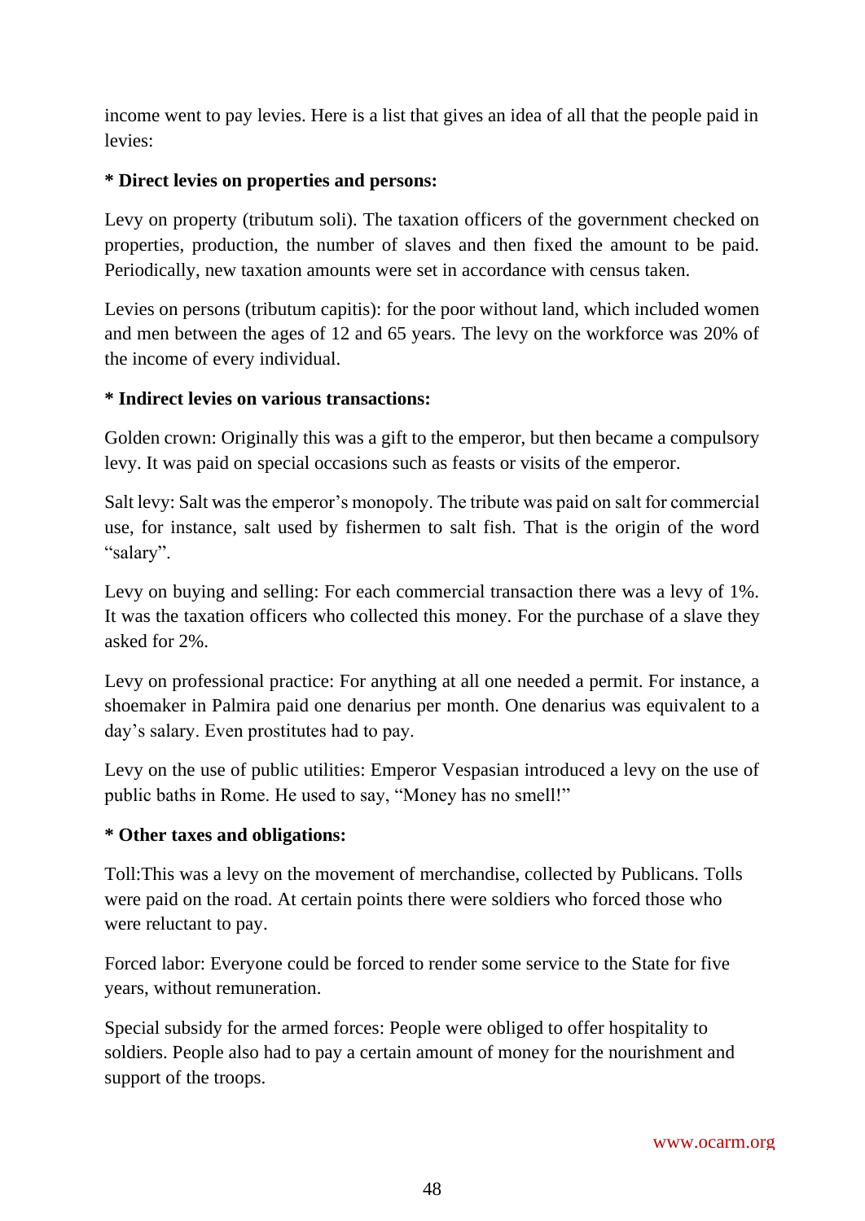income went to pay levies. Here is a list that gives an idea of all that the people paid in levies:

**\* Direct levies on properties and persons:**

Levy on property (tributum soli). The taxation officers of the government checked on properties, production, the number of slaves and then fixed the amount to be paid. Periodically, new taxation amounts were set in accordance with census taken.

Levies on persons (tributum capitis): for the poor without land, which included women and men between the ages of 12 and 65 years. The levy on the workforce was 20% of the income of every individual.

**\* Indirect levies on various transactions:**

Golden crown: Originally this was a gift to the emperor, but then became a compulsory levy. It was paid on special occasions such as feasts or visits of the emperor.

Salt levy: Salt was the emperor's monopoly. The tribute was paid on salt for commercial use, for instance, salt used by fishermen to salt fish. That is the origin of the word "salary".

Levy on buying and selling: For each commercial transaction there was a levy of 1%. It was the taxation officers who collected this money. For the purchase of a slave they asked for 2%.

Levy on professional practice: For anything at all one needed a permit. For instance, a shoemaker in Palmira paid one denarius per month. One denarius was equivalent to a day's salary. Even prostitutes had to pay.

Levy on the use of public utilities: Emperor Vespasian introduced a levy on the use of public baths in Rome. He used to say, "Money has no smell!"

**\* Other taxes and obligations:**

Toll:This was a levy on the movement of merchandise, collected by Publicans. Tolls were paid on the road. At certain points there were soldiers who forced those who were reluctant to pay.

Forced labor: Everyone could be forced to render some service to the State for five years, without remuneration.

Special subsidy for the armed forces: People were obliged to offer hospitality to soldiers. People also had to pay a certain amount of money for the nourishment and support of the troops.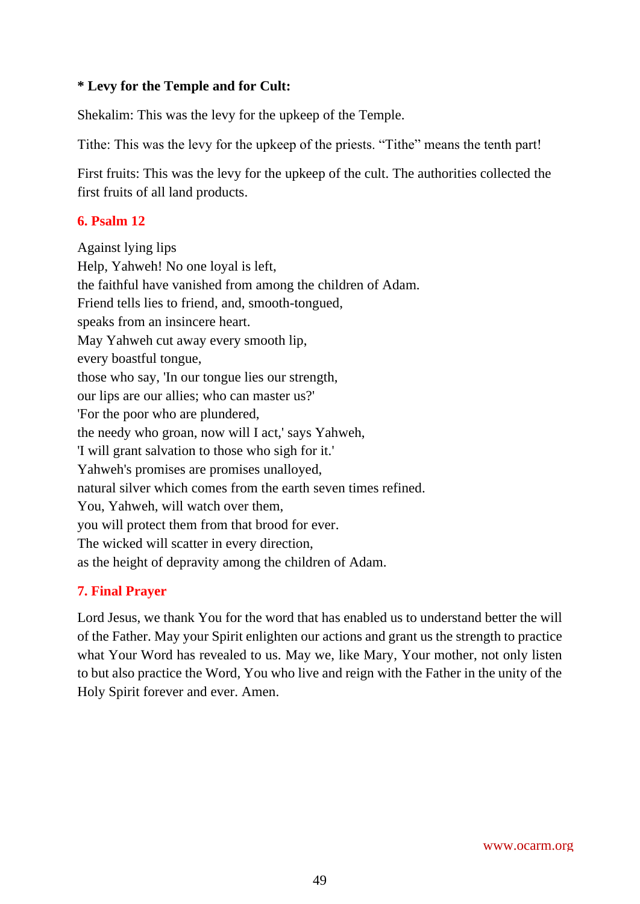**\* Levy for the Temple and for Cult:**

Shekalim: This was the levy for the upkeep of the Temple.

Tithe: This was the levy for the upkeep of the priests. “Tithe” means the tenth part!

First fruits: This was the levy for the upkeep of the cult. The authorities collected the first fruits of all land products.

## 6. Psalm 12

Against lying lips
Help, Yahweh! No one loyal is left,
the faithful have vanished from among the children of Adam.
Friend tells lies to friend, and, smooth-tongued,
speaks from an insincere heart.
May Yahweh cut away every smooth lip,
every boastful tongue,
those who say, 'In our tongue lies our strength,
our lips are our allies; who can master us?'
'For the poor who are plundered,
the needy who groan, now will I act,' says Yahweh,
'I will grant salvation to those who sigh for it.'
Yahweh's promises are promises unalloyed,
natural silver which comes from the earth seven times refined.
You, Yahweh, will watch over them,
you will protect them from that brood for ever.
The wicked will scatter in every direction,
as the height of depravity among the children of Adam.

## 7. Final Prayer

Lord Jesus, we thank You for the word that has enabled us to understand better the will of the Father. May your Spirit enlighten our actions and grant us the strength to practice what Your Word has revealed to us. May we, like Mary, Your mother, not only listen to but also practice the Word, You who live and reign with the Father in the unity of the Holy Spirit forever and ever. Amen.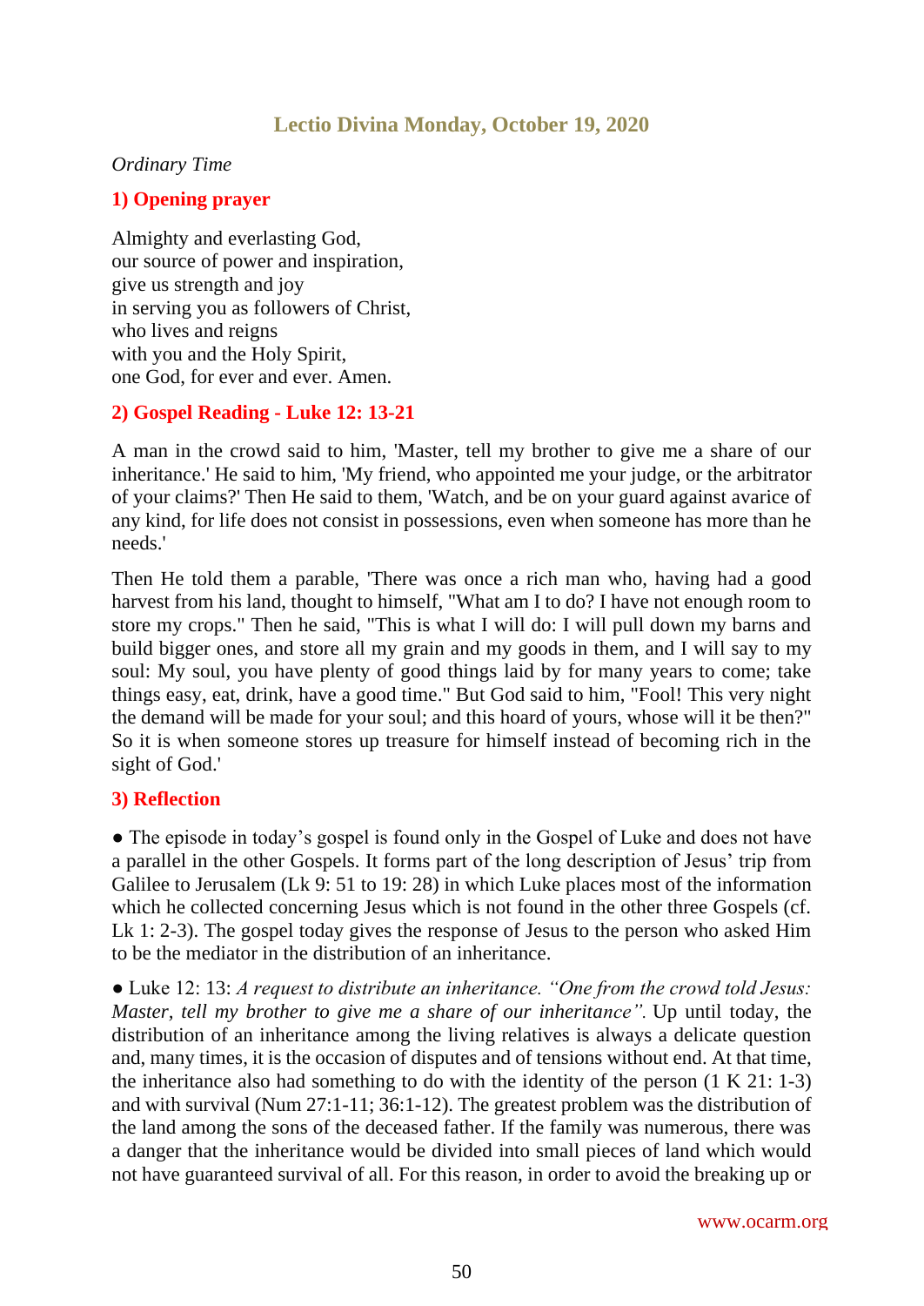## Lectio Divina Monday, October 19, 2020

*Ordinary Time*

### 1) Opening prayer

Almighty and everlasting God,
our source of power and inspiration,
give us strength and joy
in serving you as followers of Christ,
who lives and reigns
with you and the Holy Spirit,
one God, for ever and ever. Amen.

### 2) Gospel Reading - Luke 12: 13-21

A man in the crowd said to him, 'Master, tell my brother to give me a share of our inheritance.' He said to him, 'My friend, who appointed me your judge, or the arbitrator of your claims?' Then He said to them, 'Watch, and be on your guard against avarice of any kind, for life does not consist in possessions, even when someone has more than he needs.'

Then He told them a parable, 'There was once a rich man who, having had a good harvest from his land, thought to himself, "What am I to do? I have not enough room to store my crops." Then he said, "This is what I will do: I will pull down my barns and build bigger ones, and store all my grain and my goods in them, and I will say to my soul: My soul, you have plenty of good things laid by for many years to come; take things easy, eat, drink, have a good time." But God said to him, "Fool! This very night the demand will be made for your soul; and this hoard of yours, whose will it be then?" So it is when someone stores up treasure for himself instead of becoming rich in the sight of God.'

### 3) Reflection

● The episode in today's gospel is found only in the Gospel of Luke and does not have a parallel in the other Gospels. It forms part of the long description of Jesus' trip from Galilee to Jerusalem (Lk 9: 51 to 19: 28) in which Luke places most of the information which he collected concerning Jesus which is not found in the other three Gospels (cf. Lk 1: 2-3). The gospel today gives the response of Jesus to the person who asked Him to be the mediator in the distribution of an inheritance.

● Luke 12: 13: *A request to distribute an inheritance. "One from the crowd told Jesus: Master, tell my brother to give me a share of our inheritance".* Up until today, the distribution of an inheritance among the living relatives is always a delicate question and, many times, it is the occasion of disputes and of tensions without end. At that time, the inheritance also had something to do with the identity of the person (1 K 21: 1-3) and with survival (Num 27:1-11; 36:1-12). The greatest problem was the distribution of the land among the sons of the deceased father. If the family was numerous, there was a danger that the inheritance would be divided into small pieces of land which would not have guaranteed survival of all. For this reason, in order to avoid the breaking up or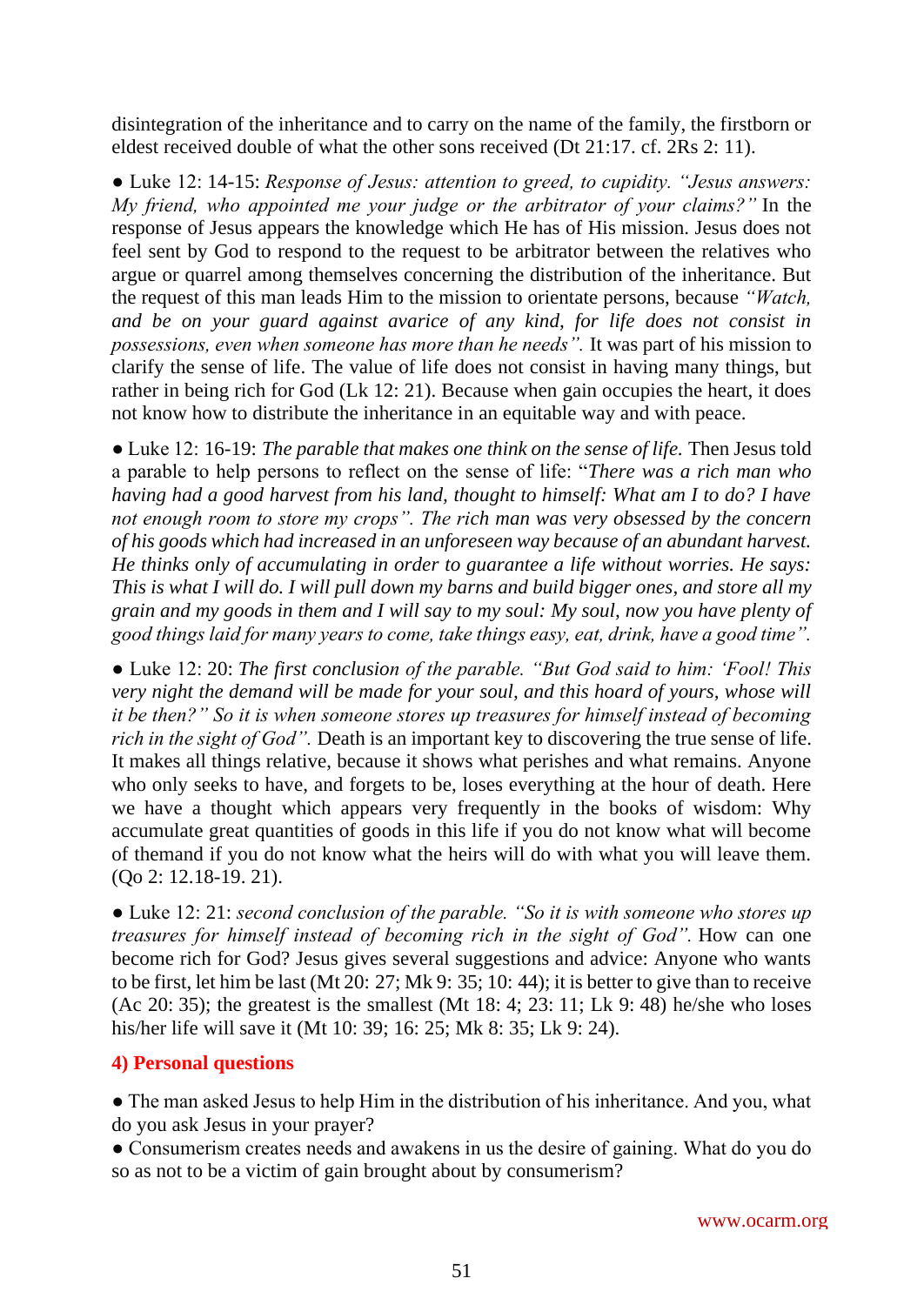disintegration of the inheritance and to carry on the name of the family, the firstborn or eldest received double of what the other sons received (Dt 21:17. cf. 2Rs 2: 11).

● Luke 12: 14-15: *Response of Jesus: attention to greed, to cupidity. "Jesus answers: My friend, who appointed me your judge or the arbitrator of your claims?"* In the response of Jesus appears the knowledge which He has of His mission. Jesus does not feel sent by God to respond to the request to be arbitrator between the relatives who argue or quarrel among themselves concerning the distribution of the inheritance. But the request of this man leads Him to the mission to orientate persons, because *"Watch, and be on your guard against avarice of any kind, for life does not consist in possessions, even when someone has more than he needs".* It was part of his mission to clarify the sense of life. The value of life does not consist in having many things, but rather in being rich for God (Lk 12: 21). Because when gain occupies the heart, it does not know how to distribute the inheritance in an equitable way and with peace.

● Luke 12: 16-19: *The parable that makes one think on the sense of life.* Then Jesus told a parable to help persons to reflect on the sense of life: "*There was a rich man who having had a good harvest from his land, thought to himself: What am I to do? I have not enough room to store my crops". The rich man was very obsessed by the concern of his goods which had increased in an unforeseen way because of an abundant harvest. He thinks only of accumulating in order to guarantee a life without worries. He says: This is what I will do. I will pull down my barns and build bigger ones, and store all my grain and my goods in them and I will say to my soul: My soul, now you have plenty of good things laid for many years to come, take things easy, eat, drink, have a good time".*

● Luke 12: 20: *The first conclusion of the parable. "But God said to him: 'Fool! This very night the demand will be made for your soul, and this hoard of yours, whose will it be then?" So it is when someone stores up treasures for himself instead of becoming rich in the sight of God".* Death is an important key to discovering the true sense of life. It makes all things relative, because it shows what perishes and what remains. Anyone who only seeks to have, and forgets to be, loses everything at the hour of death. Here we have a thought which appears very frequently in the books of wisdom: Why accumulate great quantities of goods in this life if you do not know what will become of themand if you do not know what the heirs will do with what you will leave them. (Qo 2: 12.18-19. 21).

● Luke 12: 21: *second conclusion of the parable. "So it is with someone who stores up treasures for himself instead of becoming rich in the sight of God".* How can one become rich for God? Jesus gives several suggestions and advice: Anyone who wants to be first, let him be last (Mt 20: 27; Mk 9: 35; 10: 44); it is better to give than to receive (Ac 20: 35); the greatest is the smallest (Mt 18: 4; 23: 11; Lk 9: 48) he/she who loses his/her life will save it (Mt 10: 39; 16: 25; Mk 8: 35; Lk 9: 24).

## 4) Personal questions

● The man asked Jesus to help Him in the distribution of his inheritance. And you, what do you ask Jesus in your prayer?
● Consumerism creates needs and awakens in us the desire of gaining. What do you do so as not to be a victim of gain brought about by consumerism?

www.ocarm.org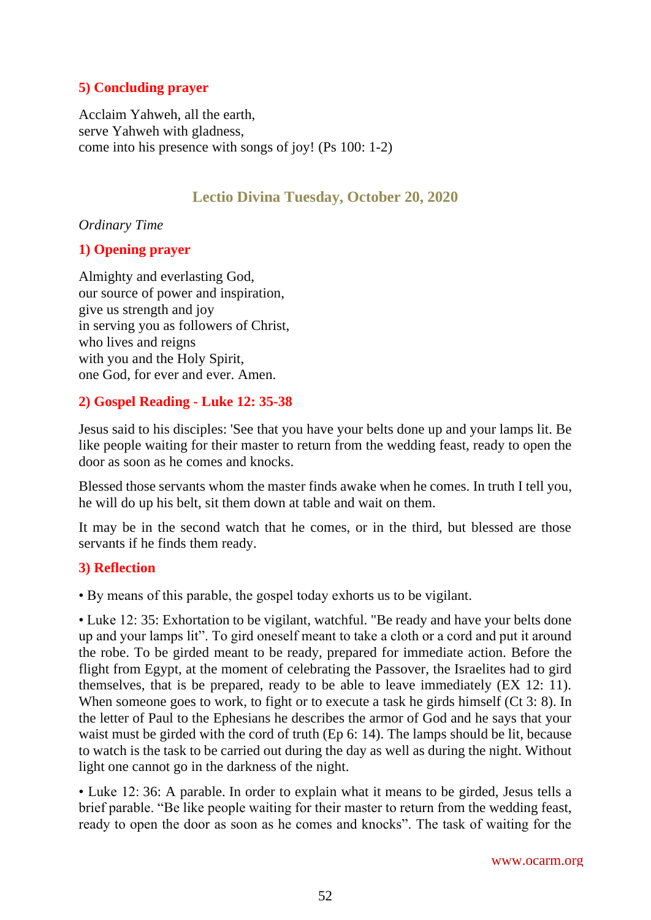### 5) Concluding prayer

Acclaim Yahweh, all the earth,
serve Yahweh with gladness,
come into his presence with songs of joy! (Ps 100: 1-2)

## Lectio Divina Tuesday, October 20, 2020

*Ordinary Time*

### 1) Opening prayer

Almighty and everlasting God,
our source of power and inspiration,
give us strength and joy
in serving you as followers of Christ,
who lives and reigns
with you and the Holy Spirit,
one God, for ever and ever. Amen.

### 2) Gospel Reading - Luke 12: 35-38

Jesus said to his disciples: 'See that you have your belts done up and your lamps lit. Be like people waiting for their master to return from the wedding feast, ready to open the door as soon as he comes and knocks.

Blessed those servants whom the master finds awake when he comes. In truth I tell you, he will do up his belt, sit them down at table and wait on them.

It may be in the second watch that he comes, or in the third, but blessed are those servants if he finds them ready.

### 3) Reflection

• By means of this parable, the gospel today exhorts us to be vigilant.

• Luke 12: 35: Exhortation to be vigilant, watchful. "Be ready and have your belts done up and your lamps lit". To gird oneself meant to take a cloth or a cord and put it around the robe. To be girded meant to be ready, prepared for immediate action. Before the flight from Egypt, at the moment of celebrating the Passover, the Israelites had to gird themselves, that is be prepared, ready to be able to leave immediately (EX 12: 11). When someone goes to work, to fight or to execute a task he girds himself (Ct 3: 8). In the letter of Paul to the Ephesians he describes the armor of God and he says that your waist must be girded with the cord of truth (Ep 6: 14). The lamps should be lit, because to watch is the task to be carried out during the day as well as during the night. Without light one cannot go in the darkness of the night.

• Luke 12: 36: A parable. In order to explain what it means to be girded, Jesus tells a brief parable. "Be like people waiting for their master to return from the wedding feast, ready to open the door as soon as he comes and knocks". The task of waiting for the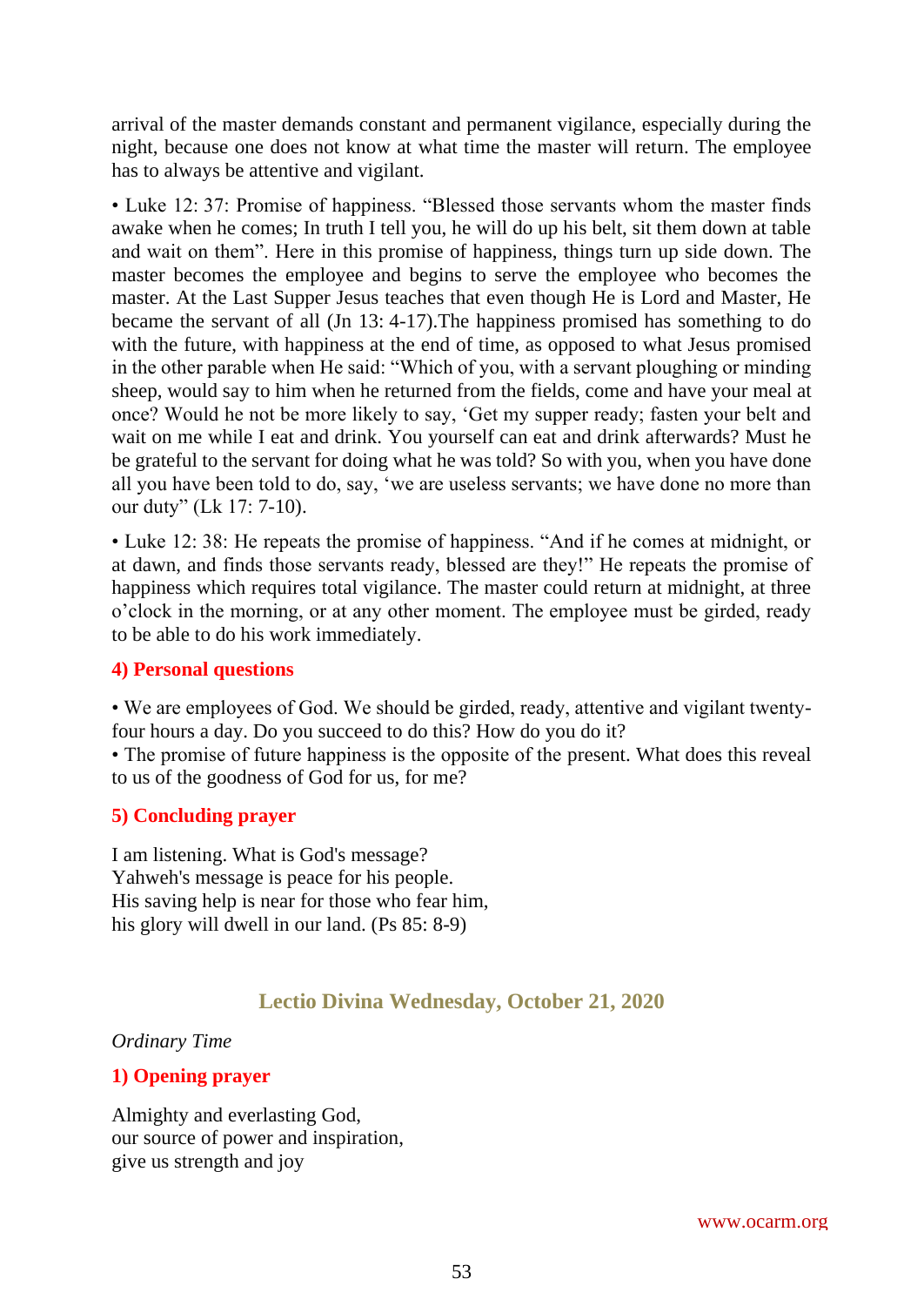arrival of the master demands constant and permanent vigilance, especially during the night, because one does not know at what time the master will return. The employee has to always be attentive and vigilant.

• Luke 12: 37: Promise of happiness. "Blessed those servants whom the master finds awake when he comes; In truth I tell you, he will do up his belt, sit them down at table and wait on them". Here in this promise of happiness, things turn up side down. The master becomes the employee and begins to serve the employee who becomes the master. At the Last Supper Jesus teaches that even though He is Lord and Master, He became the servant of all (Jn 13: 4-17).The happiness promised has something to do with the future, with happiness at the end of time, as opposed to what Jesus promised in the other parable when He said: "Which of you, with a servant ploughing or minding sheep, would say to him when he returned from the fields, come and have your meal at once? Would he not be more likely to say, 'Get my supper ready; fasten your belt and wait on me while I eat and drink. You yourself can eat and drink afterwards? Must he be grateful to the servant for doing what he was told? So with you, when you have done all you have been told to do, say, 'we are useless servants; we have done no more than our duty" (Lk 17: 7-10).

• Luke 12: 38: He repeats the promise of happiness. "And if he comes at midnight, or at dawn, and finds those servants ready, blessed are they!" He repeats the promise of happiness which requires total vigilance. The master could return at midnight, at three o'clock in the morning, or at any other moment. The employee must be girded, ready to be able to do his work immediately.

### 4) Personal questions

• We are employees of God. We should be girded, ready, attentive and vigilant twenty-four hours a day. Do you succeed to do this? How do you do it?
• The promise of future happiness is the opposite of the present. What does this reveal to us of the goodness of God for us, for me?

### 5) Concluding prayer

I am listening. What is God's message?
Yahweh's message is peace for his people.
His saving help is near for those who fear him,
his glory will dwell in our land. (Ps 85: 8-9)

## Lectio Divina Wednesday, October 21, 2020

*Ordinary Time*

### 1) Opening prayer

Almighty and everlasting God,
our source of power and inspiration,
give us strength and joy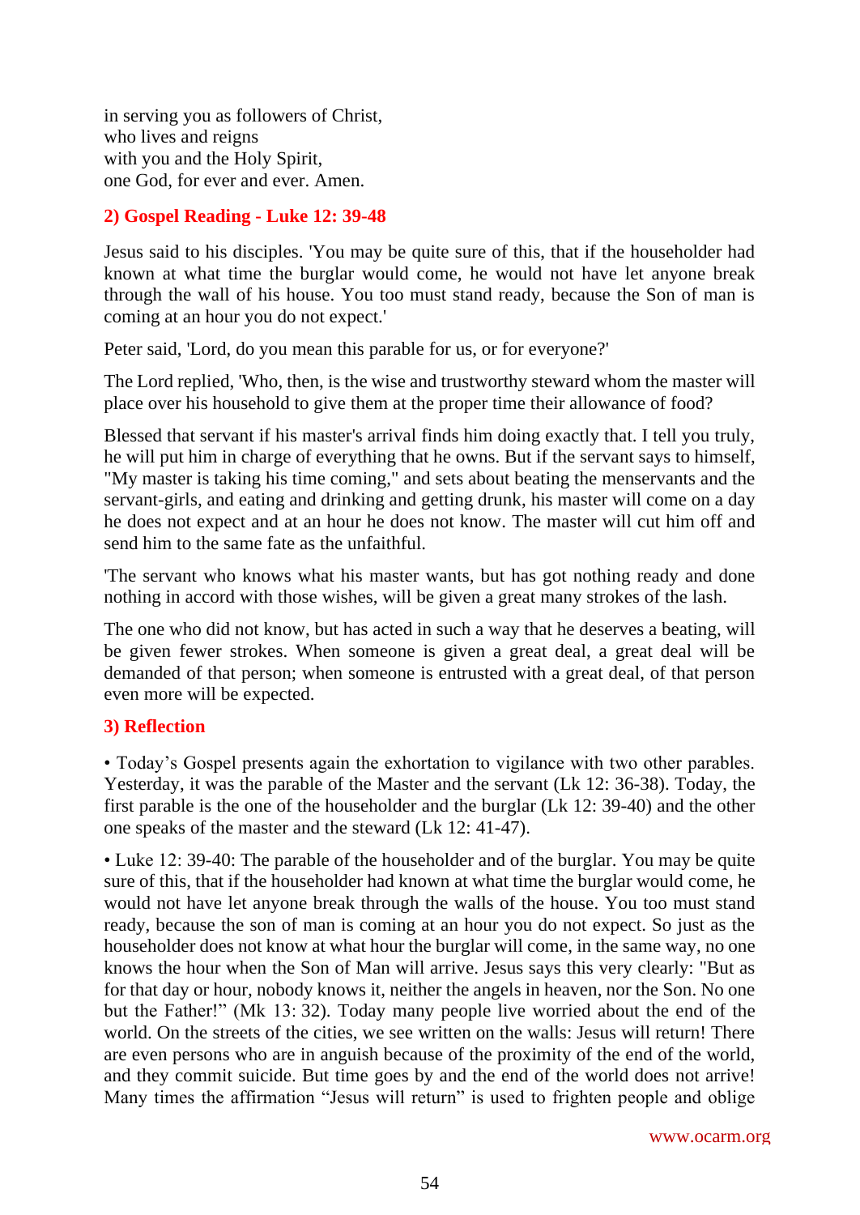in serving you as followers of Christ,
who lives and reigns
with you and the Holy Spirit,
one God, for ever and ever. Amen.

### 2) Gospel Reading - Luke 12: 39-48

Jesus said to his disciples. 'You may be quite sure of this, that if the householder had known at what time the burglar would come, he would not have let anyone break through the wall of his house. You too must stand ready, because the Son of man is coming at an hour you do not expect.'

Peter said, 'Lord, do you mean this parable for us, or for everyone?'

The Lord replied, 'Who, then, is the wise and trustworthy steward whom the master will place over his household to give them at the proper time their allowance of food?

Blessed that servant if his master's arrival finds him doing exactly that. I tell you truly, he will put him in charge of everything that he owns. But if the servant says to himself, "My master is taking his time coming," and sets about beating the menservants and the servant-girls, and eating and drinking and getting drunk, his master will come on a day he does not expect and at an hour he does not know. The master will cut him off and send him to the same fate as the unfaithful.

'The servant who knows what his master wants, but has got nothing ready and done nothing in accord with those wishes, will be given a great many strokes of the lash.

The one who did not know, but has acted in such a way that he deserves a beating, will be given fewer strokes. When someone is given a great deal, a great deal will be demanded of that person; when someone is entrusted with a great deal, of that person even more will be expected.

### 3) Reflection

• Today's Gospel presents again the exhortation to vigilance with two other parables. Yesterday, it was the parable of the Master and the servant (Lk 12: 36-38). Today, the first parable is the one of the householder and the burglar (Lk 12: 39-40) and the other one speaks of the master and the steward (Lk 12: 41-47).

• Luke 12: 39-40: The parable of the householder and of the burglar. You may be quite sure of this, that if the householder had known at what time the burglar would come, he would not have let anyone break through the walls of the house. You too must stand ready, because the son of man is coming at an hour you do not expect. So just as the householder does not know at what hour the burglar will come, in the same way, no one knows the hour when the Son of Man will arrive. Jesus says this very clearly: "But as for that day or hour, nobody knows it, neither the angels in heaven, nor the Son. No one but the Father!" (Mk 13: 32). Today many people live worried about the end of the world. On the streets of the cities, we see written on the walls: Jesus will return! There are even persons who are in anguish because of the proximity of the end of the world, and they commit suicide. But time goes by and the end of the world does not arrive! Many times the affirmation "Jesus will return" is used to frighten people and oblige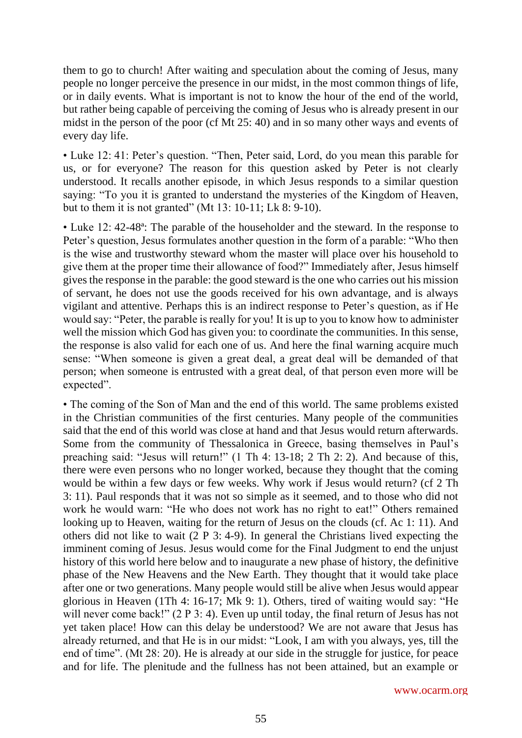them to go to church! After waiting and speculation about the coming of Jesus, many people no longer perceive the presence in our midst, in the most common things of life, or in daily events. What is important is not to know the hour of the end of the world, but rather being capable of perceiving the coming of Jesus who is already present in our midst in the person of the poor (cf Mt 25: 40) and in so many other ways and events of every day life.

• Luke 12: 41: Peter's question. "Then, Peter said, Lord, do you mean this parable for us, or for everyone? The reason for this question asked by Peter is not clearly understood. It recalls another episode, in which Jesus responds to a similar question saying: "To you it is granted to understand the mysteries of the Kingdom of Heaven, but to them it is not granted" (Mt 13: 10-11; Lk 8: 9-10).

• Luke 12: 42-48ª: The parable of the householder and the steward. In the response to Peter's question, Jesus formulates another question in the form of a parable: "Who then is the wise and trustworthy steward whom the master will place over his household to give them at the proper time their allowance of food?" Immediately after, Jesus himself gives the response in the parable: the good steward is the one who carries out his mission of servant, he does not use the goods received for his own advantage, and is always vigilant and attentive. Perhaps this is an indirect response to Peter's question, as if He would say: "Peter, the parable is really for you! It is up to you to know how to administer well the mission which God has given you: to coordinate the communities. In this sense, the response is also valid for each one of us. And here the final warning acquire much sense: "When someone is given a great deal, a great deal will be demanded of that person; when someone is entrusted with a great deal, of that person even more will be expected".

• The coming of the Son of Man and the end of this world. The same problems existed in the Christian communities of the first centuries. Many people of the communities said that the end of this world was close at hand and that Jesus would return afterwards. Some from the community of Thessalonica in Greece, basing themselves in Paul's preaching said: "Jesus will return!" (1 Th 4: 13-18; 2 Th 2: 2). And because of this, there were even persons who no longer worked, because they thought that the coming would be within a few days or few weeks. Why work if Jesus would return? (cf 2 Th 3: 11). Paul responds that it was not so simple as it seemed, and to those who did not work he would warn: "He who does not work has no right to eat!" Others remained looking up to Heaven, waiting for the return of Jesus on the clouds (cf. Ac 1: 11). And others did not like to wait (2 P 3: 4-9). In general the Christians lived expecting the imminent coming of Jesus. Jesus would come for the Final Judgment to end the unjust history of this world here below and to inaugurate a new phase of history, the definitive phase of the New Heavens and the New Earth. They thought that it would take place after one or two generations. Many people would still be alive when Jesus would appear glorious in Heaven (1Th 4: 16-17; Mk 9: 1). Others, tired of waiting would say: "He will never come back!" (2 P 3: 4). Even up until today, the final return of Jesus has not yet taken place! How can this delay be understood? We are not aware that Jesus has already returned, and that He is in our midst: "Look, I am with you always, yes, till the end of time". (Mt 28: 20). He is already at our side in the struggle for justice, for peace and for life. The plenitude and the fullness has not been attained, but an example or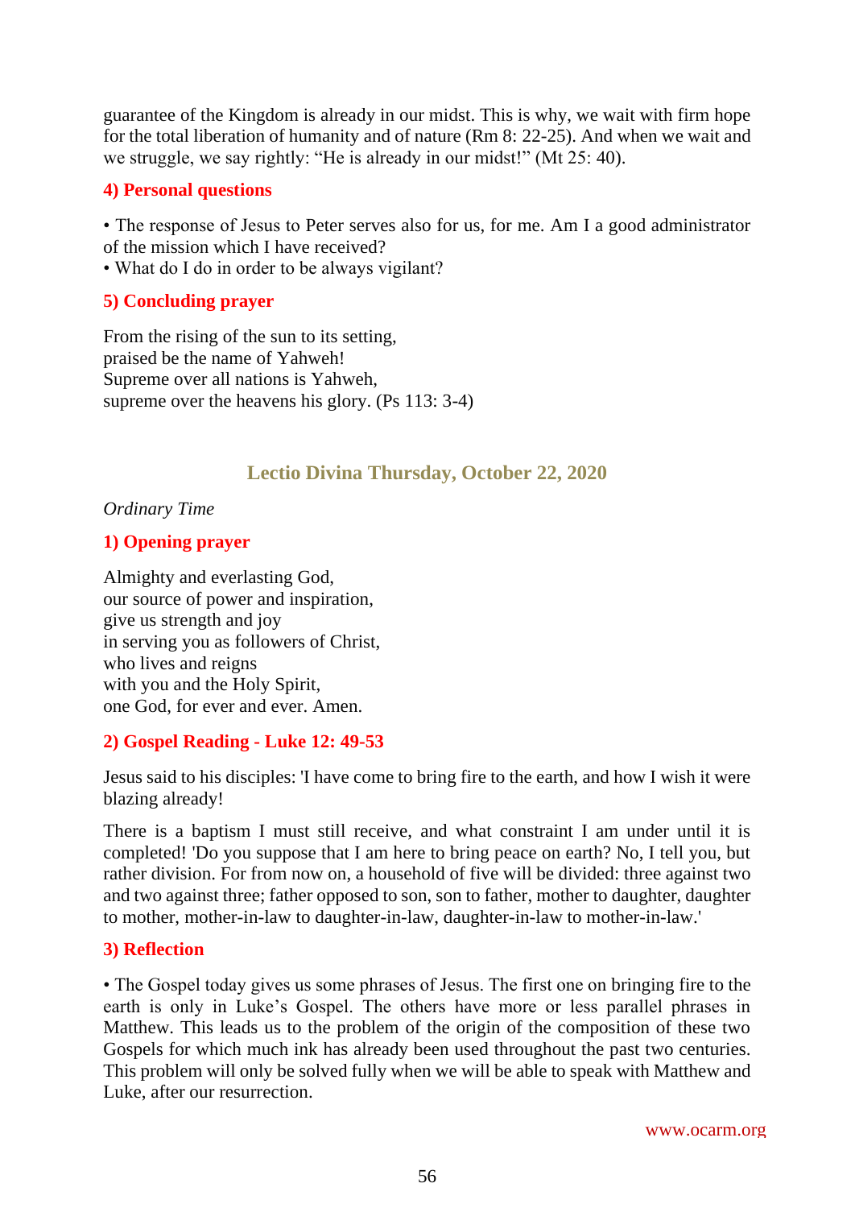guarantee of the Kingdom is already in our midst. This is why, we wait with firm hope for the total liberation of humanity and of nature (Rm 8: 22-25). And when we wait and we struggle, we say rightly: "He is already in our midst!" (Mt 25: 40).

### 4) Personal questions

• The response of Jesus to Peter serves also for us, for me. Am I a good administrator of the mission which I have received?
• What do I do in order to be always vigilant?

### 5) Concluding prayer

From the rising of the sun to its setting,
praised be the name of Yahweh!
Supreme over all nations is Yahweh,
supreme over the heavens his glory. (Ps 113: 3-4)

## Lectio Divina Thursday, October 22, 2020

*Ordinary Time*

### 1) Opening prayer

Almighty and everlasting God,
our source of power and inspiration,
give us strength and joy
in serving you as followers of Christ,
who lives and reigns
with you and the Holy Spirit,
one God, for ever and ever. Amen.

### 2) Gospel Reading - Luke 12: 49-53

Jesus said to his disciples: 'I have come to bring fire to the earth, and how I wish it were blazing already!

There is a baptism I must still receive, and what constraint I am under until it is completed! 'Do you suppose that I am here to bring peace on earth? No, I tell you, but rather division. For from now on, a household of five will be divided: three against two and two against three; father opposed to son, son to father, mother to daughter, daughter to mother, mother-in-law to daughter-in-law, daughter-in-law to mother-in-law.'

### 3) Reflection

• The Gospel today gives us some phrases of Jesus. The first one on bringing fire to the earth is only in Luke's Gospel. The others have more or less parallel phrases in Matthew. This leads us to the problem of the origin of the composition of these two Gospels for which much ink has already been used throughout the past two centuries. This problem will only be solved fully when we will be able to speak with Matthew and Luke, after our resurrection.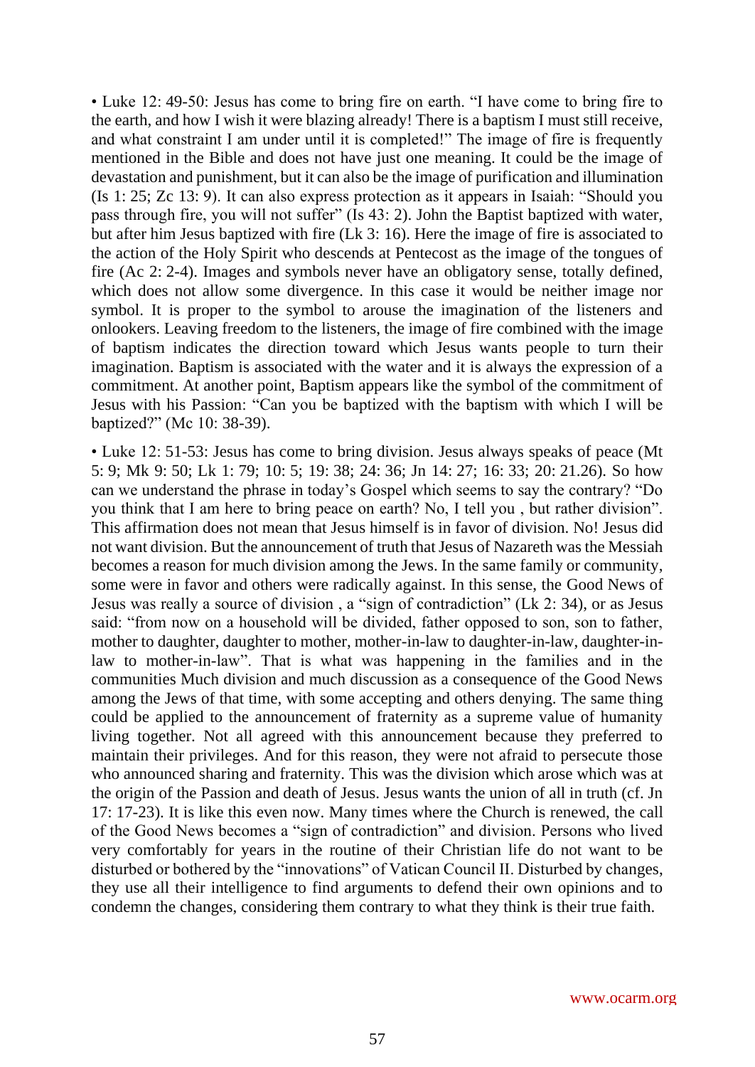• Luke 12: 49-50: Jesus has come to bring fire on earth. "I have come to bring fire to the earth, and how I wish it were blazing already! There is a baptism I must still receive, and what constraint I am under until it is completed!" The image of fire is frequently mentioned in the Bible and does not have just one meaning. It could be the image of devastation and punishment, but it can also be the image of purification and illumination (Is 1: 25; Zc 13: 9). It can also express protection as it appears in Isaiah: "Should you pass through fire, you will not suffer" (Is 43: 2). John the Baptist baptized with water, but after him Jesus baptized with fire (Lk 3: 16). Here the image of fire is associated to the action of the Holy Spirit who descends at Pentecost as the image of the tongues of fire (Ac 2: 2-4). Images and symbols never have an obligatory sense, totally defined, which does not allow some divergence. In this case it would be neither image nor symbol. It is proper to the symbol to arouse the imagination of the listeners and onlookers. Leaving freedom to the listeners, the image of fire combined with the image of baptism indicates the direction toward which Jesus wants people to turn their imagination. Baptism is associated with the water and it is always the expression of a commitment. At another point, Baptism appears like the symbol of the commitment of Jesus with his Passion: "Can you be baptized with the baptism with which I will be baptized?" (Mc 10: 38-39).

• Luke 12: 51-53: Jesus has come to bring division. Jesus always speaks of peace (Mt 5: 9; Mk 9: 50; Lk 1: 79; 10: 5; 19: 38; 24: 36; Jn 14: 27; 16: 33; 20: 21.26). So how can we understand the phrase in today's Gospel which seems to say the contrary? "Do you think that I am here to bring peace on earth? No, I tell you , but rather division". This affirmation does not mean that Jesus himself is in favor of division. No! Jesus did not want division. But the announcement of truth that Jesus of Nazareth was the Messiah becomes a reason for much division among the Jews. In the same family or community, some were in favor and others were radically against. In this sense, the Good News of Jesus was really a source of division , a "sign of contradiction" (Lk 2: 34), or as Jesus said: "from now on a household will be divided, father opposed to son, son to father, mother to daughter, daughter to mother, mother-in-law to daughter-in-law, daughter-in-law to mother-in-law". That is what was happening in the families and in the communities Much division and much discussion as a consequence of the Good News among the Jews of that time, with some accepting and others denying. The same thing could be applied to the announcement of fraternity as a supreme value of humanity living together. Not all agreed with this announcement because they preferred to maintain their privileges. And for this reason, they were not afraid to persecute those who announced sharing and fraternity. This was the division which arose which was at the origin of the Passion and death of Jesus. Jesus wants the union of all in truth (cf. Jn 17: 17-23). It is like this even now. Many times where the Church is renewed, the call of the Good News becomes a "sign of contradiction" and division. Persons who lived very comfortably for years in the routine of their Christian life do not want to be disturbed or bothered by the "innovations" of Vatican Council II. Disturbed by changes, they use all their intelligence to find arguments to defend their own opinions and to condemn the changes, considering them contrary to what they think is their true faith.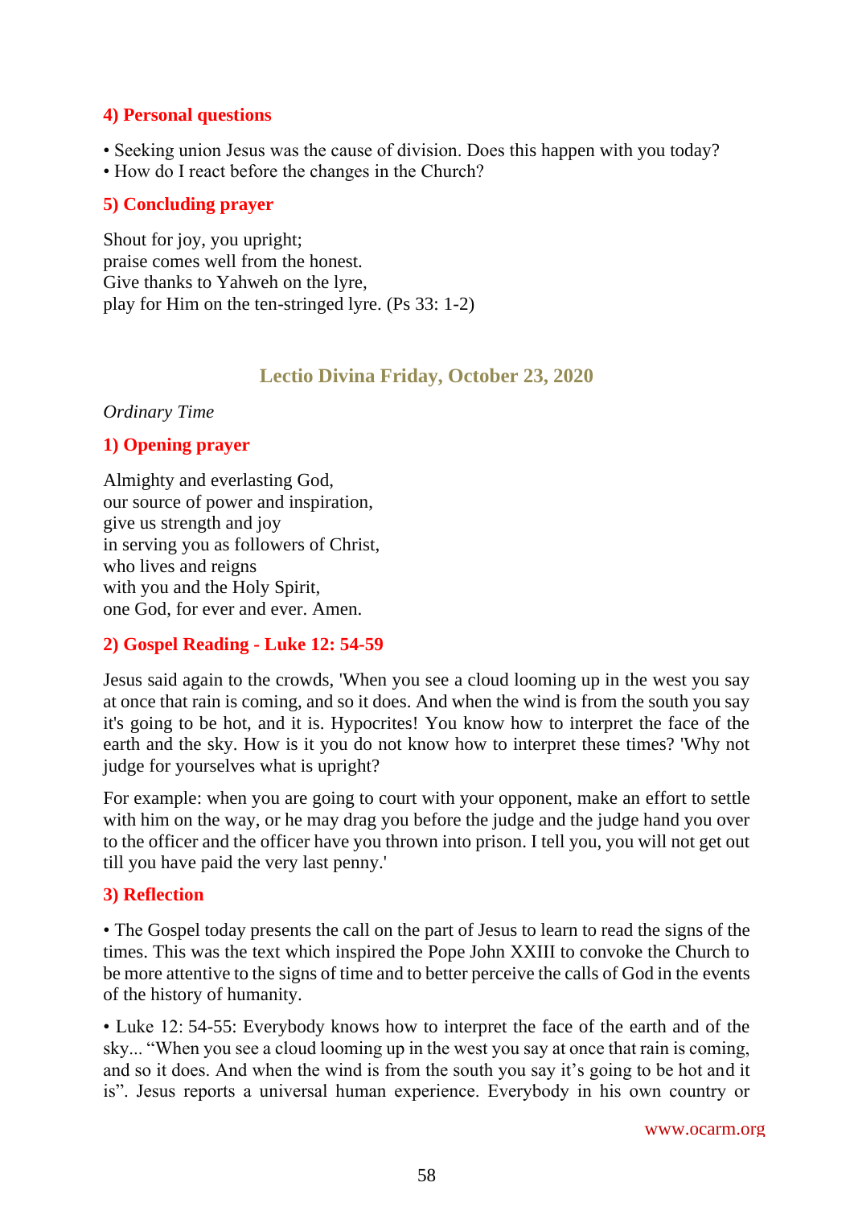### 4) Personal questions

- Seeking union Jesus was the cause of division. Does this happen with you today?
- How do I react before the changes in the Church?

### 5) Concluding prayer

Shout for joy, you upright;
praise comes well from the honest.
Give thanks to Yahweh on the lyre,
play for Him on the ten-stringed lyre. (Ps 33: 1-2)

## Lectio Divina Friday, October 23, 2020

*Ordinary Time*

### 1) Opening prayer

Almighty and everlasting God,
our source of power and inspiration,
give us strength and joy
in serving you as followers of Christ,
who lives and reigns
with you and the Holy Spirit,
one God, for ever and ever. Amen.

### 2) Gospel Reading - Luke 12: 54-59

Jesus said again to the crowds, 'When you see a cloud looming up in the west you say at once that rain is coming, and so it does. And when the wind is from the south you say it's going to be hot, and it is. Hypocrites! You know how to interpret the face of the earth and the sky. How is it you do not know how to interpret these times? 'Why not judge for yourselves what is upright?

For example: when you are going to court with your opponent, make an effort to settle with him on the way, or he may drag you before the judge and the judge hand you over to the officer and the officer have you thrown into prison. I tell you, you will not get out till you have paid the very last penny.'

### 3) Reflection

- The Gospel today presents the call on the part of Jesus to learn to read the signs of the times. This was the text which inspired the Pope John XXIII to convoke the Church to be more attentive to the signs of time and to better perceive the calls of God in the events of the history of humanity.

- Luke 12: 54-55: Everybody knows how to interpret the face of the earth and of the sky... "When you see a cloud looming up in the west you say at once that rain is coming, and so it does. And when the wind is from the south you say it's going to be hot and it is". Jesus reports a universal human experience. Everybody in his own country or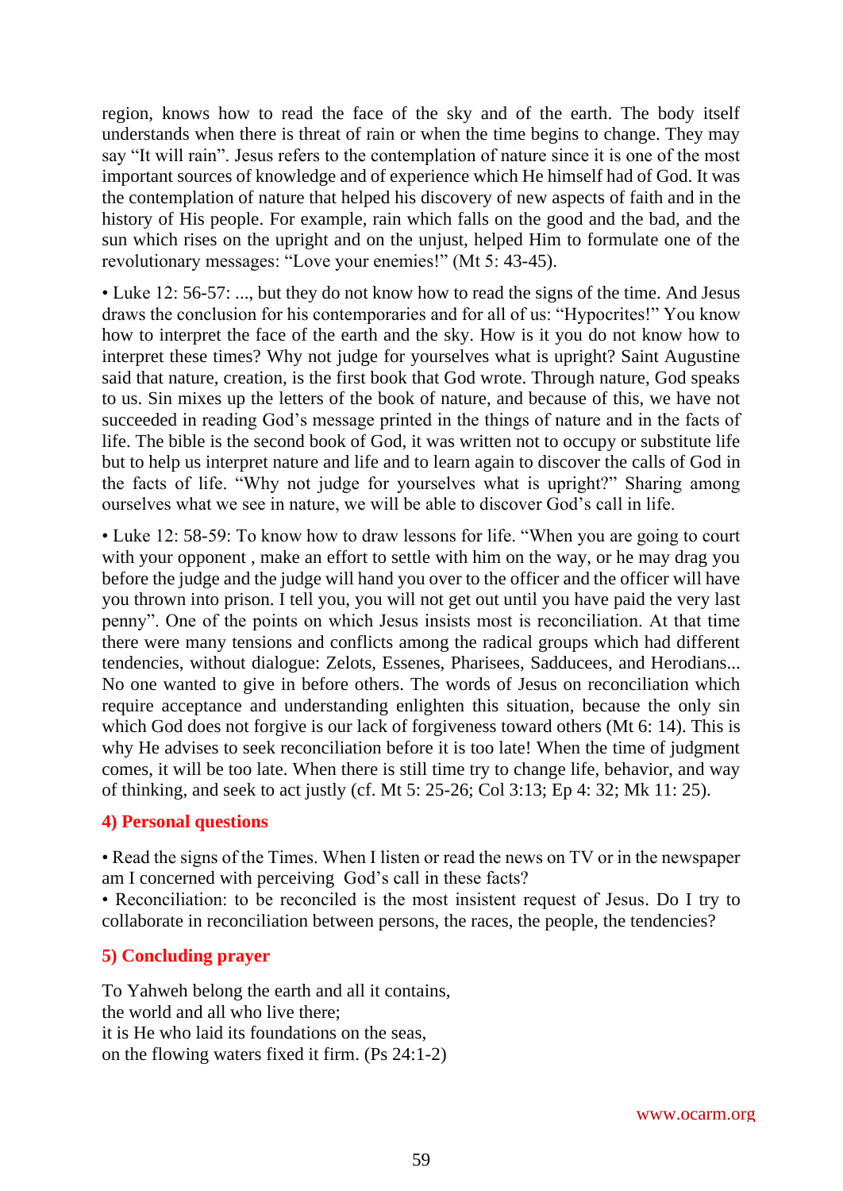region, knows how to read the face of the sky and of the earth. The body itself understands when there is threat of rain or when the time begins to change. They may say “It will rain”. Jesus refers to the contemplation of nature since it is one of the most important sources of knowledge and of experience which He himself had of God. It was the contemplation of nature that helped his discovery of new aspects of faith and in the history of His people. For example, rain which falls on the good and the bad, and the sun which rises on the upright and on the unjust, helped Him to formulate one of the revolutionary messages: “Love your enemies!” (Mt 5: 43-45).

• Luke 12: 56-57: ..., but they do not know how to read the signs of the time. And Jesus draws the conclusion for his contemporaries and for all of us: “Hypocrites!” You know how to interpret the face of the earth and the sky. How is it you do not know how to interpret these times? Why not judge for yourselves what is upright? Saint Augustine said that nature, creation, is the first book that God wrote. Through nature, God speaks to us. Sin mixes up the letters of the book of nature, and because of this, we have not succeeded in reading God’s message printed in the things of nature and in the facts of life. The bible is the second book of God, it was written not to occupy or substitute life but to help us interpret nature and life and to learn again to discover the calls of God in the facts of life. “Why not judge for yourselves what is upright?” Sharing among ourselves what we see in nature, we will be able to discover God’s call in life.

• Luke 12: 58-59: To know how to draw lessons for life. “When you are going to court with your opponent , make an effort to settle with him on the way, or he may drag you before the judge and the judge will hand you over to the officer and the officer will have you thrown into prison. I tell you, you will not get out until you have paid the very last penny”. One of the points on which Jesus insists most is reconciliation. At that time there were many tensions and conflicts among the radical groups which had different tendencies, without dialogue: Zelots, Essenes, Pharisees, Sadducees, and Herodians... No one wanted to give in before others. The words of Jesus on reconciliation which require acceptance and understanding enlighten this situation, because the only sin which God does not forgive is our lack of forgiveness toward others (Mt 6: 14). This is why He advises to seek reconciliation before it is too late! When the time of judgment comes, it will be too late. When there is still time try to change life, behavior, and way of thinking, and seek to act justly (cf. Mt 5: 25-26; Col 3:13; Ep 4: 32; Mk 11: 25).

## 4) Personal questions

• Read the signs of the Times. When I listen or read the news on TV or in the newspaper am I concerned with perceiving God’s call in these facts?
• Reconciliation: to be reconciled is the most insistent request of Jesus. Do I try to collaborate in reconciliation between persons, the races, the people, the tendencies?

## 5) Concluding prayer

To Yahweh belong the earth and all it contains,
the world and all who live there;
it is He who laid its foundations on the seas,
on the flowing waters fixed it firm. (Ps 24:1-2)

www.ocarm.org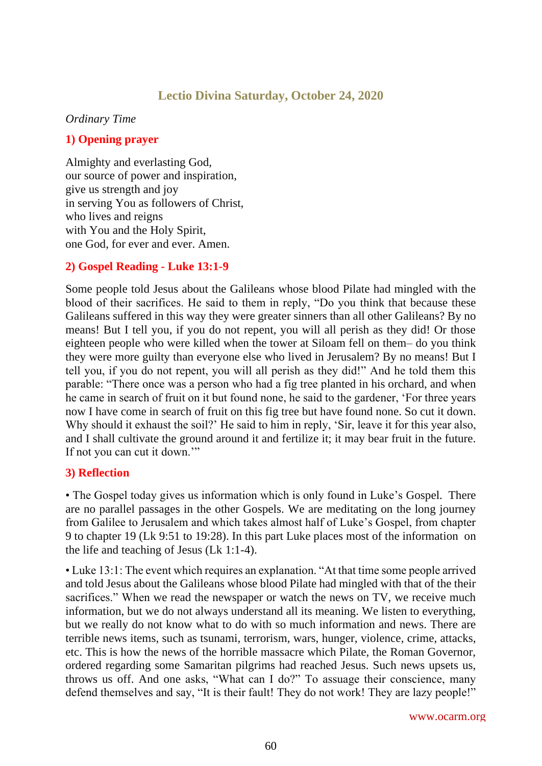## Lectio Divina Saturday, October 24, 2020

*Ordinary Time*

### 1) Opening prayer

Almighty and everlasting God,
our source of power and inspiration,
give us strength and joy
in serving You as followers of Christ,
who lives and reigns
with You and the Holy Spirit,
one God, for ever and ever. Amen.

### 2) Gospel Reading - Luke 13:1-9

Some people told Jesus about the Galileans whose blood Pilate had mingled with the blood of their sacrifices. He said to them in reply, "Do you think that because these Galileans suffered in this way they were greater sinners than all other Galileans? By no means! But I tell you, if you do not repent, you will all perish as they did! Or those eighteen people who were killed when the tower at Siloam fell on them– do you think they were more guilty than everyone else who lived in Jerusalem? By no means! But I tell you, if you do not repent, you will all perish as they did!" And he told them this parable: "There once was a person who had a fig tree planted in his orchard, and when he came in search of fruit on it but found none, he said to the gardener, 'For three years now I have come in search of fruit on this fig tree but have found none. So cut it down. Why should it exhaust the soil?' He said to him in reply, 'Sir, leave it for this year also, and I shall cultivate the ground around it and fertilize it; it may bear fruit in the future. If not you can cut it down.'"

### 3) Reflection

• The Gospel today gives us information which is only found in Luke's Gospel. There are no parallel passages in the other Gospels. We are meditating on the long journey from Galilee to Jerusalem and which takes almost half of Luke's Gospel, from chapter 9 to chapter 19 (Lk 9:51 to 19:28). In this part Luke places most of the information on the life and teaching of Jesus (Lk 1:1-4).

• Luke 13:1: The event which requires an explanation. "At that time some people arrived and told Jesus about the Galileans whose blood Pilate had mingled with that of the their sacrifices." When we read the newspaper or watch the news on TV, we receive much information, but we do not always understand all its meaning. We listen to everything, but we really do not know what to do with so much information and news. There are terrible news items, such as tsunami, terrorism, wars, hunger, violence, crime, attacks, etc. This is how the news of the horrible massacre which Pilate, the Roman Governor, ordered regarding some Samaritan pilgrims had reached Jesus. Such news upsets us, throws us off. And one asks, "What can I do?" To assuage their conscience, many defend themselves and say, "It is their fault! They do not work! They are lazy people!"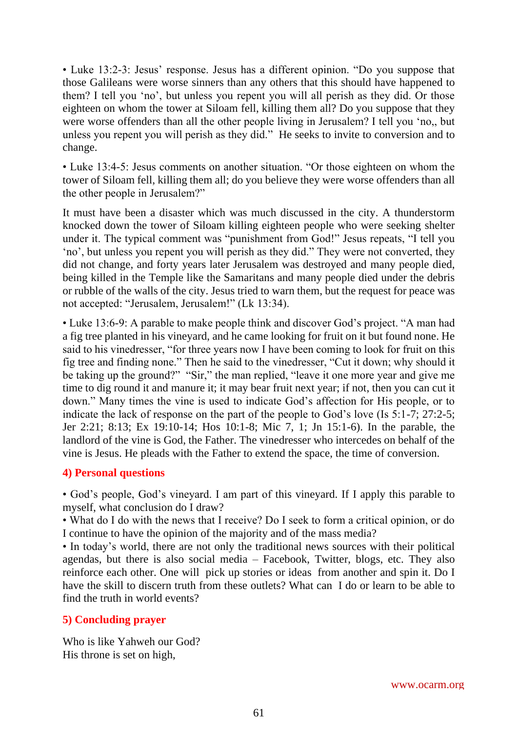• Luke 13:2-3: Jesus' response. Jesus has a different opinion. "Do you suppose that those Galileans were worse sinners than any others that this should have happened to them? I tell you 'no', but unless you repent you will all perish as they did. Or those eighteen on whom the tower at Siloam fell, killing them all? Do you suppose that they were worse offenders than all the other people living in Jerusalem? I tell you 'no,, but unless you repent you will perish as they did." He seeks to invite to conversion and to change.

• Luke 13:4-5: Jesus comments on another situation. "Or those eighteen on whom the tower of Siloam fell, killing them all; do you believe they were worse offenders than all the other people in Jerusalem?"

It must have been a disaster which was much discussed in the city. A thunderstorm knocked down the tower of Siloam killing eighteen people who were seeking shelter under it. The typical comment was "punishment from God!" Jesus repeats, "I tell you 'no', but unless you repent you will perish as they did." They were not converted, they did not change, and forty years later Jerusalem was destroyed and many people died, being killed in the Temple like the Samaritans and many people died under the debris or rubble of the walls of the city. Jesus tried to warn them, but the request for peace was not accepted: "Jerusalem, Jerusalem!" (Lk 13:34).

• Luke 13:6-9: A parable to make people think and discover God's project. "A man had a fig tree planted in his vineyard, and he came looking for fruit on it but found none. He said to his vinedresser, "for three years now I have been coming to look for fruit on this fig tree and finding none." Then he said to the vinedresser, "Cut it down; why should it be taking up the ground?" "Sir," the man replied, "leave it one more year and give me time to dig round it and manure it; it may bear fruit next year; if not, then you can cut it down." Many times the vine is used to indicate God's affection for His people, or to indicate the lack of response on the part of the people to God's love (Is 5:1-7; 27:2-5; Jer 2:21; 8:13; Ex 19:10-14; Hos 10:1-8; Mic 7, 1; Jn 15:1-6). In the parable, the landlord of the vine is God, the Father. The vinedresser who intercedes on behalf of the vine is Jesus. He pleads with the Father to extend the space, the time of conversion.

## 4) Personal questions

• God's people, God's vineyard. I am part of this vineyard. If I apply this parable to myself, what conclusion do I draw?
• What do I do with the news that I receive? Do I seek to form a critical opinion, or do I continue to have the opinion of the majority and of the mass media?
• In today's world, there are not only the traditional news sources with their political agendas, but there is also social media – Facebook, Twitter, blogs, etc. They also reinforce each other. One will pick up stories or ideas from another and spin it. Do I have the skill to discern truth from these outlets? What can I do or learn to be able to find the truth in world events?

## 5) Concluding prayer

Who is like Yahweh our God?
His throne is set on high,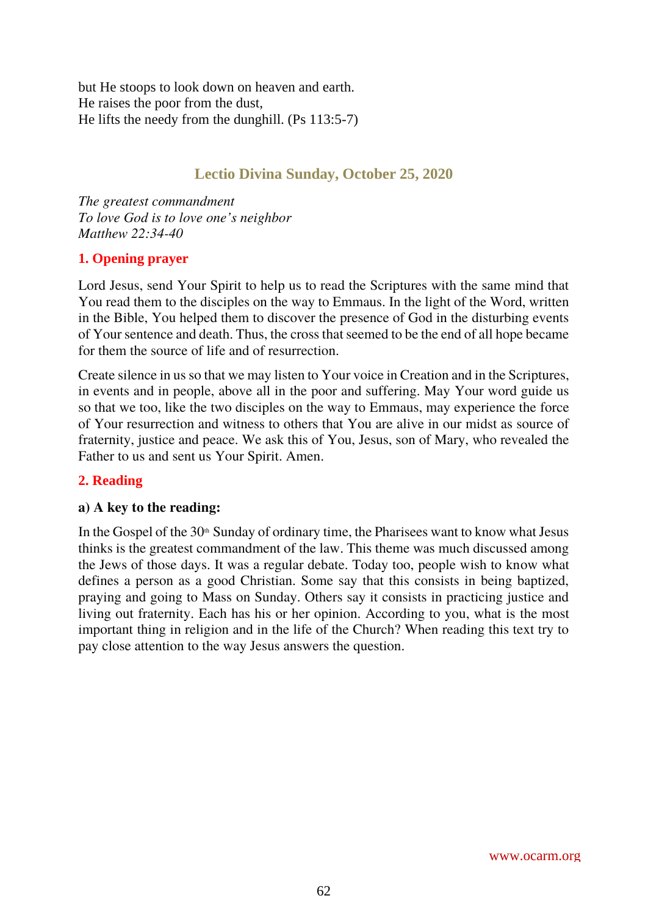but He stoops to look down on heaven and earth.
He raises the poor from the dust,
He lifts the needy from the dunghill. (Ps 113:5-7)

## Lectio Divina Sunday, October 25, 2020

*The greatest commandment*
*To love God is to love one's neighbor*
*Matthew 22:34-40*

### 1. Opening prayer

Lord Jesus, send Your Spirit to help us to read the Scriptures with the same mind that You read them to the disciples on the way to Emmaus. In the light of the Word, written in the Bible, You helped them to discover the presence of God in the disturbing events of Your sentence and death. Thus, the cross that seemed to be the end of all hope became for them the source of life and of resurrection.

Create silence in us so that we may listen to Your voice in Creation and in the Scriptures, in events and in people, above all in the poor and suffering. May Your word guide us so that we too, like the two disciples on the way to Emmaus, may experience the force of Your resurrection and witness to others that You are alive in our midst as source of fraternity, justice and peace. We ask this of You, Jesus, son of Mary, who revealed the Father to us and sent us Your Spirit. Amen.

### 2. Reading

**a) A key to the reading:**

In the Gospel of the 30th Sunday of ordinary time, the Pharisees want to know what Jesus thinks is the greatest commandment of the law. This theme was much discussed among the Jews of those days. It was a regular debate. Today too, people wish to know what defines a person as a good Christian. Some say that this consists in being baptized, praying and going to Mass on Sunday. Others say it consists in practicing justice and living out fraternity. Each has his or her opinion. According to you, what is the most important thing in religion and in the life of the Church? When reading this text try to pay close attention to the way Jesus answers the question.

www.ocarm.org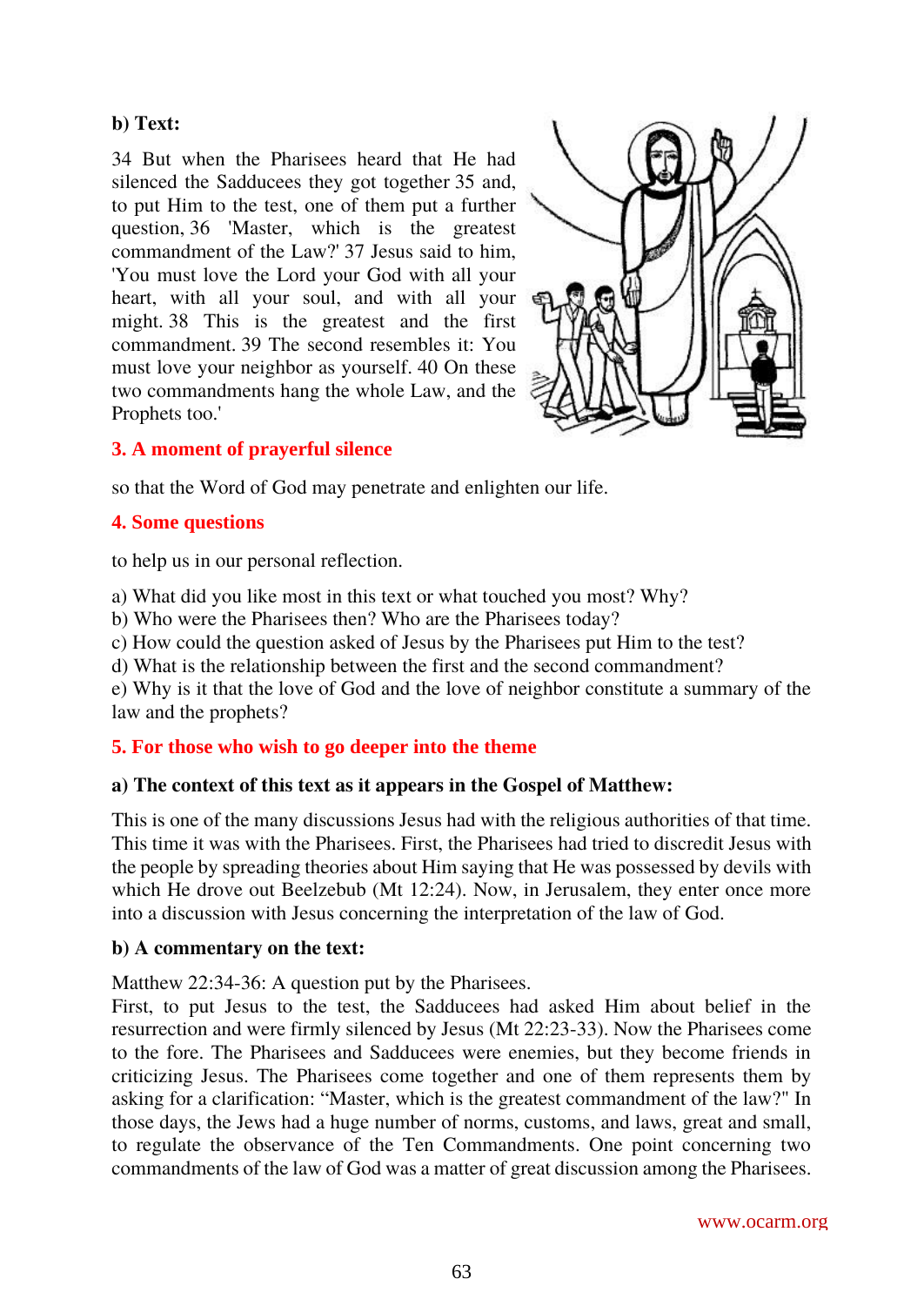**b) Text:**

34 But when the Pharisees heard that He had silenced the Sadducees they got together 35 and, to put Him to the test, one of them put a further question, 36 'Master, which is the greatest commandment of the Law?' 37 Jesus said to him, 'You must love the Lord your God with all your heart, with all your soul, and with all your might. 38 This is the greatest and the first commandment. 39 The second resembles it: You must love your neighbor as yourself. 40 On these two commandments hang the whole Law, and the Prophets too.'

## 3. A moment of prayerful silence

so that the Word of God may penetrate and enlighten our life.

## 4. Some questions

to help us in our personal reflection.

a) What did you like most in this text or what touched you most? Why?
b) Who were the Pharisees then? Who are the Pharisees today?
c) How could the question asked of Jesus by the Pharisees put Him to the test?
d) What is the relationship between the first and the second commandment?
e) Why is it that the love of God and the love of neighbor constitute a summary of the law and the prophets?

## 5. For those who wish to go deeper into the theme

**a) The context of this text as it appears in the Gospel of Matthew:**

This is one of the many discussions Jesus had with the religious authorities of that time. This time it was with the Pharisees. First, the Pharisees had tried to discredit Jesus with the people by spreading theories about Him saying that He was possessed by devils with which He drove out Beelzebub (Mt 12:24). Now, in Jerusalem, they enter once more into a discussion with Jesus concerning the interpretation of the law of God.

**b) A commentary on the text:**

Matthew 22:34-36: A question put by the Pharisees.
First, to put Jesus to the test, the Sadducees had asked Him about belief in the resurrection and were firmly silenced by Jesus (Mt 22:23-33). Now the Pharisees come to the fore. The Pharisees and Sadducees were enemies, but they become friends in criticizing Jesus. The Pharisees come together and one of them represents them by asking for a clarification: “Master, which is the greatest commandment of the law?" In those days, the Jews had a huge number of norms, customs, and laws, great and small, to regulate the observance of the Ten Commandments. One point concerning two commandments of the law of God was a matter of great discussion among the Pharisees.

www.ocarm.org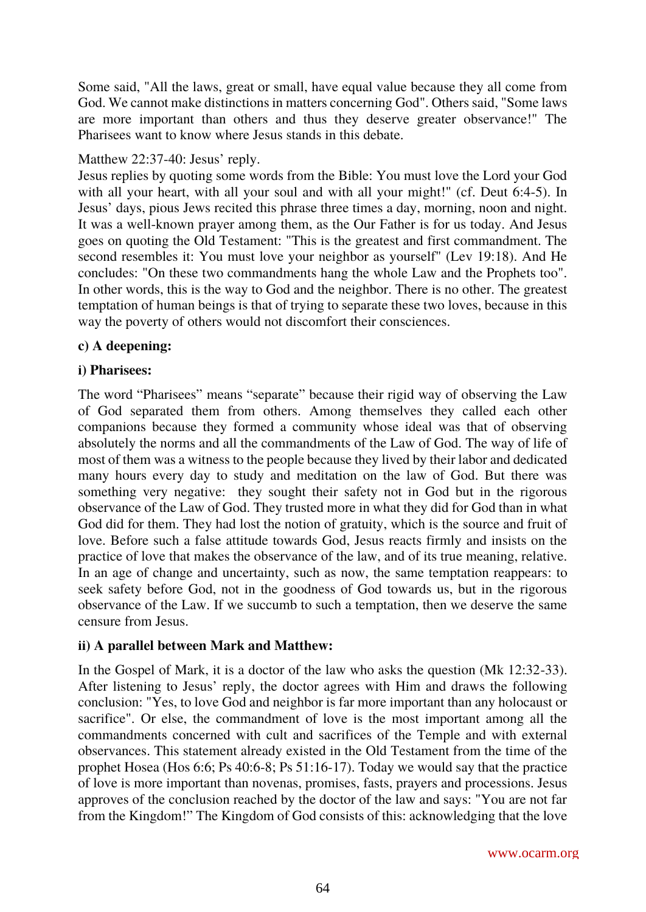Some said, "All the laws, great or small, have equal value because they all come from God. We cannot make distinctions in matters concerning God". Others said, "Some laws are more important than others and thus they deserve greater observance!" The Pharisees want to know where Jesus stands in this debate.

Matthew 22:37-40: Jesus' reply.

Jesus replies by quoting some words from the Bible: You must love the Lord your God with all your heart, with all your soul and with all your might!" (cf. Deut 6:4-5). In Jesus' days, pious Jews recited this phrase three times a day, morning, noon and night. It was a well-known prayer among them, as the Our Father is for us today. And Jesus goes on quoting the Old Testament: "This is the greatest and first commandment. The second resembles it: You must love your neighbor as yourself" (Lev 19:18). And He concludes: "On these two commandments hang the whole Law and the Prophets too". In other words, this is the way to God and the neighbor. There is no other. The greatest temptation of human beings is that of trying to separate these two loves, because in this way the poverty of others would not discomfort their consciences.

**c) A deepening:**

**i) Pharisees:**

The word "Pharisees" means "separate" because their rigid way of observing the Law of God separated them from others. Among themselves they called each other companions because they formed a community whose ideal was that of observing absolutely the norms and all the commandments of the Law of God. The way of life of most of them was a witness to the people because they lived by their labor and dedicated many hours every day to study and meditation on the law of God. But there was something very negative: they sought their safety not in God but in the rigorous observance of the Law of God. They trusted more in what they did for God than in what God did for them. They had lost the notion of gratuity, which is the source and fruit of love. Before such a false attitude towards God, Jesus reacts firmly and insists on the practice of love that makes the observance of the law, and of its true meaning, relative. In an age of change and uncertainty, such as now, the same temptation reappears: to seek safety before God, not in the goodness of God towards us, but in the rigorous observance of the Law. If we succumb to such a temptation, then we deserve the same censure from Jesus.

**ii) A parallel between Mark and Matthew:**

In the Gospel of Mark, it is a doctor of the law who asks the question (Mk 12:32-33). After listening to Jesus' reply, the doctor agrees with Him and draws the following conclusion: "Yes, to love God and neighbor is far more important than any holocaust or sacrifice". Or else, the commandment of love is the most important among all the commandments concerned with cult and sacrifices of the Temple and with external observances. This statement already existed in the Old Testament from the time of the prophet Hosea (Hos 6:6; Ps 40:6-8; Ps 51:16-17). Today we would say that the practice of love is more important than novenas, promises, fasts, prayers and processions. Jesus approves of the conclusion reached by the doctor of the law and says: "You are not far from the Kingdom!" The Kingdom of God consists of this: acknowledging that the love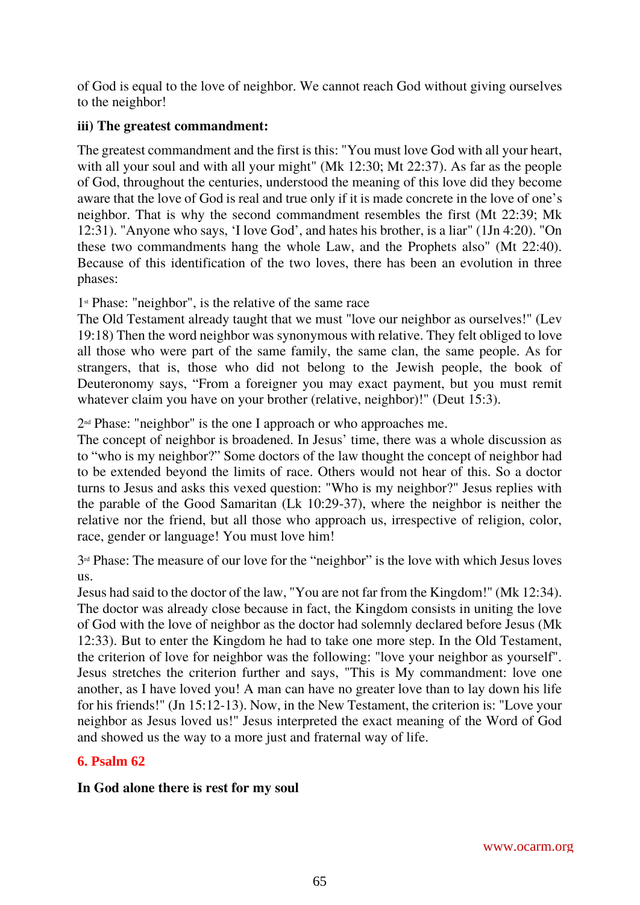of God is equal to the love of neighbor. We cannot reach God without giving ourselves to the neighbor!

**iii) The greatest commandment:**

The greatest commandment and the first is this: "You must love God with all your heart, with all your soul and with all your might" (Mk 12:30; Mt 22:37). As far as the people of God, throughout the centuries, understood the meaning of this love did they become aware that the love of God is real and true only if it is made concrete in the love of one's neighbor. That is why the second commandment resembles the first (Mt 22:39; Mk 12:31). "Anyone who says, 'I love God', and hates his brother, is a liar" (1Jn 4:20). "On these two commandments hang the whole Law, and the Prophets also" (Mt 22:40). Because of this identification of the two loves, there has been an evolution in three phases:

1st Phase: "neighbor", is the relative of the same race
The Old Testament already taught that we must "love our neighbor as ourselves!" (Lev 19:18) Then the word neighbor was synonymous with relative. They felt obliged to love all those who were part of the same family, the same clan, the same people. As for strangers, that is, those who did not belong to the Jewish people, the book of Deuteronomy says, "From a foreigner you may exact payment, but you must remit whatever claim you have on your brother (relative, neighbor)!" (Deut 15:3).

2nd Phase: "neighbor" is the one I approach or who approaches me.
The concept of neighbor is broadened. In Jesus' time, there was a whole discussion as to "who is my neighbor?" Some doctors of the law thought the concept of neighbor had to be extended beyond the limits of race. Others would not hear of this. So a doctor turns to Jesus and asks this vexed question: "Who is my neighbor?" Jesus replies with the parable of the Good Samaritan (Lk 10:29-37), where the neighbor is neither the relative nor the friend, but all those who approach us, irrespective of religion, color, race, gender or language! You must love him!

3rd Phase: The measure of our love for the "neighbor" is the love with which Jesus loves us.
Jesus had said to the doctor of the law, "You are not far from the Kingdom!" (Mk 12:34). The doctor was already close because in fact, the Kingdom consists in uniting the love of God with the love of neighbor as the doctor had solemnly declared before Jesus (Mk 12:33). But to enter the Kingdom he had to take one more step. In the Old Testament, the criterion of love for neighbor was the following: "love your neighbor as yourself". Jesus stretches the criterion further and says, "This is My commandment: love one another, as I have loved you! A man can have no greater love than to lay down his life for his friends!" (Jn 15:12-13). Now, in the New Testament, the criterion is: "Love your neighbor as Jesus loved us!" Jesus interpreted the exact meaning of the Word of God and showed us the way to a more just and fraternal way of life.

## 6. Psalm 62

**In God alone there is rest for my soul**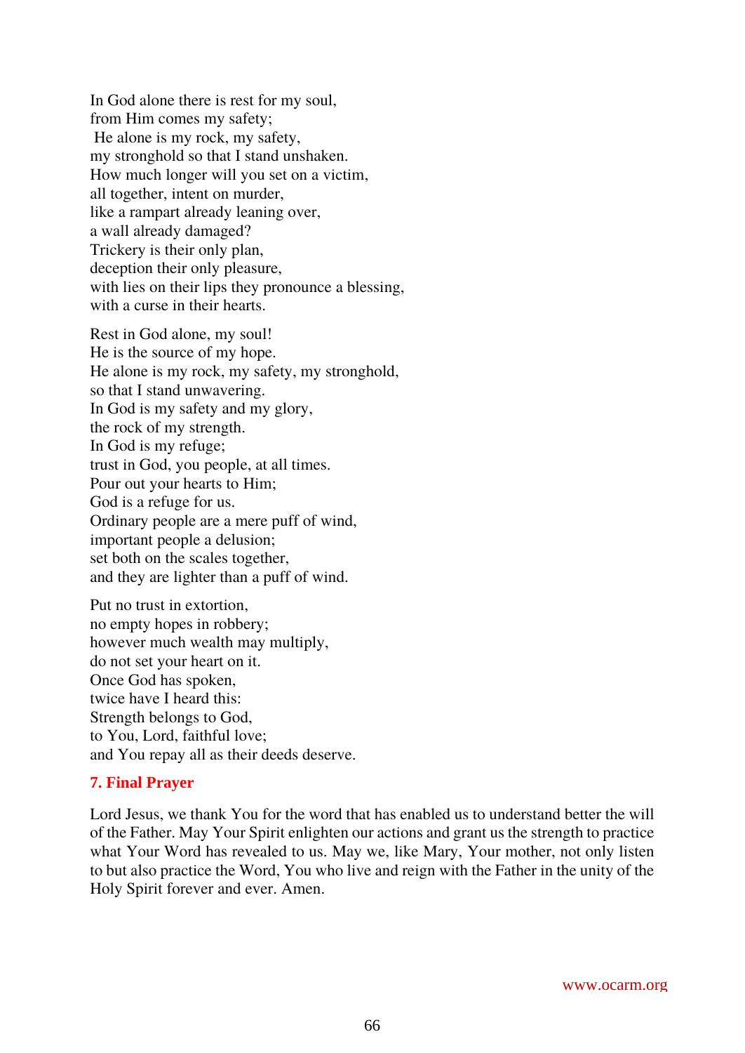In God alone there is rest for my soul,
from Him comes my safety;
He alone is my rock, my safety,
my stronghold so that I stand unshaken.
How much longer will you set on a victim,
all together, intent on murder,
like a rampart already leaning over,
a wall already damaged?
Trickery is their only plan,
deception their only pleasure,
with lies on their lips they pronounce a blessing,
with a curse in their hearts.

Rest in God alone, my soul!
He is the source of my hope.
He alone is my rock, my safety, my stronghold,
so that I stand unwavering.
In God is my safety and my glory,
the rock of my strength.
In God is my refuge;
trust in God, you people, at all times.
Pour out your hearts to Him;
God is a refuge for us.
Ordinary people are a mere puff of wind,
important people a delusion;
set both on the scales together,
and they are lighter than a puff of wind.

Put no trust in extortion,
no empty hopes in robbery;
however much wealth may multiply,
do not set your heart on it.
Once God has spoken,
twice have I heard this:
Strength belongs to God,
to You, Lord, faithful love;
and You repay all as their deeds deserve.

### 7. Final Prayer

Lord Jesus, we thank You for the word that has enabled us to understand better the will of the Father. May Your Spirit enlighten our actions and grant us the strength to practice what Your Word has revealed to us. May we, like Mary, Your mother, not only listen to but also practice the Word, You who live and reign with the Father in the unity of the Holy Spirit forever and ever. Amen.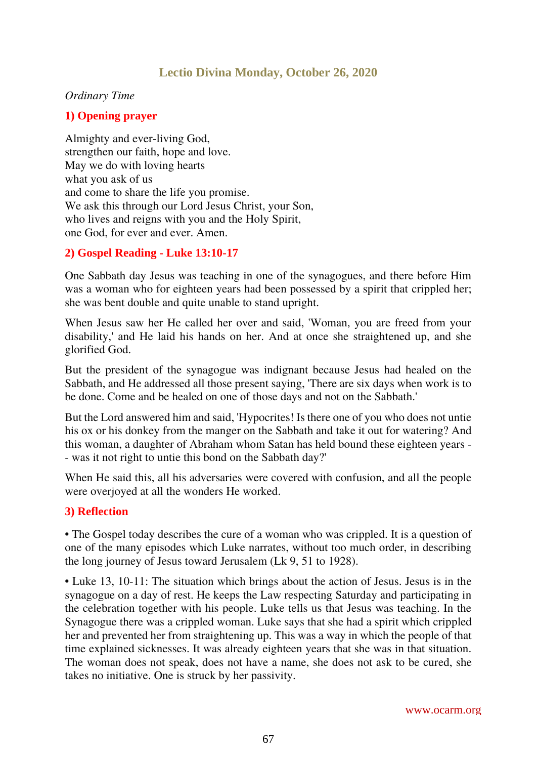## Lectio Divina Monday, October 26, 2020

*Ordinary Time*

### 1) Opening prayer

Almighty and ever-living God,
strengthen our faith, hope and love.
May we do with loving hearts
what you ask of us
and come to share the life you promise.
We ask this through our Lord Jesus Christ, your Son,
who lives and reigns with you and the Holy Spirit,
one God, for ever and ever. Amen.

### 2) Gospel Reading - Luke 13:10-17

One Sabbath day Jesus was teaching in one of the synagogues, and there before Him was a woman who for eighteen years had been possessed by a spirit that crippled her; she was bent double and quite unable to stand upright.

When Jesus saw her He called her over and said, 'Woman, you are freed from your disability,' and He laid his hands on her. And at once she straightened up, and she glorified God.

But the president of the synagogue was indignant because Jesus had healed on the Sabbath, and He addressed all those present saying, 'There are six days when work is to be done. Come and be healed on one of those days and not on the Sabbath.'

But the Lord answered him and said, 'Hypocrites! Is there one of you who does not untie his ox or his donkey from the manger on the Sabbath and take it out for watering? And this woman, a daughter of Abraham whom Satan has held bound these eighteen years -- was it not right to untie this bond on the Sabbath day?'

When He said this, all his adversaries were covered with confusion, and all the people were overjoyed at all the wonders He worked.

### 3) Reflection

• The Gospel today describes the cure of a woman who was crippled. It is a question of one of the many episodes which Luke narrates, without too much order, in describing the long journey of Jesus toward Jerusalem (Lk 9, 51 to 1928).

• Luke 13, 10-11: The situation which brings about the action of Jesus. Jesus is in the synagogue on a day of rest. He keeps the Law respecting Saturday and participating in the celebration together with his people. Luke tells us that Jesus was teaching. In the Synagogue there was a crippled woman. Luke says that she had a spirit which crippled her and prevented her from straightening up. This was a way in which the people of that time explained sicknesses. It was already eighteen years that she was in that situation. The woman does not speak, does not have a name, she does not ask to be cured, she takes no initiative. One is struck by her passivity.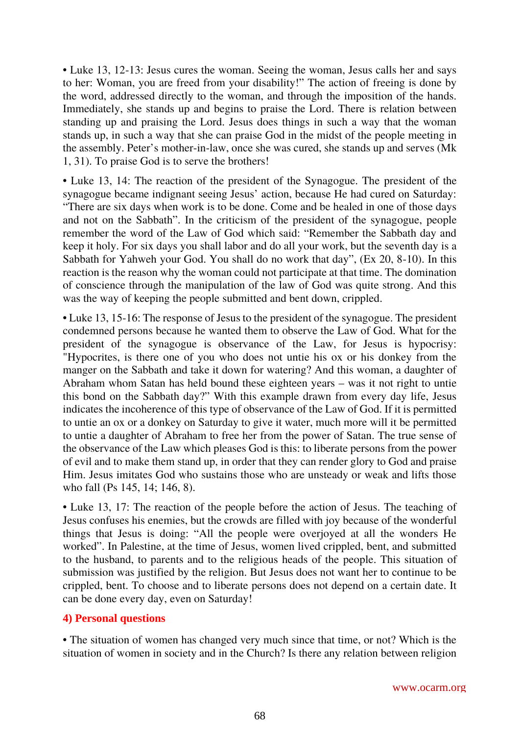• Luke 13, 12-13: Jesus cures the woman. Seeing the woman, Jesus calls her and says to her: Woman, you are freed from your disability!" The action of freeing is done by the word, addressed directly to the woman, and through the imposition of the hands. Immediately, she stands up and begins to praise the Lord. There is relation between standing up and praising the Lord. Jesus does things in such a way that the woman stands up, in such a way that she can praise God in the midst of the people meeting in the assembly. Peter's mother-in-law, once she was cured, she stands up and serves (Mk 1, 31). To praise God is to serve the brothers!

• Luke 13, 14: The reaction of the president of the Synagogue. The president of the synagogue became indignant seeing Jesus' action, because He had cured on Saturday: "There are six days when work is to be done. Come and be healed in one of those days and not on the Sabbath". In the criticism of the president of the synagogue, people remember the word of the Law of God which said: "Remember the Sabbath day and keep it holy. For six days you shall labor and do all your work, but the seventh day is a Sabbath for Yahweh your God. You shall do no work that day", (Ex 20, 8-10). In this reaction is the reason why the woman could not participate at that time. The domination of conscience through the manipulation of the law of God was quite strong. And this was the way of keeping the people submitted and bent down, crippled.

• Luke 13, 15-16: The response of Jesus to the president of the synagogue. The president condemned persons because he wanted them to observe the Law of God. What for the president of the synagogue is observance of the Law, for Jesus is hypocrisy: "Hypocrites, is there one of you who does not untie his ox or his donkey from the manger on the Sabbath and take it down for watering? And this woman, a daughter of Abraham whom Satan has held bound these eighteen years – was it not right to untie this bond on the Sabbath day?" With this example drawn from every day life, Jesus indicates the incoherence of this type of observance of the Law of God. If it is permitted to untie an ox or a donkey on Saturday to give it water, much more will it be permitted to untie a daughter of Abraham to free her from the power of Satan. The true sense of the observance of the Law which pleases God is this: to liberate persons from the power of evil and to make them stand up, in order that they can render glory to God and praise Him. Jesus imitates God who sustains those who are unsteady or weak and lifts those who fall (Ps 145, 14; 146, 8).

• Luke 13, 17: The reaction of the people before the action of Jesus. The teaching of Jesus confuses his enemies, but the crowds are filled with joy because of the wonderful things that Jesus is doing: "All the people were overjoyed at all the wonders He worked". In Palestine, at the time of Jesus, women lived crippled, bent, and submitted to the husband, to parents and to the religious heads of the people. This situation of submission was justified by the religion. But Jesus does not want her to continue to be crippled, bent. To choose and to liberate persons does not depend on a certain date. It can be done every day, even on Saturday!

#### 4) Personal questions

• The situation of women has changed very much since that time, or not? Which is the situation of women in society and in the Church? Is there any relation between religion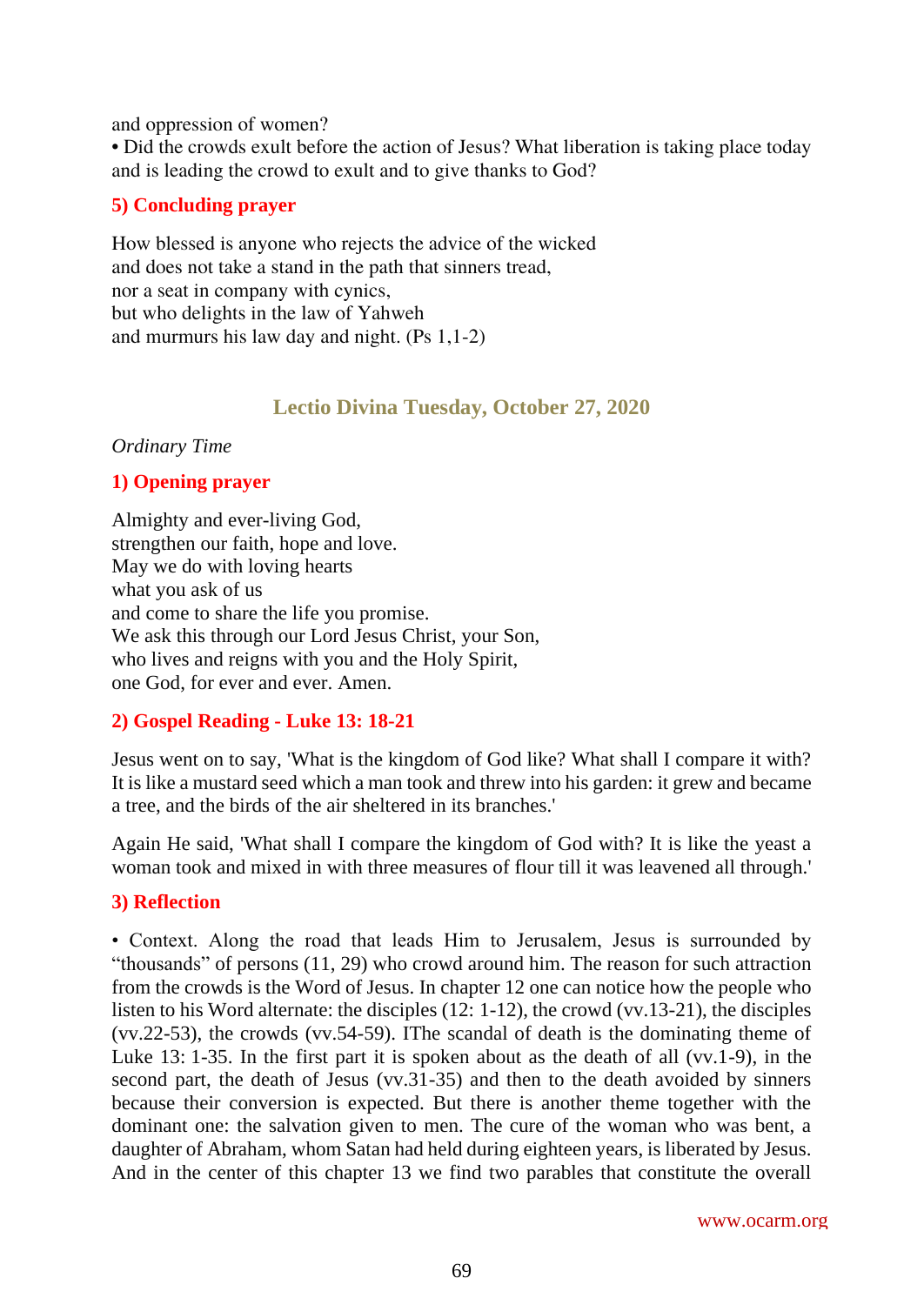and oppression of women?

• Did the crowds exult before the action of Jesus? What liberation is taking place today and is leading the crowd to exult and to give thanks to God?

### 5) Concluding prayer

How blessed is anyone who rejects the advice of the wicked
and does not take a stand in the path that sinners tread,
nor a seat in company with cynics,
but who delights in the law of Yahweh
and murmurs his law day and night. (Ps 1,1-2)

## Lectio Divina Tuesday, October 27, 2020

*Ordinary Time*

### 1) Opening prayer

Almighty and ever-living God,
strengthen our faith, hope and love.
May we do with loving hearts
what you ask of us
and come to share the life you promise.
We ask this through our Lord Jesus Christ, your Son,
who lives and reigns with you and the Holy Spirit,
one God, for ever and ever. Amen.

### 2) Gospel Reading - Luke 13: 18-21

Jesus went on to say, 'What is the kingdom of God like? What shall I compare it with? It is like a mustard seed which a man took and threw into his garden: it grew and became a tree, and the birds of the air sheltered in its branches.'

Again He said, 'What shall I compare the kingdom of God with? It is like the yeast a woman took and mixed in with three measures of flour till it was leavened all through.'

### 3) Reflection

• Context. Along the road that leads Him to Jerusalem, Jesus is surrounded by "thousands" of persons (11, 29) who crowd around him. The reason for such attraction from the crowds is the Word of Jesus. In chapter 12 one can notice how the people who listen to his Word alternate: the disciples (12: 1-12), the crowd (vv.13-21), the disciples (vv.22-53), the crowds (vv.54-59). IThe scandal of death is the dominating theme of Luke 13: 1-35. In the first part it is spoken about as the death of all (vv.1-9), in the second part, the death of Jesus (vv.31-35) and then to the death avoided by sinners because their conversion is expected. But there is another theme together with the dominant one: the salvation given to men. The cure of the woman who was bent, a daughter of Abraham, whom Satan had held during eighteen years, is liberated by Jesus. And in the center of this chapter 13 we find two parables that constitute the overall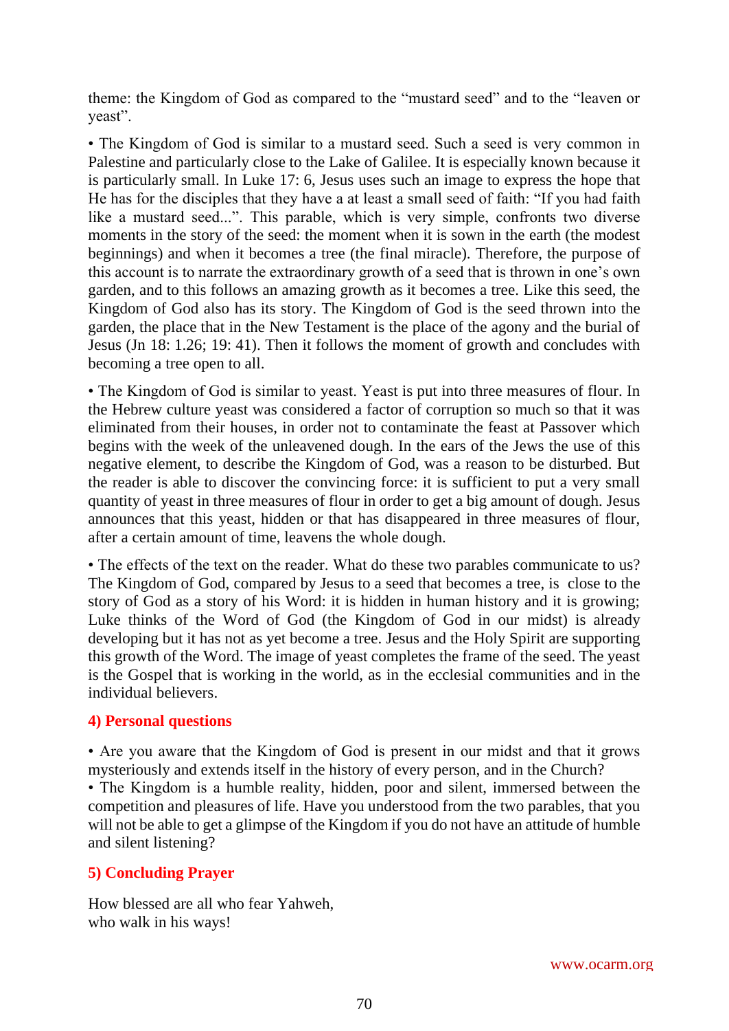theme: the Kingdom of God as compared to the “mustard seed” and to the “leaven or yeast”.

• The Kingdom of God is similar to a mustard seed. Such a seed is very common in Palestine and particularly close to the Lake of Galilee. It is especially known because it is particularly small. In Luke 17: 6, Jesus uses such an image to express the hope that He has for the disciples that they have a at least a small seed of faith: “If you had faith like a mustard seed...”. This parable, which is very simple, confronts two diverse moments in the story of the seed: the moment when it is sown in the earth (the modest beginnings) and when it becomes a tree (the final miracle). Therefore, the purpose of this account is to narrate the extraordinary growth of a seed that is thrown in one’s own garden, and to this follows an amazing growth as it becomes a tree. Like this seed, the Kingdom of God also has its story. The Kingdom of God is the seed thrown into the garden, the place that in the New Testament is the place of the agony and the burial of Jesus (Jn 18: 1.26; 19: 41). Then it follows the moment of growth and concludes with becoming a tree open to all.

• The Kingdom of God is similar to yeast. Yeast is put into three measures of flour. In the Hebrew culture yeast was considered a factor of corruption so much so that it was eliminated from their houses, in order not to contaminate the feast at Passover which begins with the week of the unleavened dough. In the ears of the Jews the use of this negative element, to describe the Kingdom of God, was a reason to be disturbed. But the reader is able to discover the convincing force: it is sufficient to put a very small quantity of yeast in three measures of flour in order to get a big amount of dough. Jesus announces that this yeast, hidden or that has disappeared in three measures of flour, after a certain amount of time, leavens the whole dough.

• The effects of the text on the reader. What do these two parables communicate to us? The Kingdom of God, compared by Jesus to a seed that becomes a tree, is close to the story of God as a story of his Word: it is hidden in human history and it is growing; Luke thinks of the Word of God (the Kingdom of God in our midst) is already developing but it has not as yet become a tree. Jesus and the Holy Spirit are supporting this growth of the Word. The image of yeast completes the frame of the seed. The yeast is the Gospel that is working in the world, as in the ecclesial communities and in the individual believers.

## 4) Personal questions

• Are you aware that the Kingdom of God is present in our midst and that it grows mysteriously and extends itself in the history of every person, and in the Church?
• The Kingdom is a humble reality, hidden, poor and silent, immersed between the competition and pleasures of life. Have you understood from the two parables, that you will not be able to get a glimpse of the Kingdom if you do not have an attitude of humble and silent listening?

## 5) Concluding Prayer

How blessed are all who fear Yahweh,
who walk in his ways!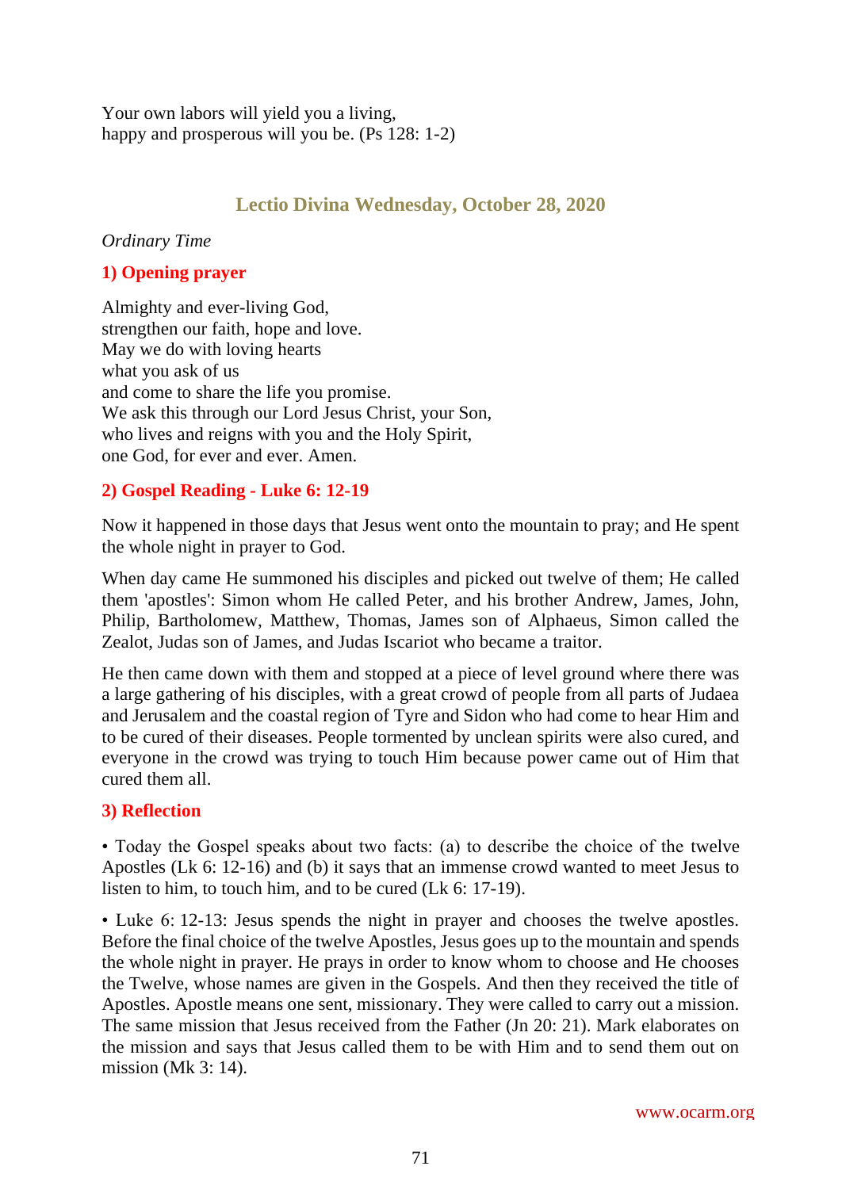Your own labors will yield you a living,
happy and prosperous will you be. (Ps 128: 1-2)

## Lectio Divina Wednesday, October 28, 2020

*Ordinary Time*

### 1) Opening prayer

Almighty and ever-living God,
strengthen our faith, hope and love.
May we do with loving hearts
what you ask of us
and come to share the life you promise.
We ask this through our Lord Jesus Christ, your Son,
who lives and reigns with you and the Holy Spirit,
one God, for ever and ever. Amen.

### 2) Gospel Reading - Luke 6: 12-19

Now it happened in those days that Jesus went onto the mountain to pray; and He spent the whole night in prayer to God.

When day came He summoned his disciples and picked out twelve of them; He called them 'apostles': Simon whom He called Peter, and his brother Andrew, James, John, Philip, Bartholomew, Matthew, Thomas, James son of Alphaeus, Simon called the Zealot, Judas son of James, and Judas Iscariot who became a traitor.

He then came down with them and stopped at a piece of level ground where there was a large gathering of his disciples, with a great crowd of people from all parts of Judaea and Jerusalem and the coastal region of Tyre and Sidon who had come to hear Him and to be cured of their diseases. People tormented by unclean spirits were also cured, and everyone in the crowd was trying to touch Him because power came out of Him that cured them all.

### 3) Reflection

• Today the Gospel speaks about two facts: (a) to describe the choice of the twelve Apostles (Lk 6: 12-16) and (b) it says that an immense crowd wanted to meet Jesus to listen to him, to touch him, and to be cured (Lk 6: 17-19).

• Luke 6: 12-13: Jesus spends the night in prayer and chooses the twelve apostles. Before the final choice of the twelve Apostles, Jesus goes up to the mountain and spends the whole night in prayer. He prays in order to know whom to choose and He chooses the Twelve, whose names are given in the Gospels. And then they received the title of Apostles. Apostle means one sent, missionary. They were called to carry out a mission. The same mission that Jesus received from the Father (Jn 20: 21). Mark elaborates on the mission and says that Jesus called them to be with Him and to send them out on mission (Mk 3: 14).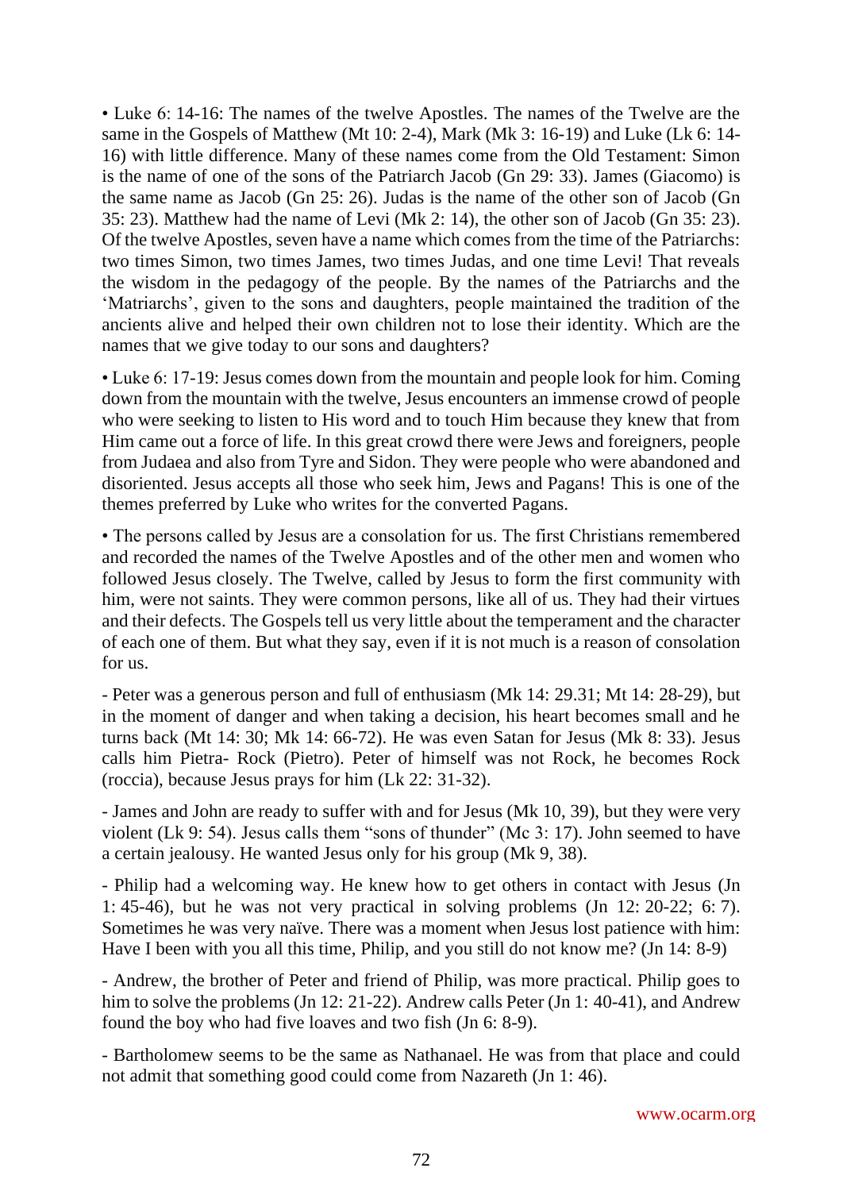• Luke 6: 14-16: The names of the twelve Apostles. The names of the Twelve are the same in the Gospels of Matthew (Mt 10: 2-4), Mark (Mk 3: 16-19) and Luke (Lk 6: 14-16) with little difference. Many of these names come from the Old Testament: Simon is the name of one of the sons of the Patriarch Jacob (Gn 29: 33). James (Giacomo) is the same name as Jacob (Gn 25: 26). Judas is the name of the other son of Jacob (Gn 35: 23). Matthew had the name of Levi (Mk 2: 14), the other son of Jacob (Gn 35: 23). Of the twelve Apostles, seven have a name which comes from the time of the Patriarchs: two times Simon, two times James, two times Judas, and one time Levi! That reveals the wisdom in the pedagogy of the people. By the names of the Patriarchs and the 'Matriarchs', given to the sons and daughters, people maintained the tradition of the ancients alive and helped their own children not to lose their identity. Which are the names that we give today to our sons and daughters?

• Luke 6: 17-19: Jesus comes down from the mountain and people look for him. Coming down from the mountain with the twelve, Jesus encounters an immense crowd of people who were seeking to listen to His word and to touch Him because they knew that from Him came out a force of life. In this great crowd there were Jews and foreigners, people from Judaea and also from Tyre and Sidon. They were people who were abandoned and disoriented. Jesus accepts all those who seek him, Jews and Pagans! This is one of the themes preferred by Luke who writes for the converted Pagans.

• The persons called by Jesus are a consolation for us. The first Christians remembered and recorded the names of the Twelve Apostles and of the other men and women who followed Jesus closely. The Twelve, called by Jesus to form the first community with him, were not saints. They were common persons, like all of us. They had their virtues and their defects. The Gospels tell us very little about the temperament and the character of each one of them. But what they say, even if it is not much is a reason of consolation for us.

- Peter was a generous person and full of enthusiasm (Mk 14: 29.31; Mt 14: 28-29), but in the moment of danger and when taking a decision, his heart becomes small and he turns back (Mt 14: 30; Mk 14: 66-72). He was even Satan for Jesus (Mk 8: 33). Jesus calls him Pietra- Rock (Pietro). Peter of himself was not Rock, he becomes Rock (roccia), because Jesus prays for him (Lk 22: 31-32).

- James and John are ready to suffer with and for Jesus (Mk 10, 39), but they were very violent (Lk 9: 54). Jesus calls them "sons of thunder" (Mc 3: 17). John seemed to have a certain jealousy. He wanted Jesus only for his group (Mk 9, 38).

- Philip had a welcoming way. He knew how to get others in contact with Jesus (Jn 1: 45-46), but he was not very practical in solving problems (Jn 12: 20-22; 6: 7). Sometimes he was very naïve. There was a moment when Jesus lost patience with him: Have I been with you all this time, Philip, and you still do not know me? (Jn 14: 8-9)

- Andrew, the brother of Peter and friend of Philip, was more practical. Philip goes to him to solve the problems (Jn 12: 21-22). Andrew calls Peter (Jn 1: 40-41), and Andrew found the boy who had five loaves and two fish (Jn 6: 8-9).

- Bartholomew seems to be the same as Nathanael. He was from that place and could not admit that something good could come from Nazareth (Jn 1: 46).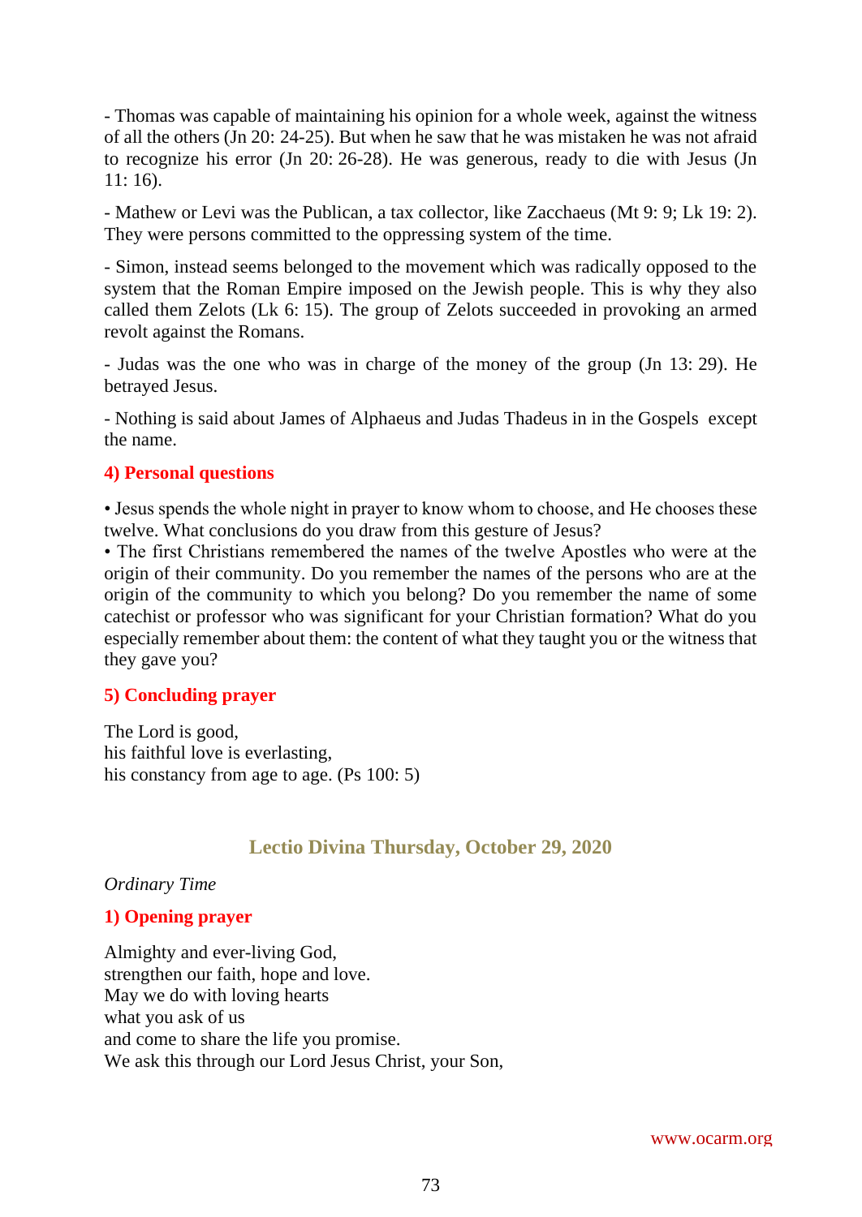- Thomas was capable of maintaining his opinion for a whole week, against the witness of all the others (Jn 20: 24-25). But when he saw that he was mistaken he was not afraid to recognize his error (Jn 20: 26-28). He was generous, ready to die with Jesus (Jn 11: 16).

- Mathew or Levi was the Publican, a tax collector, like Zacchaeus (Mt 9: 9; Lk 19: 2). They were persons committed to the oppressing system of the time.

- Simon, instead seems belonged to the movement which was radically opposed to the system that the Roman Empire imposed on the Jewish people. This is why they also called them Zelots (Lk 6: 15). The group of Zelots succeeded in provoking an armed revolt against the Romans.

- Judas was the one who was in charge of the money of the group (Jn 13: 29). He betrayed Jesus.

- Nothing is said about James of Alphaeus and Judas Thadeus in in the Gospels except the name.

### 4) Personal questions

• Jesus spends the whole night in prayer to know whom to choose, and He chooses these twelve. What conclusions do you draw from this gesture of Jesus?
• The first Christians remembered the names of the twelve Apostles who were at the origin of their community. Do you remember the names of the persons who are at the origin of the community to which you belong? Do you remember the name of some catechist or professor who was significant for your Christian formation? What do you especially remember about them: the content of what they taught you or the witness that they gave you?

### 5) Concluding prayer

The Lord is good,
his faithful love is everlasting,
his constancy from age to age. (Ps 100: 5)

## Lectio Divina Thursday, October 29, 2020

*Ordinary Time*

### 1) Opening prayer

Almighty and ever-living God,
strengthen our faith, hope and love.
May we do with loving hearts
what you ask of us
and come to share the life you promise.
We ask this through our Lord Jesus Christ, your Son,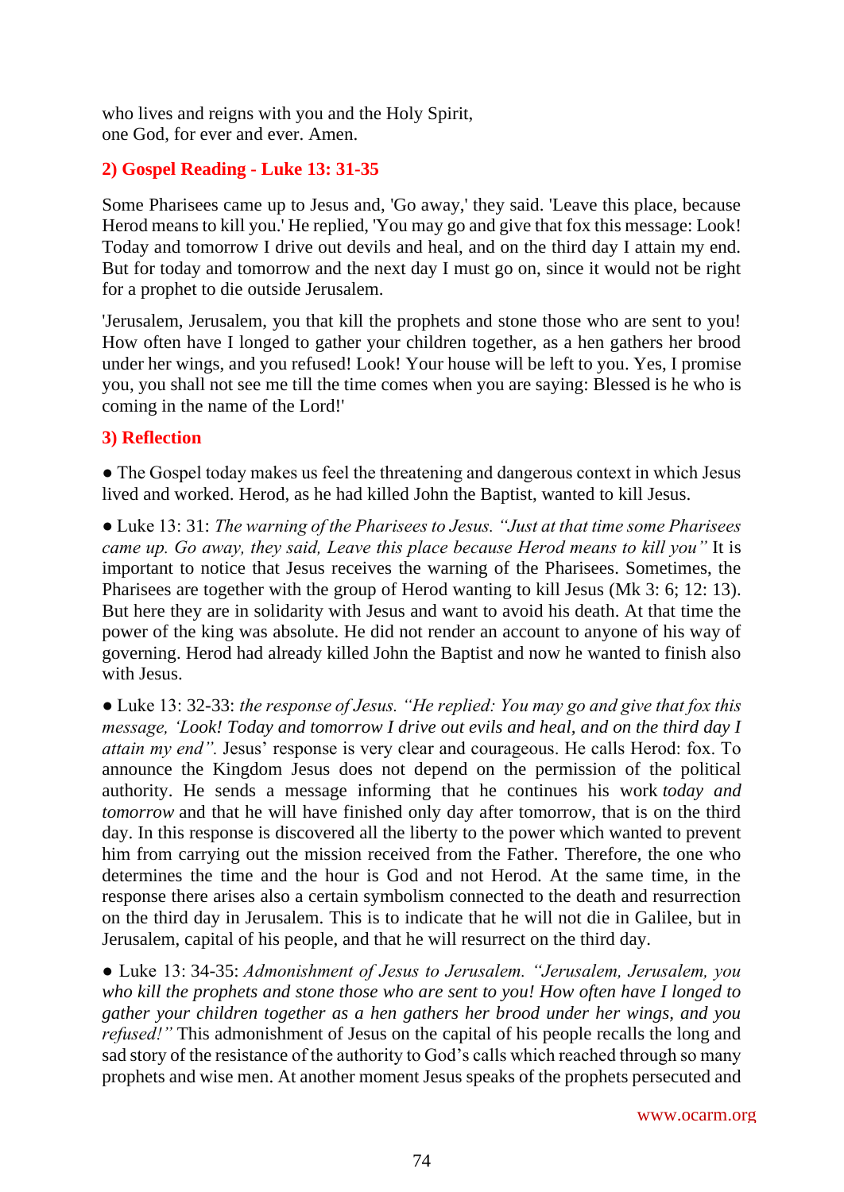who lives and reigns with you and the Holy Spirit,
one God, for ever and ever. Amen.

## 2) Gospel Reading - Luke 13: 31-35

Some Pharisees came up to Jesus and, 'Go away,' they said. 'Leave this place, because Herod means to kill you.' He replied, 'You may go and give that fox this message: Look! Today and tomorrow I drive out devils and heal, and on the third day I attain my end. But for today and tomorrow and the next day I must go on, since it would not be right for a prophet to die outside Jerusalem.

'Jerusalem, Jerusalem, you that kill the prophets and stone those who are sent to you! How often have I longed to gather your children together, as a hen gathers her brood under her wings, and you refused! Look! Your house will be left to you. Yes, I promise you, you shall not see me till the time comes when you are saying: Blessed is he who is coming in the name of the Lord!'

## 3) Reflection

● The Gospel today makes us feel the threatening and dangerous context in which Jesus lived and worked. Herod, as he had killed John the Baptist, wanted to kill Jesus.

● Luke 13: 31: *The warning of the Pharisees to Jesus. "Just at that time some Pharisees came up. Go away, they said, Leave this place because Herod means to kill you"* It is important to notice that Jesus receives the warning of the Pharisees. Sometimes, the Pharisees are together with the group of Herod wanting to kill Jesus (Mk 3: 6; 12: 13). But here they are in solidarity with Jesus and want to avoid his death. At that time the power of the king was absolute. He did not render an account to anyone of his way of governing. Herod had already killed John the Baptist and now he wanted to finish also with Jesus.

● Luke 13: 32-33: *the response of Jesus. "He replied: You may go and give that fox this message, 'Look! Today and tomorrow I drive out evils and heal, and on the third day I attain my end".* Jesus' response is very clear and courageous. He calls Herod: fox. To announce the Kingdom Jesus does not depend on the permission of the political authority. He sends a message informing that he continues his work *today and tomorrow* and that he will have finished only day after tomorrow, that is on the third day. In this response is discovered all the liberty to the power which wanted to prevent him from carrying out the mission received from the Father. Therefore, the one who determines the time and the hour is God and not Herod. At the same time, in the response there arises also a certain symbolism connected to the death and resurrection on the third day in Jerusalem. This is to indicate that he will not die in Galilee, but in Jerusalem, capital of his people, and that he will resurrect on the third day.

● Luke 13: 34-35: *Admonishment of Jesus to Jerusalem. "Jerusalem, Jerusalem, you who kill the prophets and stone those who are sent to you! How often have I longed to gather your children together as a hen gathers her brood under her wings, and you refused!"* This admonishment of Jesus on the capital of his people recalls the long and sad story of the resistance of the authority to God's calls which reached through so many prophets and wise men. At another moment Jesus speaks of the prophets persecuted and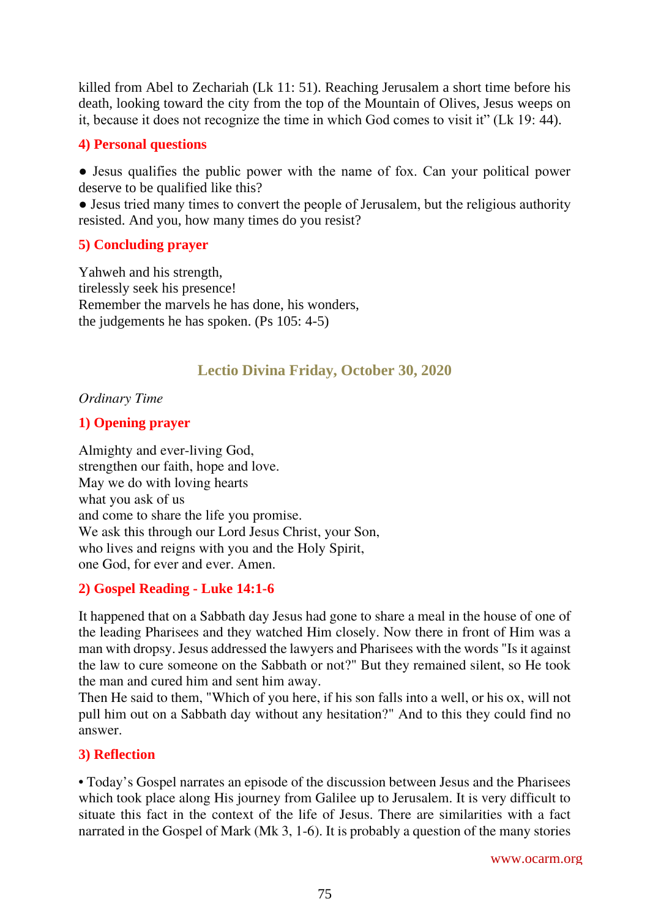killed from Abel to Zechariah (Lk 11: 51). Reaching Jerusalem a short time before his death, looking toward the city from the top of the Mountain of Olives, Jesus weeps on it, because it does not recognize the time in which God comes to visit it" (Lk 19: 44).

### 4) Personal questions

● Jesus qualifies the public power with the name of fox. Can your political power deserve to be qualified like this?
● Jesus tried many times to convert the people of Jerusalem, but the religious authority resisted. And you, how many times do you resist?

### 5) Concluding prayer

Yahweh and his strength,
tirelessly seek his presence!
Remember the marvels he has done, his wonders,
the judgements he has spoken. (Ps 105: 4-5)

## Lectio Divina Friday, October 30, 2020

*Ordinary Time*

### 1) Opening prayer

Almighty and ever-living God,
strengthen our faith, hope and love.
May we do with loving hearts
what you ask of us
and come to share the life you promise.
We ask this through our Lord Jesus Christ, your Son,
who lives and reigns with you and the Holy Spirit,
one God, for ever and ever. Amen.

### 2) Gospel Reading - Luke 14:1-6

It happened that on a Sabbath day Jesus had gone to share a meal in the house of one of the leading Pharisees and they watched Him closely. Now there in front of Him was a man with dropsy. Jesus addressed the lawyers and Pharisees with the words "Is it against the law to cure someone on the Sabbath or not?" But they remained silent, so He took the man and cured him and sent him away.
Then He said to them, "Which of you here, if his son falls into a well, or his ox, will not pull him out on a Sabbath day without any hesitation?" And to this they could find no answer.

### 3) Reflection

• Today's Gospel narrates an episode of the discussion between Jesus and the Pharisees which took place along His journey from Galilee up to Jerusalem. It is very difficult to situate this fact in the context of the life of Jesus. There are similarities with a fact narrated in the Gospel of Mark (Mk 3, 1-6). It is probably a question of the many stories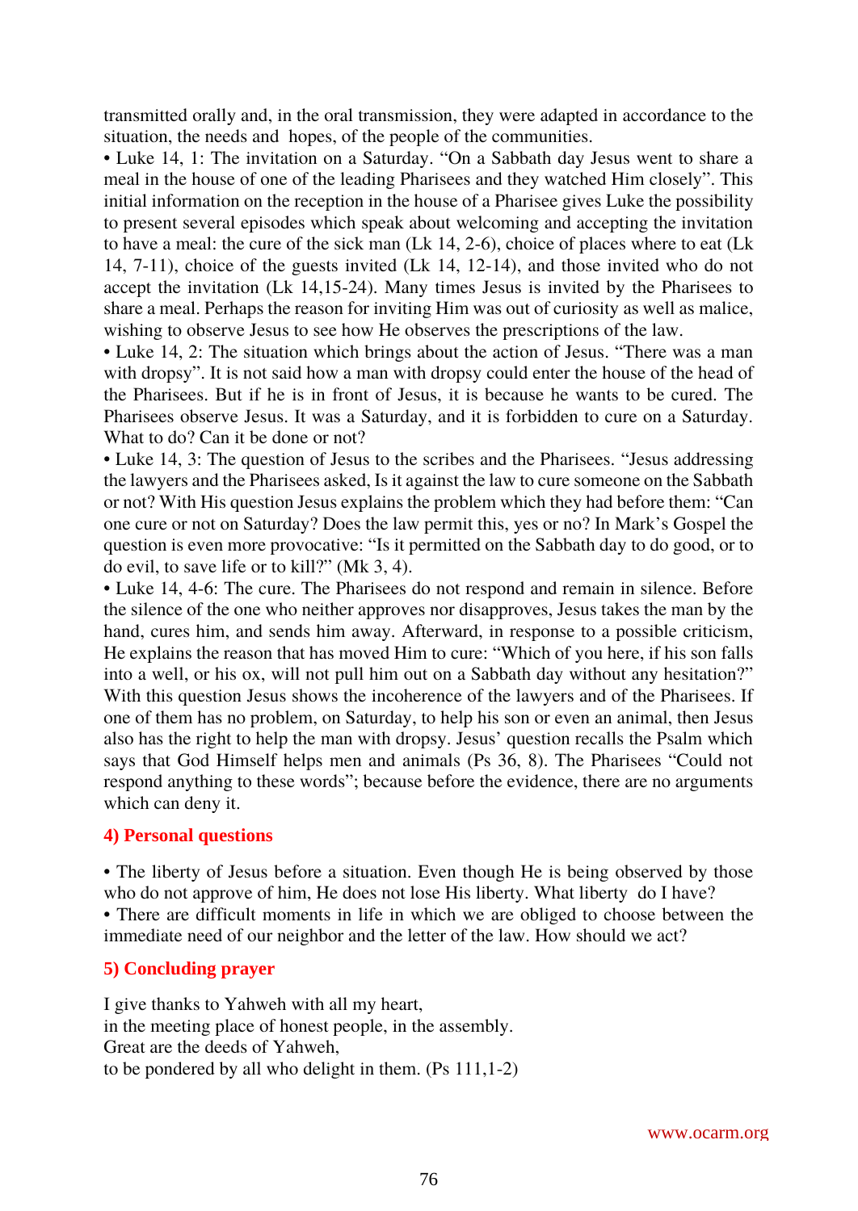transmitted orally and, in the oral transmission, they were adapted in accordance to the situation, the needs and hopes, of the people of the communities.

• Luke 14, 1: The invitation on a Saturday. "On a Sabbath day Jesus went to share a meal in the house of one of the leading Pharisees and they watched Him closely". This initial information on the reception in the house of a Pharisee gives Luke the possibility to present several episodes which speak about welcoming and accepting the invitation to have a meal: the cure of the sick man (Lk 14, 2-6), choice of places where to eat (Lk 14, 7-11), choice of the guests invited (Lk 14, 12-14), and those invited who do not accept the invitation (Lk 14,15-24). Many times Jesus is invited by the Pharisees to share a meal. Perhaps the reason for inviting Him was out of curiosity as well as malice, wishing to observe Jesus to see how He observes the prescriptions of the law.

• Luke 14, 2: The situation which brings about the action of Jesus. "There was a man with dropsy". It is not said how a man with dropsy could enter the house of the head of the Pharisees. But if he is in front of Jesus, it is because he wants to be cured. The Pharisees observe Jesus. It was a Saturday, and it is forbidden to cure on a Saturday. What to do? Can it be done or not?

• Luke 14, 3: The question of Jesus to the scribes and the Pharisees. "Jesus addressing the lawyers and the Pharisees asked, Is it against the law to cure someone on the Sabbath or not? With His question Jesus explains the problem which they had before them: "Can one cure or not on Saturday? Does the law permit this, yes or no? In Mark's Gospel the question is even more provocative: "Is it permitted on the Sabbath day to do good, or to do evil, to save life or to kill?" (Mk 3, 4).

• Luke 14, 4-6: The cure. The Pharisees do not respond and remain in silence. Before the silence of the one who neither approves nor disapproves, Jesus takes the man by the hand, cures him, and sends him away. Afterward, in response to a possible criticism, He explains the reason that has moved Him to cure: "Which of you here, if his son falls into a well, or his ox, will not pull him out on a Sabbath day without any hesitation?" With this question Jesus shows the incoherence of the lawyers and of the Pharisees. If one of them has no problem, on Saturday, to help his son or even an animal, then Jesus also has the right to help the man with dropsy. Jesus' question recalls the Psalm which says that God Himself helps men and animals (Ps 36, 8). The Pharisees "Could not respond anything to these words"; because before the evidence, there are no arguments which can deny it.

## 4) Personal questions

• The liberty of Jesus before a situation. Even though He is being observed by those who do not approve of him, He does not lose His liberty. What liberty do I have?

• There are difficult moments in life in which we are obliged to choose between the immediate need of our neighbor and the letter of the law. How should we act?

## 5) Concluding prayer

I give thanks to Yahweh with all my heart,
in the meeting place of honest people, in the assembly.
Great are the deeds of Yahweh,
to be pondered by all who delight in them. (Ps 111,1-2)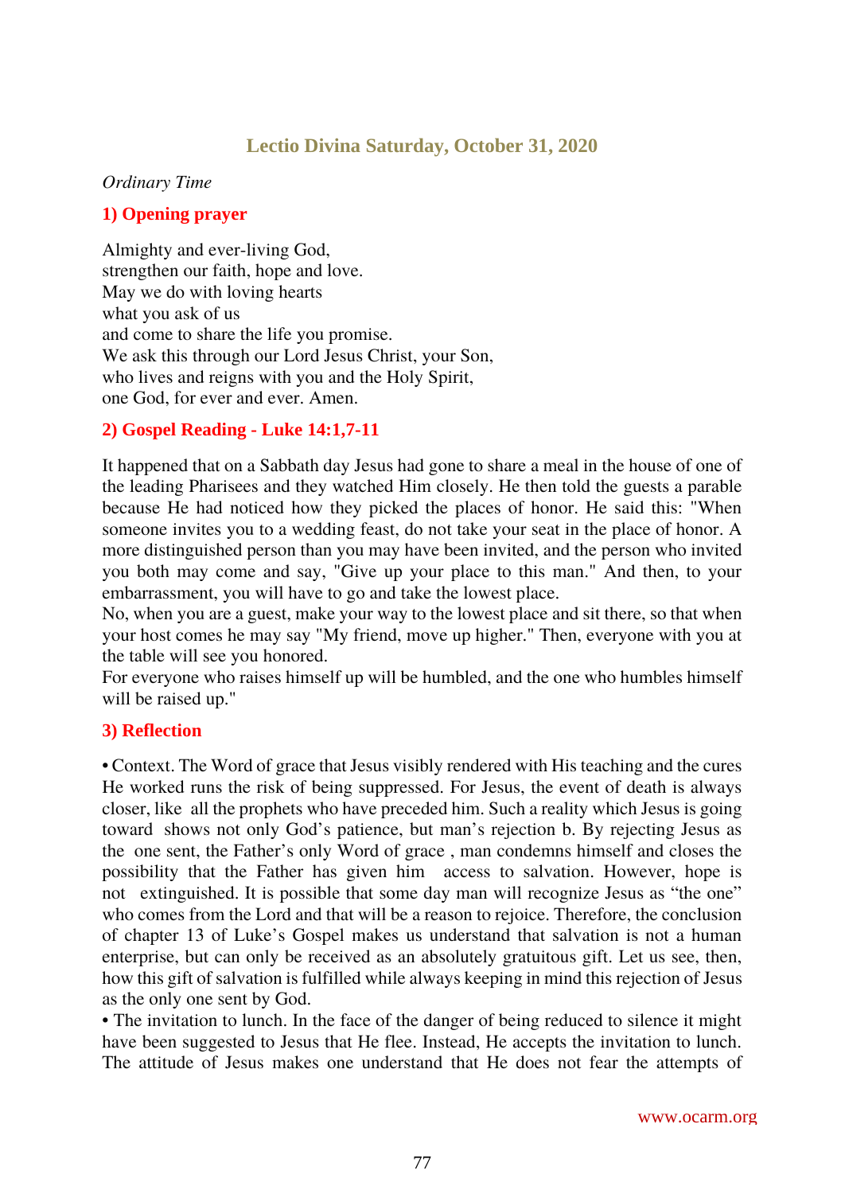## Lectio Divina Saturday, October 31, 2020

*Ordinary Time*

### 1) Opening prayer

Almighty and ever-living God,
strengthen our faith, hope and love.
May we do with loving hearts
what you ask of us
and come to share the life you promise.
We ask this through our Lord Jesus Christ, your Son,
who lives and reigns with you and the Holy Spirit,
one God, for ever and ever. Amen.

### 2) Gospel Reading - Luke 14:1,7-11

It happened that on a Sabbath day Jesus had gone to share a meal in the house of one of the leading Pharisees and they watched Him closely. He then told the guests a parable because He had noticed how they picked the places of honor. He said this: "When someone invites you to a wedding feast, do not take your seat in the place of honor. A more distinguished person than you may have been invited, and the person who invited you both may come and say, "Give up your place to this man." And then, to your embarrassment, you will have to go and take the lowest place.
No, when you are a guest, make your way to the lowest place and sit there, so that when your host comes he may say "My friend, move up higher." Then, everyone with you at the table will see you honored.
For everyone who raises himself up will be humbled, and the one who humbles himself will be raised up."

### 3) Reflection

• Context. The Word of grace that Jesus visibly rendered with His teaching and the cures He worked runs the risk of being suppressed. For Jesus, the event of death is always closer, like all the prophets who have preceded him. Such a reality which Jesus is going toward shows not only God's patience, but man's rejection b. By rejecting Jesus as the one sent, the Father's only Word of grace , man condemns himself and closes the possibility that the Father has given him access to salvation. However, hope is not extinguished. It is possible that some day man will recognize Jesus as "the one" who comes from the Lord and that will be a reason to rejoice. Therefore, the conclusion of chapter 13 of Luke's Gospel makes us understand that salvation is not a human enterprise, but can only be received as an absolutely gratuitous gift. Let us see, then, how this gift of salvation is fulfilled while always keeping in mind this rejection of Jesus as the only one sent by God.
• The invitation to lunch. In the face of the danger of being reduced to silence it might have been suggested to Jesus that He flee. Instead, He accepts the invitation to lunch. The attitude of Jesus makes one understand that He does not fear the attempts of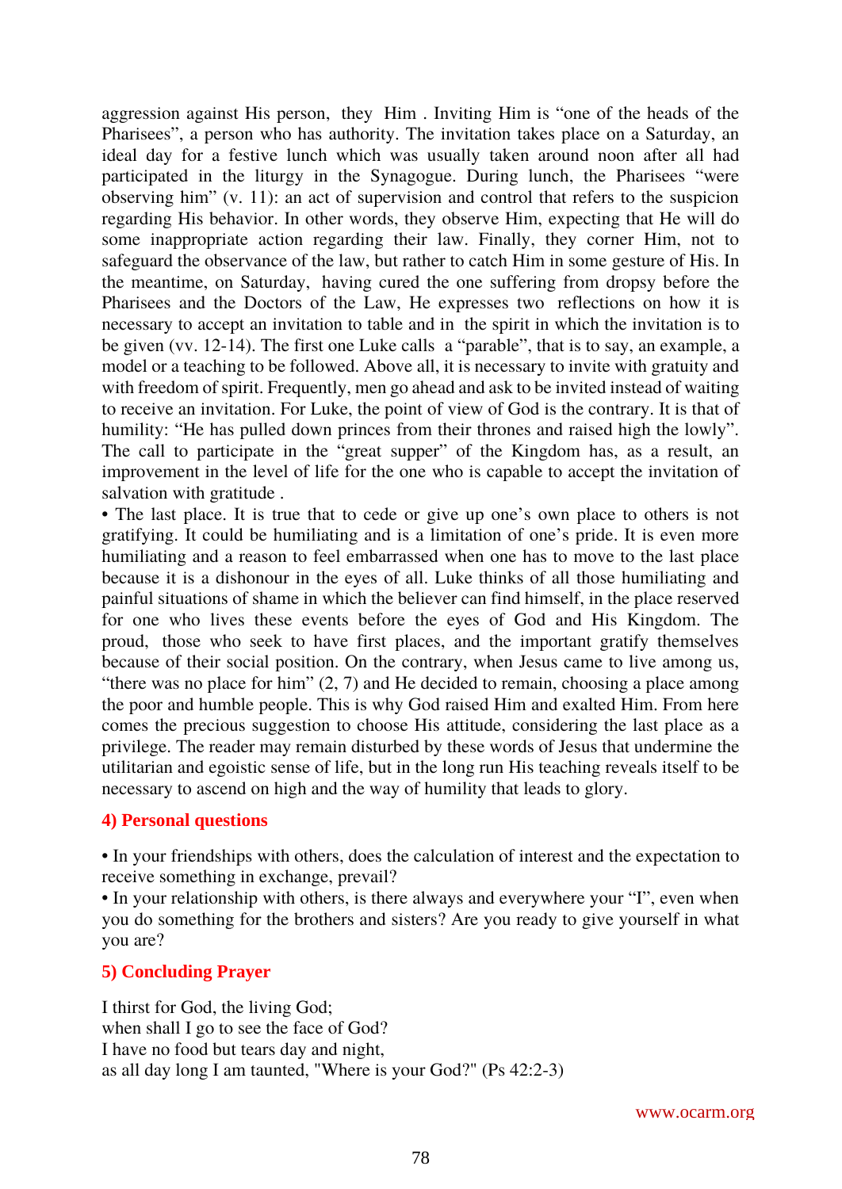aggression against His person, they Him . Inviting Him is "one of the heads of the Pharisees", a person who has authority. The invitation takes place on a Saturday, an ideal day for a festive lunch which was usually taken around noon after all had participated in the liturgy in the Synagogue. During lunch, the Pharisees "were observing him" (v. 11): an act of supervision and control that refers to the suspicion regarding His behavior. In other words, they observe Him, expecting that He will do some inappropriate action regarding their law. Finally, they corner Him, not to safeguard the observance of the law, but rather to catch Him in some gesture of His. In the meantime, on Saturday, having cured the one suffering from dropsy before the Pharisees and the Doctors of the Law, He expresses two reflections on how it is necessary to accept an invitation to table and in the spirit in which the invitation is to be given (vv. 12-14). The first one Luke calls a "parable", that is to say, an example, a model or a teaching to be followed. Above all, it is necessary to invite with gratuity and with freedom of spirit. Frequently, men go ahead and ask to be invited instead of waiting to receive an invitation. For Luke, the point of view of God is the contrary. It is that of humility: "He has pulled down princes from their thrones and raised high the lowly". The call to participate in the "great supper" of the Kingdom has, as a result, an improvement in the level of life for the one who is capable to accept the invitation of salvation with gratitude .

• The last place. It is true that to cede or give up one's own place to others is not gratifying. It could be humiliating and is a limitation of one's pride. It is even more humiliating and a reason to feel embarrassed when one has to move to the last place because it is a dishonour in the eyes of all. Luke thinks of all those humiliating and painful situations of shame in which the believer can find himself, in the place reserved for one who lives these events before the eyes of God and His Kingdom. The proud, those who seek to have first places, and the important gratify themselves because of their social position. On the contrary, when Jesus came to live among us, "there was no place for him" (2, 7) and He decided to remain, choosing a place among the poor and humble people. This is why God raised Him and exalted Him. From here comes the precious suggestion to choose His attitude, considering the last place as a privilege. The reader may remain disturbed by these words of Jesus that undermine the utilitarian and egoistic sense of life, but in the long run His teaching reveals itself to be necessary to ascend on high and the way of humility that leads to glory.

## 4) Personal questions

• In your friendships with others, does the calculation of interest and the expectation to receive something in exchange, prevail?

• In your relationship with others, is there always and everywhere your "I", even when you do something for the brothers and sisters? Are you ready to give yourself in what you are?

## 5) Concluding Prayer

I thirst for God, the living God;
when shall I go to see the face of God?
I have no food but tears day and night,
as all day long I am taunted, "Where is your God?" (Ps 42:2-3)

www.ocarm.org